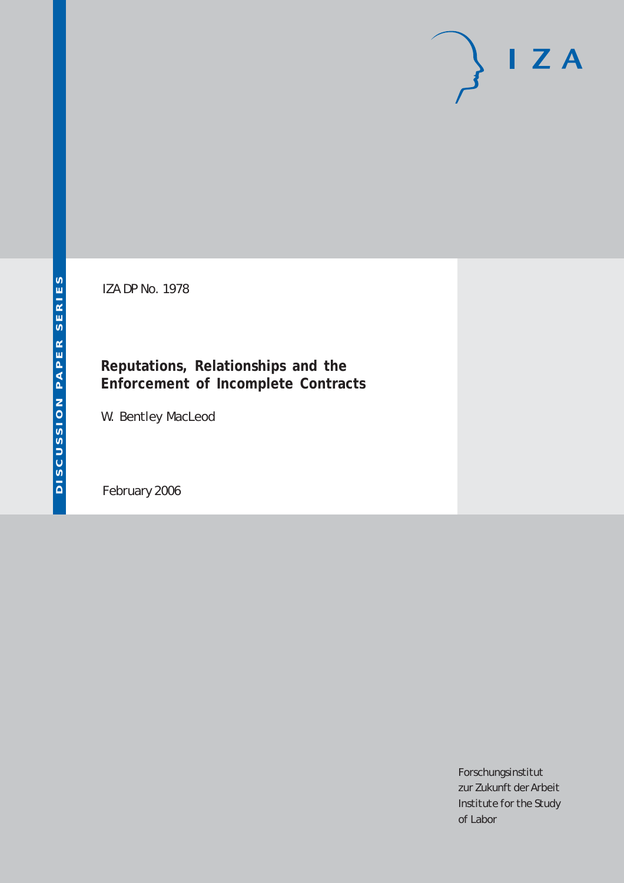IZA DP No. 1978

# Reputations, Relationships and the Enforcement of Incomplete Contracts

W. Bentley MacLeod

February 2006

Forschungsinstitut
zur Zukunft der Arbeit
Institute for the Study
of Labor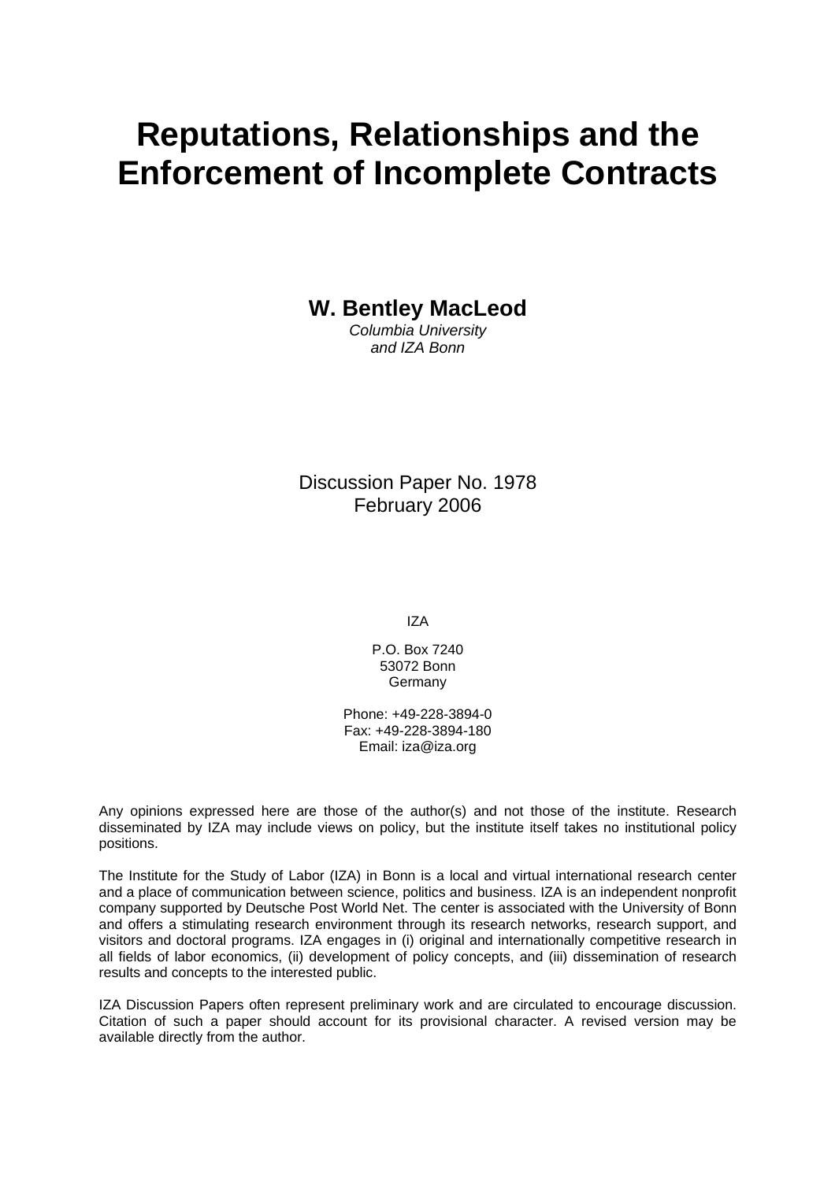# Reputations, Relationships and the Enforcement of Incomplete Contracts

**W. Bentley MacLeod**
*Columbia University*
*and IZA Bonn*

Discussion Paper No. 1978
February 2006

IZA

P.O. Box 7240
53072 Bonn
Germany

Phone: +49-228-3894-0
Fax: +49-228-3894-180
Email: iza@iza.org

Any opinions expressed here are those of the author(s) and not those of the institute. Research disseminated by IZA may include views on policy, but the institute itself takes no institutional policy positions.

The Institute for the Study of Labor (IZA) in Bonn is a local and virtual international research center and a place of communication between science, politics and business. IZA is an independent nonprofit company supported by Deutsche Post World Net. The center is associated with the University of Bonn and offers a stimulating research environment through its research networks, research support, and visitors and doctoral programs. IZA engages in (i) original and internationally competitive research in all fields of labor economics, (ii) development of policy concepts, and (iii) dissemination of research results and concepts to the interested public.

IZA Discussion Papers often represent preliminary work and are circulated to encourage discussion. Citation of such a paper should account for its provisional character. A revised version may be available directly from the author.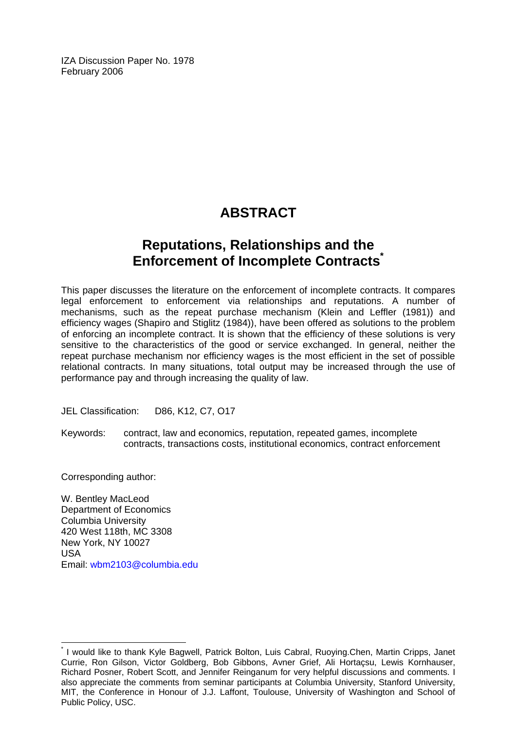IZA Discussion Paper No. 1978
February 2006

# ABSTRACT

## Reputations, Relationships and the Enforcement of Incomplete Contracts*

This paper discusses the literature on the enforcement of incomplete contracts. It compares legal enforcement to enforcement via relationships and reputations. A number of mechanisms, such as the repeat purchase mechanism (Klein and Leffler (1981)) and efficiency wages (Shapiro and Stiglitz (1984)), have been offered as solutions to the problem of enforcing an incomplete contract. It is shown that the efficiency of these solutions is very sensitive to the characteristics of the good or service exchanged. In general, neither the repeat purchase mechanism nor efficiency wages is the most efficient in the set of possible relational contracts. In many situations, total output may be increased through the use of performance pay and through increasing the quality of law.

JEL Classification: D86, K12, C7, O17

Keywords: contract, law and economics, reputation, repeated games, incomplete contracts, transactions costs, institutional economics, contract enforcement

Corresponding author:

W. Bentley MacLeod
Department of Economics
Columbia University
420 West 118th, MC 3308
New York, NY 10027
USA
Email: wbm2103@columbia.edu

---

* I would like to thank Kyle Bagwell, Patrick Bolton, Luis Cabral, Ruoying.Chen, Martin Cripps, Janet Currie, Ron Gilson, Victor Goldberg, Bob Gibbons, Avner Grief, Ali Hortaçsu, Lewis Kornhauser, Richard Posner, Robert Scott, and Jennifer Reinganum for very helpful discussions and comments. I also appreciate the comments from seminar participants at Columbia University, Stanford University, MIT, the Conference in Honour of J.J. Laffont, Toulouse, University of Washington and School of Public Policy, USC.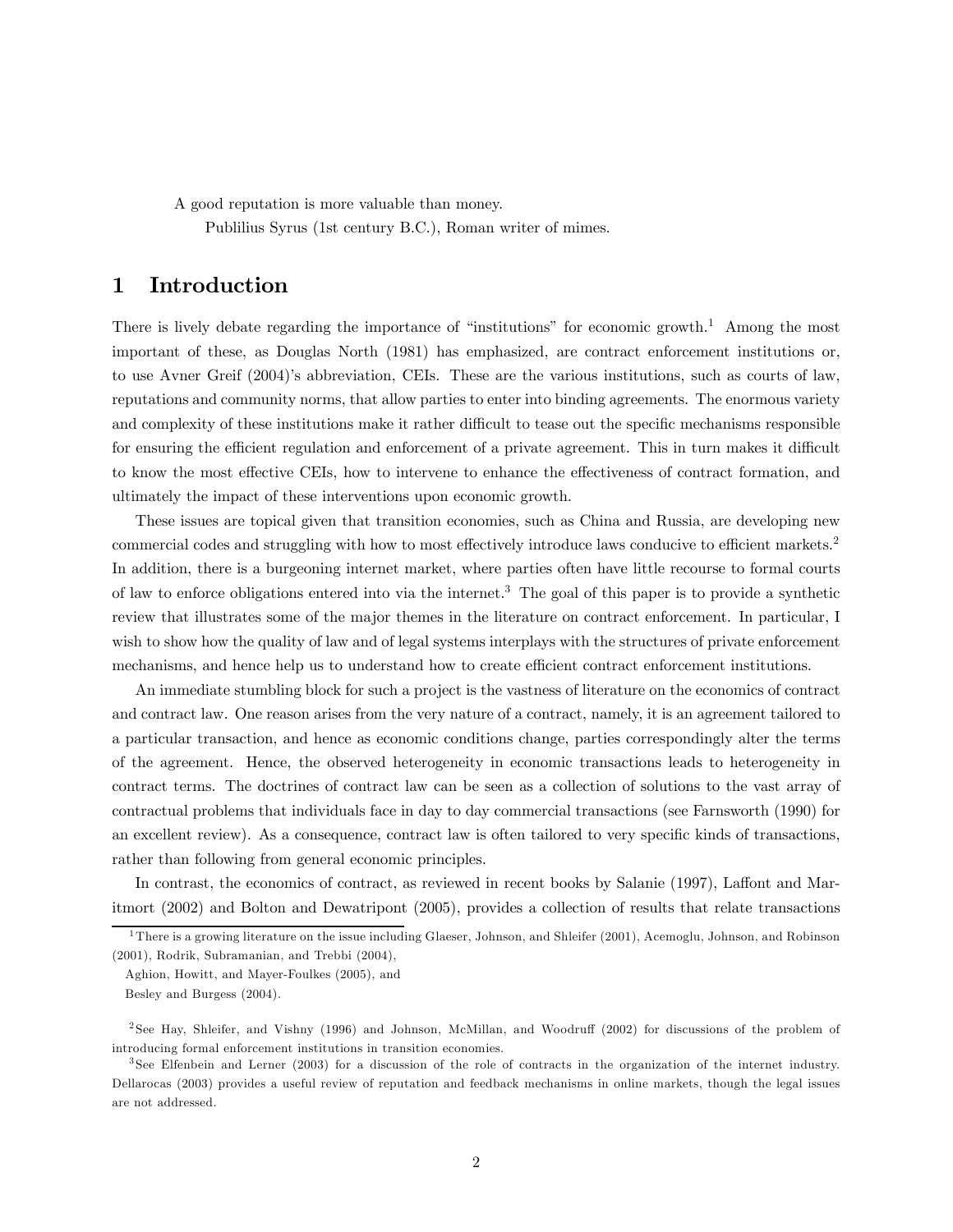A good reputation is more valuable than money.

Publilius Syrus (1st century B.C.), Roman writer of mimes.

# 1 Introduction

There is lively debate regarding the importance of "institutions" for economic growth.[1] Among the most important of these, as Douglas North (1981) has emphasized, are contract enforcement institutions or, to use Avner Greif (2004)'s abbreviation, CEIs. These are the various institutions, such as courts of law, reputations and community norms, that allow parties to enter into binding agreements. The enormous variety and complexity of these institutions make it rather difficult to tease out the specific mechanisms responsible for ensuring the efficient regulation and enforcement of a private agreement. This in turn makes it difficult to know the most effective CEIs, how to intervene to enhance the effectiveness of contract formation, and ultimately the impact of these interventions upon economic growth.

These issues are topical given that transition economies, such as China and Russia, are developing new commercial codes and struggling with how to most effectively introduce laws conducive to efficient markets.[2] In addition, there is a burgeoning internet market, where parties often have little recourse to formal courts of law to enforce obligations entered into via the internet.[3] The goal of this paper is to provide a synthetic review that illustrates some of the major themes in the literature on contract enforcement. In particular, I wish to show how the quality of law and of legal systems interplays with the structures of private enforcement mechanisms, and hence help us to understand how to create efficient contract enforcement institutions.

An immediate stumbling block for such a project is the vastness of literature on the economics of contract and contract law. One reason arises from the very nature of a contract, namely, it is an agreement tailored to a particular transaction, and hence as economic conditions change, parties correspondingly alter the terms of the agreement. Hence, the observed heterogeneity in economic transactions leads to heterogeneity in contract terms. The doctrines of contract law can be seen as a collection of solutions to the vast array of contractual problems that individuals face in day to day commercial transactions (see Farnsworth (1990) for an excellent review). As a consequence, contract law is often tailored to very specific kinds of transactions, rather than following from general economic principles.

In contrast, the economics of contract, as reviewed in recent books by Salanie (1997), Laffont and Maritmort (2002) and Bolton and Dewatripont (2005), provides a collection of results that relate transactions

[1] There is a growing literature on the issue including Glaeser, Johnson, and Shleifer (2001), Acemoglu, Johnson, and Robinson (2001), Rodrik, Subramanian, and Trebbi (2004), Aghion, Howitt, and Mayer-Foulkes (2005), and Besley and Burgess (2004).

[2] See Hay, Shleifer, and Vishny (1996) and Johnson, McMillan, and Woodruff (2002) for discussions of the problem of introducing formal enforcement institutions in transition economies.

[3] See Elfenbein and Lerner (2003) for a discussion of the role of contracts in the organization of the internet industry. Dellarocas (2003) provides a useful review of reputation and feedback mechanisms in online markets, though the legal issues are not addressed.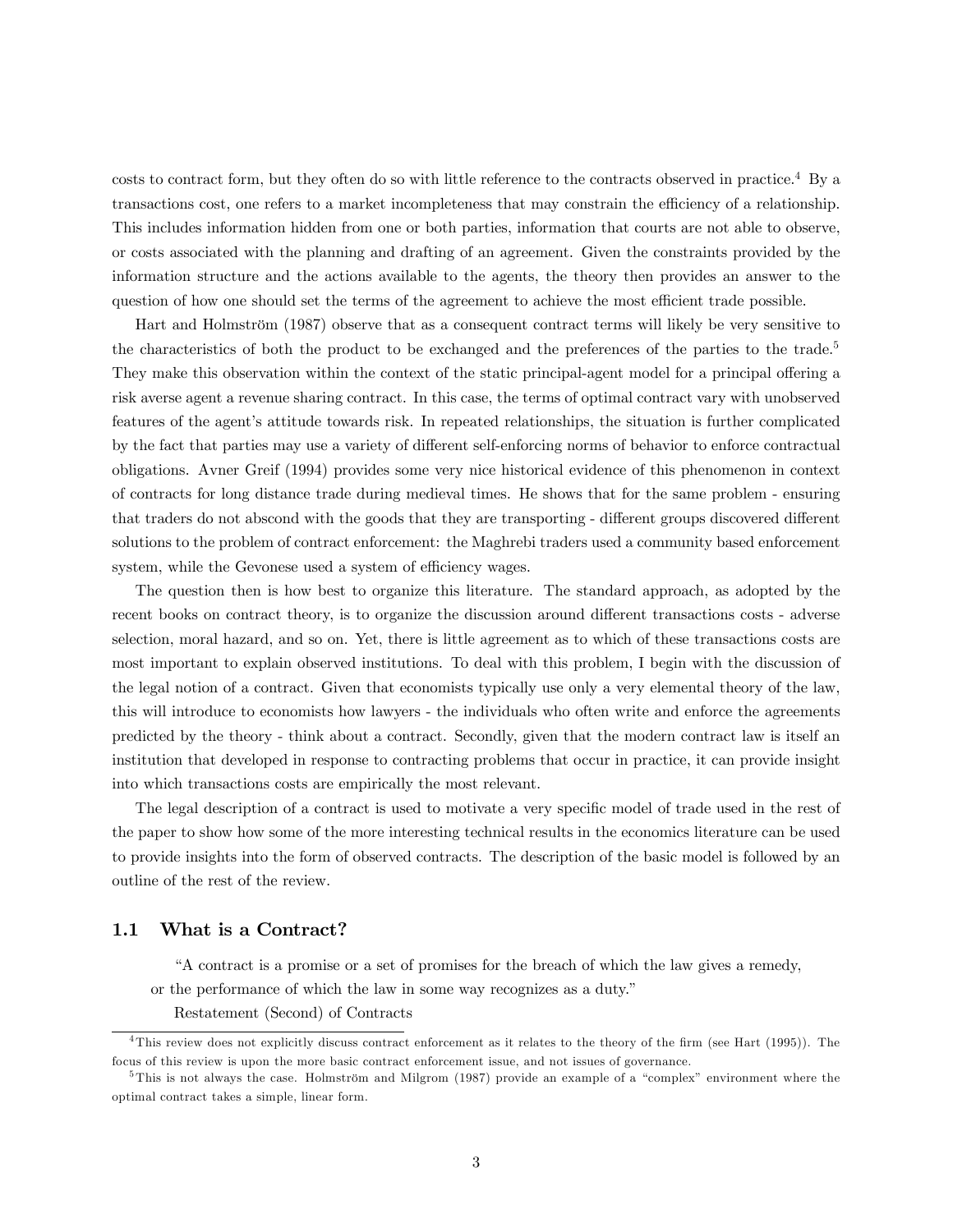costs to contract form, but they often do so with little reference to the contracts observed in practice.[4] By a transactions cost, one refers to a market incompleteness that may constrain the efficiency of a relationship. This includes information hidden from one or both parties, information that courts are not able to observe, or costs associated with the planning and drafting of an agreement. Given the constraints provided by the information structure and the actions available to the agents, the theory then provides an answer to the question of how one should set the terms of the agreement to achieve the most efficient trade possible.

Hart and Holmström (1987) observe that as a consequent contract terms will likely be very sensitive to the characteristics of both the product to be exchanged and the preferences of the parties to the trade.[5] They make this observation within the context of the static principal-agent model for a principal offering a risk averse agent a revenue sharing contract. In this case, the terms of optimal contract vary with unobserved features of the agent's attitude towards risk. In repeated relationships, the situation is further complicated by the fact that parties may use a variety of different self-enforcing norms of behavior to enforce contractual obligations. Avner Greif (1994) provides some very nice historical evidence of this phenomenon in context of contracts for long distance trade during medieval times. He shows that for the same problem - ensuring that traders do not abscond with the goods that they are transporting - different groups discovered different solutions to the problem of contract enforcement: the Maghrebi traders used a community based enforcement system, while the Gevonese used a system of efficiency wages.

The question then is how best to organize this literature. The standard approach, as adopted by the recent books on contract theory, is to organize the discussion around different transactions costs - adverse selection, moral hazard, and so on. Yet, there is little agreement as to which of these transactions costs are most important to explain observed institutions. To deal with this problem, I begin with the discussion of the legal notion of a contract. Given that economists typically use only a very elemental theory of the law, this will introduce to economists how lawyers - the individuals who often write and enforce the agreements predicted by the theory - think about a contract. Secondly, given that the modern contract law is itself an institution that developed in response to contracting problems that occur in practice, it can provide insight into which transactions costs are empirically the most relevant.

The legal description of a contract is used to motivate a very specific model of trade used in the rest of the paper to show how some of the more interesting technical results in the economics literature can be used to provide insights into the form of observed contracts. The description of the basic model is followed by an outline of the rest of the review.

## 1.1 What is a Contract?

> "A contract is a promise or a set of promises for the breach of which the law gives a remedy, or the performance of which the law in some way recognizes as a duty."
>
> Restatement (Second) of Contracts

---

[4] This review does not explicitly discuss contract enforcement as it relates to the theory of the firm (see Hart (1995)). The focus of this review is upon the more basic contract enforcement issue, and not issues of governance.

[5] This is not always the case. Holmström and Milgrom (1987) provide an example of a "complex" environment where the optimal contract takes a simple, linear form.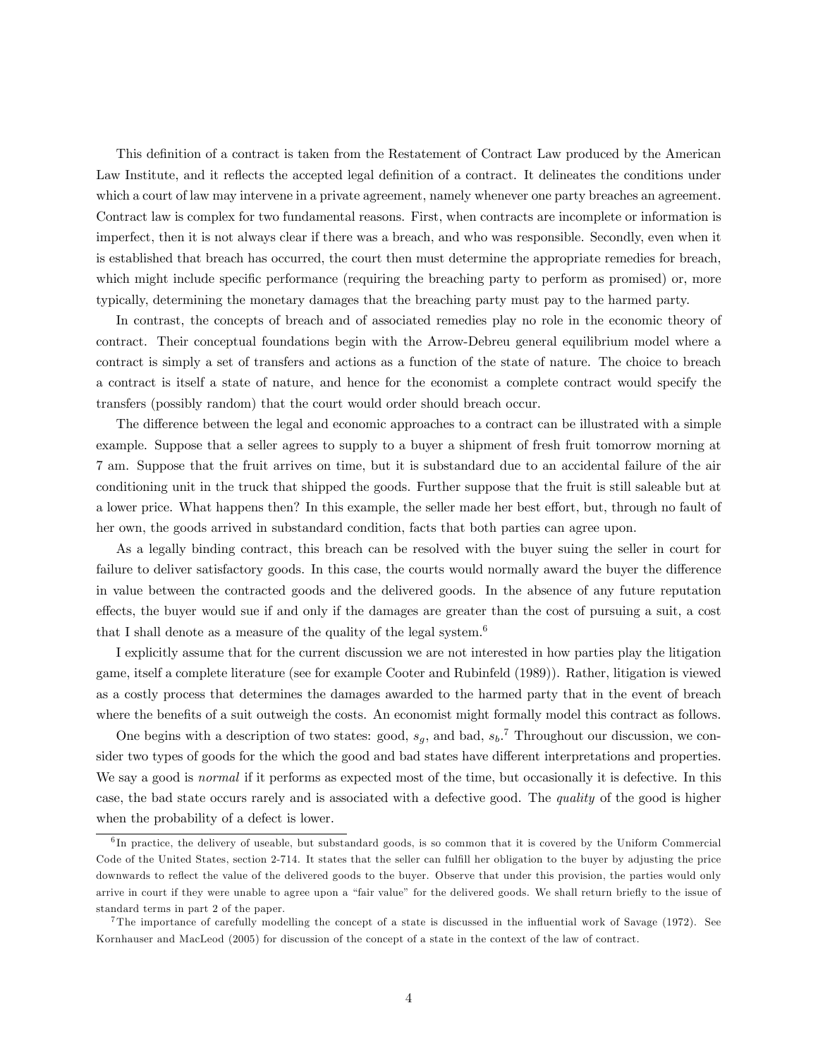This definition of a contract is taken from the Restatement of Contract Law produced by the American Law Institute, and it reflects the accepted legal definition of a contract. It delineates the conditions under which a court of law may intervene in a private agreement, namely whenever one party breaches an agreement. Contract law is complex for two fundamental reasons. First, when contracts are incomplete or information is imperfect, then it is not always clear if there was a breach, and who was responsible. Secondly, even when it is established that breach has occurred, the court then must determine the appropriate remedies for breach, which might include specific performance (requiring the breaching party to perform as promised) or, more typically, determining the monetary damages that the breaching party must pay to the harmed party.

In contrast, the concepts of breach and of associated remedies play no role in the economic theory of contract. Their conceptual foundations begin with the Arrow-Debreu general equilibrium model where a contract is simply a set of transfers and actions as a function of the state of nature. The choice to breach a contract is itself a state of nature, and hence for the economist a complete contract would specify the transfers (possibly random) that the court would order should breach occur.

The difference between the legal and economic approaches to a contract can be illustrated with a simple example. Suppose that a seller agrees to supply to a buyer a shipment of fresh fruit tomorrow morning at 7 am. Suppose that the fruit arrives on time, but it is substandard due to an accidental failure of the air conditioning unit in the truck that shipped the goods. Further suppose that the fruit is still saleable but at a lower price. What happens then? In this example, the seller made her best effort, but, through no fault of her own, the goods arrived in substandard condition, facts that both parties can agree upon.

As a legally binding contract, this breach can be resolved with the buyer suing the seller in court for failure to deliver satisfactory goods. In this case, the courts would normally award the buyer the difference in value between the contracted goods and the delivered goods. In the absence of any future reputation effects, the buyer would sue if and only if the damages are greater than the cost of pursuing a suit, a cost that I shall denote as a measure of the quality of the legal system.[6]

I explicitly assume that for the current discussion we are not interested in how parties play the litigation game, itself a complete literature (see for example Cooter and Rubinfeld (1989)). Rather, litigation is viewed as a costly process that determines the damages awarded to the harmed party that in the event of breach where the benefits of a suit outweigh the costs. An economist might formally model this contract as follows.

One begins with a description of two states: good, $s_g$, and bad, $s_b$.[7] Throughout our discussion, we consider two types of goods for the which the good and bad states have different interpretations and properties. We say a good is *normal* if it performs as expected most of the time, but occasionally it is defective. In this case, the bad state occurs rarely and is associated with a defective good. The *quality* of the good is higher when the probability of a defect is lower.

---

[6] In practice, the delivery of useable, but substandard goods, is so common that it is covered by the Uniform Commercial Code of the United States, section 2-714. It states that the seller can fulfill her obligation to the buyer by adjusting the price downwards to reflect the value of the delivered goods to the buyer. Observe that under this provision, the parties would only arrive in court if they were unable to agree upon a "fair value" for the delivered goods. We shall return briefly to the issue of standard terms in part 2 of the paper.

[7] The importance of carefully modelling the concept of a state is discussed in the influential work of Savage (1972). See Kornhauser and MacLeod (2005) for discussion of the concept of a state in the context of the law of contract.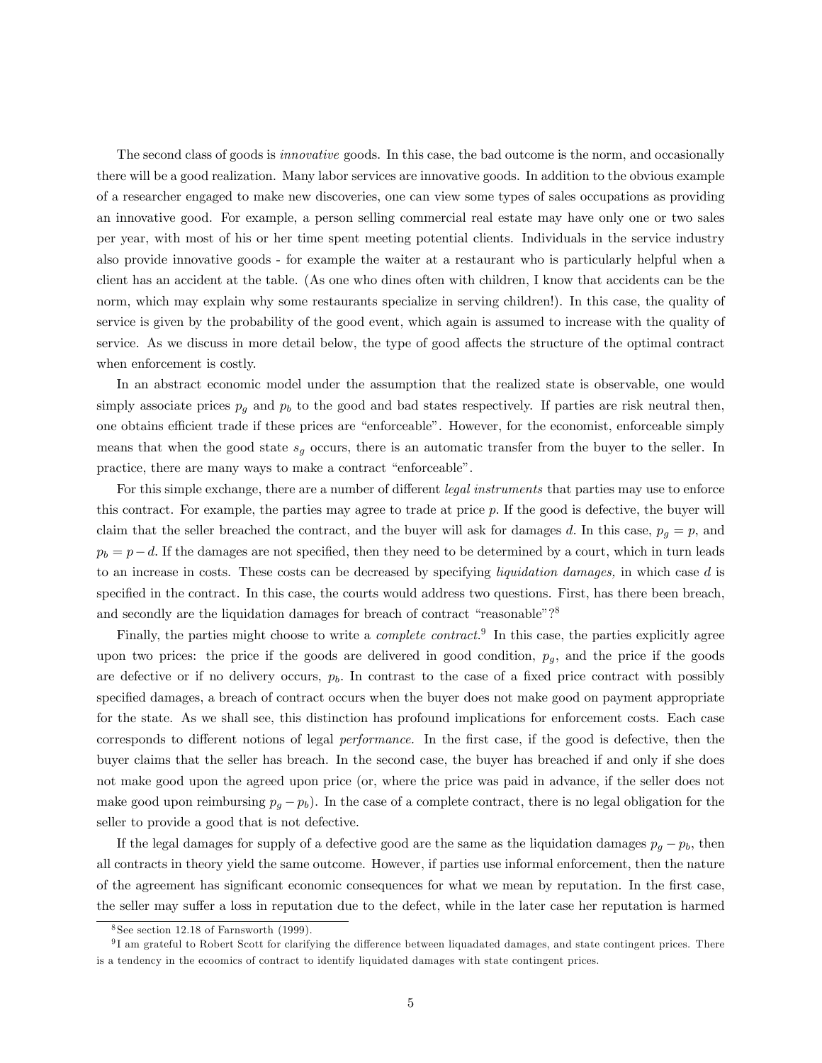The second class of goods is *innovative* goods. In this case, the bad outcome is the norm, and occasionally there will be a good realization. Many labor services are innovative goods. In addition to the obvious example of a researcher engaged to make new discoveries, one can view some types of sales occupations as providing an innovative good. For example, a person selling commercial real estate may have only one or two sales per year, with most of his or her time spent meeting potential clients. Individuals in the service industry also provide innovative goods - for example the waiter at a restaurant who is particularly helpful when a client has an accident at the table. (As one who dines often with children, I know that accidents can be the norm, which may explain why some restaurants specialize in serving children!). In this case, the quality of service is given by the probability of the good event, which again is assumed to increase with the quality of service. As we discuss in more detail below, the type of good affects the structure of the optimal contract when enforcement is costly.

In an abstract economic model under the assumption that the realized state is observable, one would simply associate prices $p_g$ and $p_b$ to the good and bad states respectively. If parties are risk neutral then, one obtains efficient trade if these prices are "enforceable". However, for the economist, enforceable simply means that when the good state $s_g$ occurs, there is an automatic transfer from the buyer to the seller. In practice, there are many ways to make a contract "enforceable".

For this simple exchange, there are a number of different *legal instruments* that parties may use to enforce this contract. For example, the parties may agree to trade at price $p$. If the good is defective, the buyer will claim that the seller breached the contract, and the buyer will ask for damages $d$. In this case, $p_g = p$, and $p_b = p - d$. If the damages are not specified, then they need to be determined by a court, which in turn leads to an increase in costs. These costs can be decreased by specifying *liquidation damages,* in which case $d$ is specified in the contract. In this case, the courts would address two questions. First, has there been breach, and secondly are the liquidation damages for breach of contract "reasonable"?[8]

Finally, the parties might choose to write a *complete contract.*[9] In this case, the parties explicitly agree upon two prices: the price if the goods are delivered in good condition, $p_g$, and the price if the goods are defective or if no delivery occurs, $p_b$. In contrast to the case of a fixed price contract with possibly specified damages, a breach of contract occurs when the buyer does not make good on payment appropriate for the state. As we shall see, this distinction has profound implications for enforcement costs. Each case corresponds to different notions of legal *performance.* In the first case, if the good is defective, then the buyer claims that the seller has breach. In the second case, the buyer has breached if and only if she does not make good upon the agreed upon price (or, where the price was paid in advance, if the seller does not make good upon reimbursing $p_g - p_b$). In the case of a complete contract, there is no legal obligation for the seller to provide a good that is not defective.

If the legal damages for supply of a defective good are the same as the liquidation damages $p_g - p_b$, then all contracts in theory yield the same outcome. However, if parties use informal enforcement, then the nature of the agreement has significant economic consequences for what we mean by reputation. In the first case, the seller may suffer a loss in reputation due to the defect, while in the later case her reputation is harmed

[8] See section 12.18 of Farnsworth (1999).

[9] I am grateful to Robert Scott for clarifying the difference between liquadated damages, and state contingent prices. There is a tendency in the ecoomics of contract to identify liquidated damages with state contingent prices.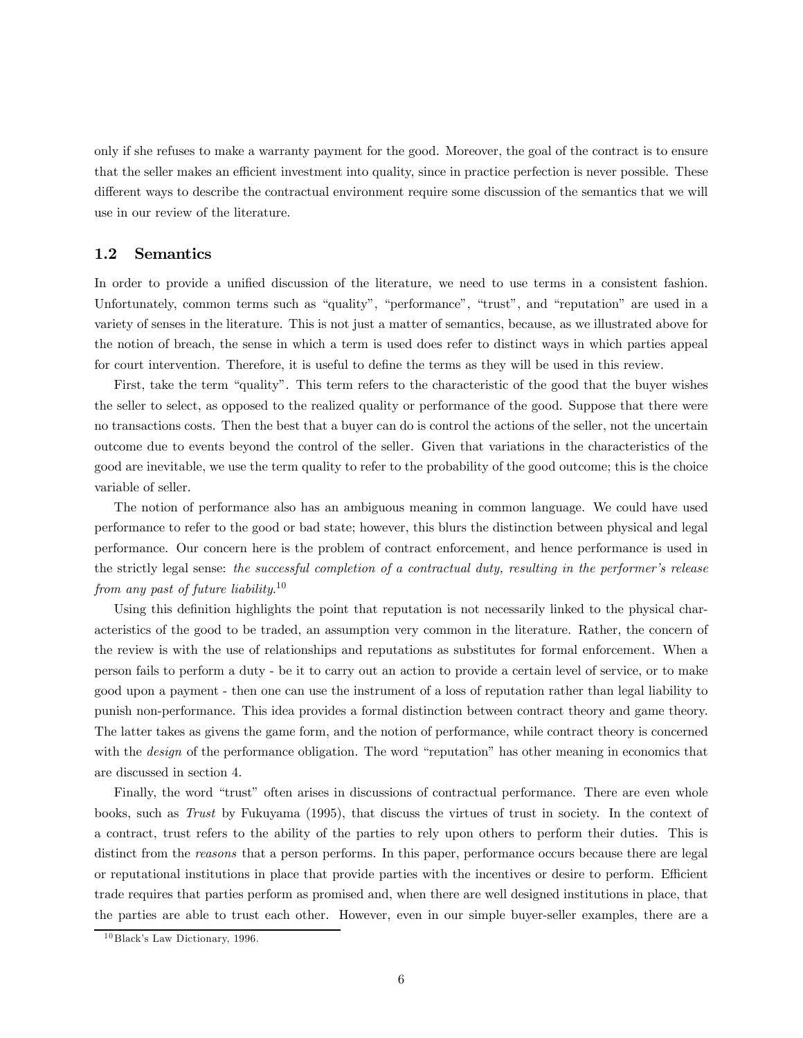only if she refuses to make a warranty payment for the good. Moreover, the goal of the contract is to ensure that the seller makes an efficient investment into quality, since in practice perfection is never possible. These different ways to describe the contractual environment require some discussion of the semantics that we will use in our review of the literature.

### 1.2 Semantics

In order to provide a unified discussion of the literature, we need to use terms in a consistent fashion. Unfortunately, common terms such as "quality", "performance", "trust", and "reputation" are used in a variety of senses in the literature. This is not just a matter of semantics, because, as we illustrated above for the notion of breach, the sense in which a term is used does refer to distinct ways in which parties appeal for court intervention. Therefore, it is useful to define the terms as they will be used in this review.

First, take the term "quality". This term refers to the characteristic of the good that the buyer wishes the seller to select, as opposed to the realized quality or performance of the good. Suppose that there were no transactions costs. Then the best that a buyer can do is control the actions of the seller, not the uncertain outcome due to events beyond the control of the seller. Given that variations in the characteristics of the good are inevitable, we use the term quality to refer to the probability of the good outcome; this is the choice variable of seller.

The notion of performance also has an ambiguous meaning in common language. We could have used performance to refer to the good or bad state; however, this blurs the distinction between physical and legal performance. Our concern here is the problem of contract enforcement, and hence performance is used in the strictly legal sense: *the successful completion of a contractual duty, resulting in the performer's release from any past of future liability.*[10]

Using this definition highlights the point that reputation is not necessarily linked to the physical characteristics of the good to be traded, an assumption very common in the literature. Rather, the concern of the review is with the use of relationships and reputations as substitutes for formal enforcement. When a person fails to perform a duty - be it to carry out an action to provide a certain level of service, or to make good upon a payment - then one can use the instrument of a loss of reputation rather than legal liability to punish non-performance. This idea provides a formal distinction between contract theory and game theory. The latter takes as givens the game form, and the notion of performance, while contract theory is concerned with the *design* of the performance obligation. The word "reputation" has other meaning in economics that are discussed in section 4.

Finally, the word "trust" often arises in discussions of contractual performance. There are even whole books, such as *Trust* by Fukuyama (1995), that discuss the virtues of trust in society. In the context of a contract, trust refers to the ability of the parties to rely upon others to perform their duties. This is distinct from the *reasons* that a person performs. In this paper, performance occurs because there are legal or reputational institutions in place that provide parties with the incentives or desire to perform. Efficient trade requires that parties perform as promised and, when there are well designed institutions in place, that the parties are able to trust each other. However, even in our simple buyer-seller examples, there are a

[10] Black's Law Dictionary, 1996.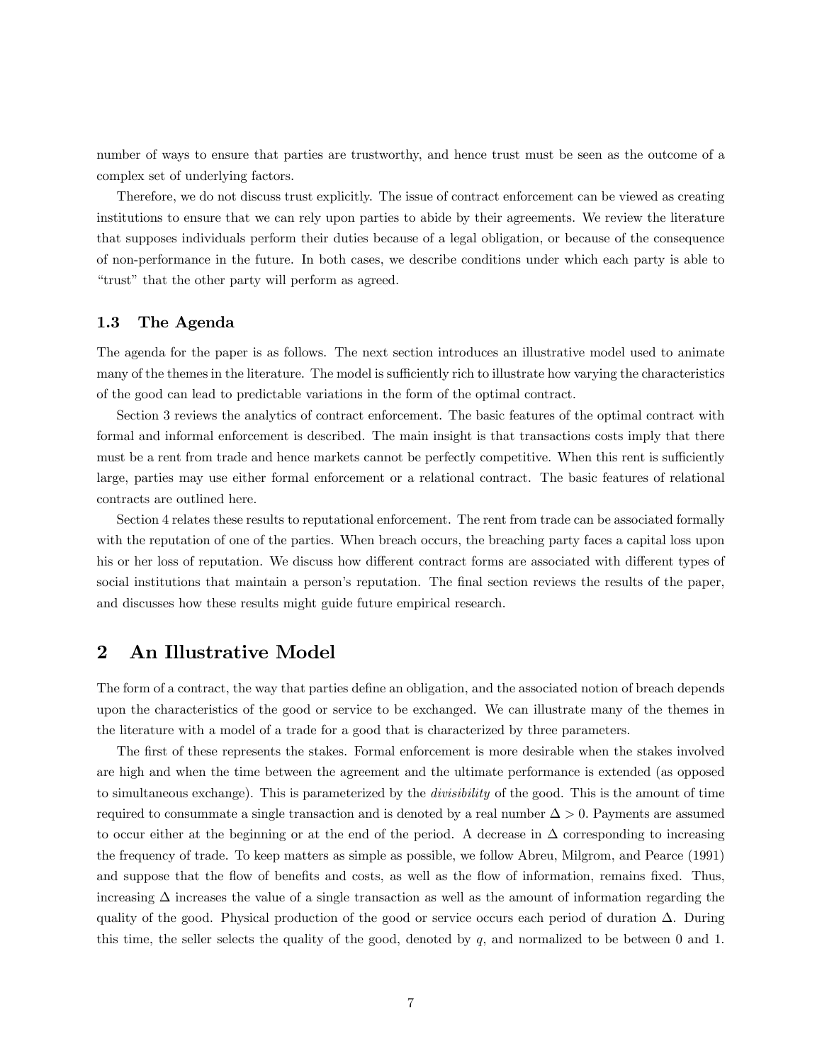number of ways to ensure that parties are trustworthy, and hence trust must be seen as the outcome of a complex set of underlying factors.

Therefore, we do not discuss trust explicitly. The issue of contract enforcement can be viewed as creating institutions to ensure that we can rely upon parties to abide by their agreements. We review the literature that supposes individuals perform their duties because of a legal obligation, or because of the consequence of non-performance in the future. In both cases, we describe conditions under which each party is able to "trust" that the other party will perform as agreed.

### 1.3 The Agenda

The agenda for the paper is as follows. The next section introduces an illustrative model used to animate many of the themes in the literature. The model is sufficiently rich to illustrate how varying the characteristics of the good can lead to predictable variations in the form of the optimal contract.

Section 3 reviews the analytics of contract enforcement. The basic features of the optimal contract with formal and informal enforcement is described. The main insight is that transactions costs imply that there must be a rent from trade and hence markets cannot be perfectly competitive. When this rent is sufficiently large, parties may use either formal enforcement or a relational contract. The basic features of relational contracts are outlined here.

Section 4 relates these results to reputational enforcement. The rent from trade can be associated formally with the reputation of one of the parties. When breach occurs, the breaching party faces a capital loss upon his or her loss of reputation. We discuss how different contract forms are associated with different types of social institutions that maintain a person's reputation. The final section reviews the results of the paper, and discusses how these results might guide future empirical research.

## 2 An Illustrative Model

The form of a contract, the way that parties define an obligation, and the associated notion of breach depends upon the characteristics of the good or service to be exchanged. We can illustrate many of the themes in the literature with a model of a trade for a good that is characterized by three parameters.

The first of these represents the stakes. Formal enforcement is more desirable when the stakes involved are high and when the time between the agreement and the ultimate performance is extended (as opposed to simultaneous exchange). This is parameterized by the *divisibility* of the good. This is the amount of time required to consummate a single transaction and is denoted by a real number $\Delta > 0$. Payments are assumed to occur either at the beginning or at the end of the period. A decrease in $\Delta$ corresponding to increasing the frequency of trade. To keep matters as simple as possible, we follow Abreu, Milgrom, and Pearce (1991) and suppose that the flow of benefits and costs, as well as the flow of information, remains fixed. Thus, increasing $\Delta$ increases the value of a single transaction as well as the amount of information regarding the quality of the good. Physical production of the good or service occurs each period of duration $\Delta$. During this time, the seller selects the quality of the good, denoted by $q$, and normalized to be between 0 and 1.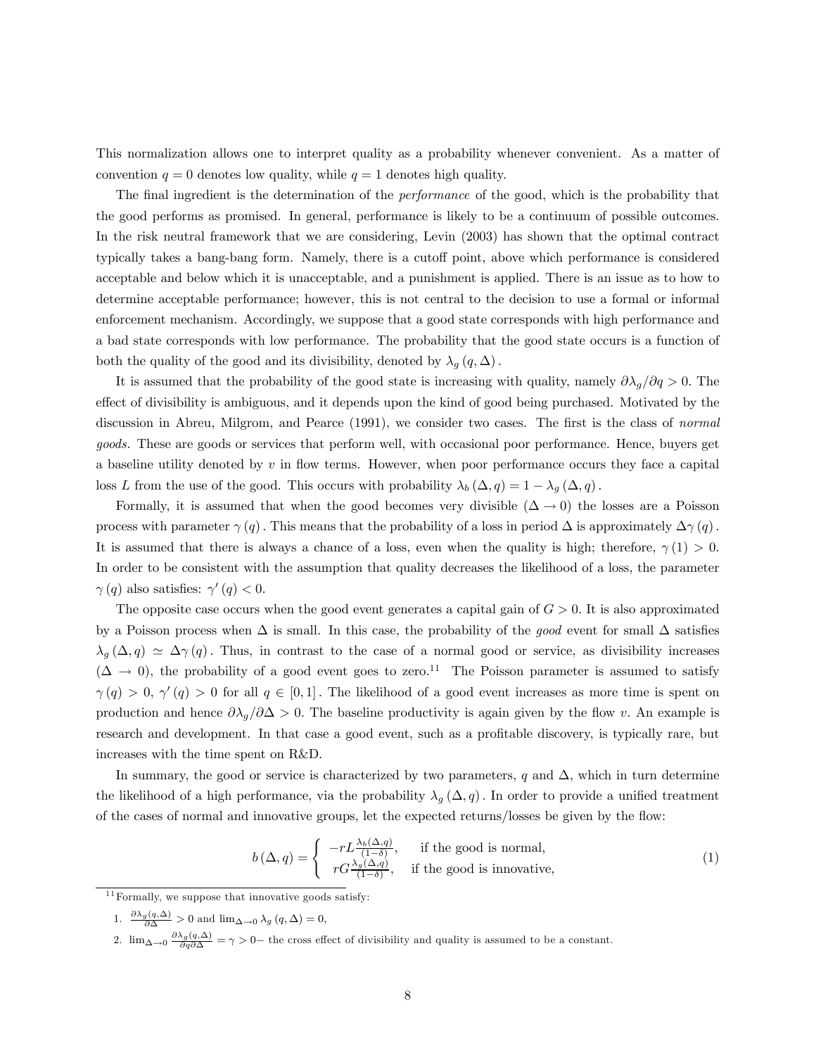This normalization allows one to interpret quality as a probability whenever convenient. As a matter of convention $q = 0$ denotes low quality, while $q = 1$ denotes high quality.

The final ingredient is the determination of the *performance* of the good, which is the probability that the good performs as promised. In general, performance is likely to be a continuum of possible outcomes. In the risk neutral framework that we are considering, Levin (2003) has shown that the optimal contract typically takes a bang-bang form. Namely, there is a cutoff point, above which performance is considered acceptable and below which it is unacceptable, and a punishment is applied. There is an issue as to how to determine acceptable performance; however, this is not central to the decision to use a formal or informal enforcement mechanism. Accordingly, we suppose that a good state corresponds with high performance and a bad state corresponds with low performance. The probability that the good state occurs is a function of both the quality of the good and its divisibility, denoted by $\lambda_g(q, \Delta)$.

It is assumed that the probability of the good state is increasing with quality, namely $\partial\lambda_g/\partial q > 0$. The effect of divisibility is ambiguous, and it depends upon the kind of good being purchased. Motivated by the discussion in Abreu, Milgrom, and Pearce (1991), we consider two cases. The first is the class of *normal goods.* These are goods or services that perform well, with occasional poor performance. Hence, buyers get a baseline utility denoted by $v$ in flow terms. However, when poor performance occurs they face a capital loss $L$ from the use of the good. This occurs with probability $\lambda_b(\Delta, q) = 1 - \lambda_g(\Delta, q)$.

Formally, it is assumed that when the good becomes very divisible ($\Delta \to 0$) the losses are a Poisson process with parameter $\gamma(q)$. This means that the probability of a loss in period $\Delta$ is approximately $\Delta\gamma(q)$. It is assumed that there is always a chance of a loss, even when the quality is high; therefore, $\gamma(1) > 0$. In order to be consistent with the assumption that quality decreases the likelihood of a loss, the parameter $\gamma(q)$ also satisfies: $\gamma'(q) < 0$.

The opposite case occurs when the good event generates a capital gain of $G > 0$. It is also approximated by a Poisson process when $\Delta$ is small. In this case, the probability of the *good* event for small $\Delta$ satisfies $\lambda_g(\Delta, q) \simeq \Delta\gamma(q)$. Thus, in contrast to the case of a normal good or service, as divisibility increases ($\Delta \to 0$), the probability of a good event goes to zero.[11] The Poisson parameter is assumed to satisfy $\gamma(q) > 0$, $\gamma'(q) > 0$ for all $q \in [0, 1]$. The likelihood of a good event increases as more time is spent on production and hence $\partial\lambda_g/\partial\Delta > 0$. The baseline productivity is again given by the flow $v$. An example is research and development. In that case a good event, such as a profitable discovery, is typically rare, but increases with the time spent on R&D.

In summary, the good or service is characterized by two parameters, $q$ and $\Delta$, which in turn determine the likelihood of a high performance, via the probability $\lambda_g(\Delta, q)$. In order to provide a unified treatment of the cases of normal and innovative groups, let the expected returns/losses be given by the flow:

$$b(\Delta, q) = \begin{cases} -rL\frac{\lambda_b(\Delta,q)}{(1-\delta)}, & \text{if the good is normal,} \\ rG\frac{\lambda_g(\Delta,q)}{(1-\delta)}, & \text{if the good is innovative,} \end{cases} \tag{1}$$

[11] Formally, we suppose that innovative goods satisfy:

1. $\frac{\partial\lambda_g(q,\Delta)}{\partial\Delta} > 0$ and $\lim_{\Delta\to 0}\lambda_g(q, \Delta) = 0$,
2. $\lim_{\Delta\to 0}\frac{\partial\lambda_g(q,\Delta)}{\partial q\partial\Delta} = \gamma > 0-$ the cross effect of divisibility and quality is assumed to be a constant.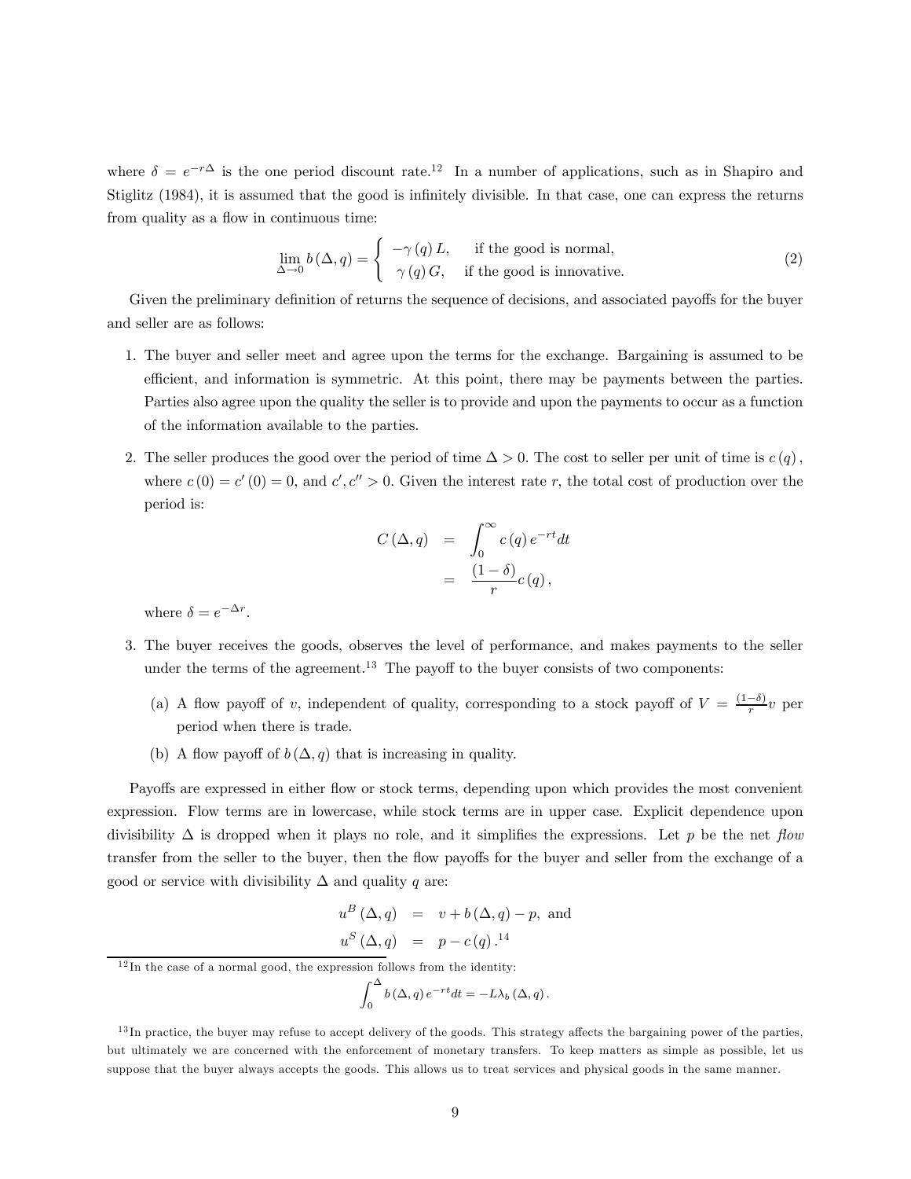where $\delta = e^{-r\Delta}$ is the one period discount rate.[12] In a number of applications, such as in Shapiro and Stiglitz (1984), it is assumed that the good is infinitely divisible. In that case, one can express the returns from quality as a flow in continuous time:

$$\lim_{\Delta \to 0} b(\Delta, q) = \begin{cases} -\gamma(q) L, & \text{if the good is normal,} \\ \gamma(q) G, & \text{if the good is innovative.} \end{cases} \tag{2}$$

Given the preliminary definition of returns the sequence of decisions, and associated payoffs for the buyer and seller are as follows:

1. The buyer and seller meet and agree upon the terms for the exchange. Bargaining is assumed to be efficient, and information is symmetric. At this point, there may be payments between the parties. Parties also agree upon the quality the seller is to provide and upon the payments to occur as a function of the information available to the parties.

2. The seller produces the good over the period of time $\Delta > 0$. The cost to seller per unit of time is $c(q)$, where $c(0) = c'(0) = 0$, and $c', c'' > 0$. Given the interest rate $r$, the total cost of production over the period is:

$$\begin{aligned} C(\Delta, q) &= \int_0^\infty c(q) e^{-rt} dt \\ &= \frac{(1-\delta)}{r} c(q), \end{aligned}$$

   where $\delta = e^{-\Delta r}$.

3. The buyer receives the goods, observes the level of performance, and makes payments to the seller under the terms of the agreement.[13] The payoff to the buyer consists of two components:

   (a) A flow payoff of $v$, independent of quality, corresponding to a stock payoff of $V = \frac{(1-\delta)}{r} v$ per period when there is trade.

   (b) A flow payoff of $b(\Delta, q)$ that is increasing in quality.

Payoffs are expressed in either flow or stock terms, depending upon which provides the most convenient expression. Flow terms are in lowercase, while stock terms are in upper case. Explicit dependence upon divisibility $\Delta$ is dropped when it plays no role, and it simplifies the expressions. Let $p$ be the net *flow* transfer from the seller to the buyer, then the flow payoffs for the buyer and seller from the exchange of a good or service with divisibility $\Delta$ and quality $q$ are:

$$\begin{aligned} u^B(\Delta, q) &= v + b(\Delta, q) - p, \text{ and} \\ u^S(\Delta, q) &= p - c(q). \end{aligned}$$[14]

[12] In the case of a normal good, the expression follows from the identity:

$$\int_0^\Delta b(\Delta, q) e^{-rt} dt = -L\lambda_b(\Delta, q).$$

[13] In practice, the buyer may refuse to accept delivery of the goods. This strategy affects the bargaining power of the parties, but ultimately we are concerned with the enforcement of monetary transfers. To keep matters as simple as possible, let us suppose that the buyer always accepts the goods. This allows us to treat services and physical goods in the same manner.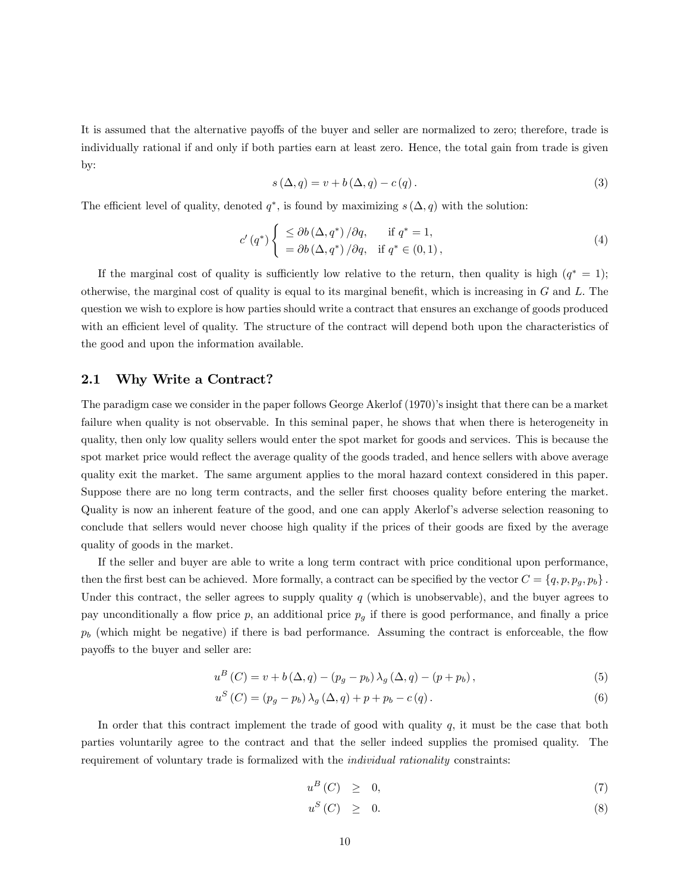It is assumed that the alternative payoffs of the buyer and seller are normalized to zero; therefore, trade is individually rational if and only if both parties earn at least zero. Hence, the total gain from trade is given by:

$$s(\Delta, q) = v + b(\Delta, q) - c(q). \tag{3}$$

The efficient level of quality, denoted $q^*$, is found by maximizing $s(\Delta, q)$ with the solution:

$$c'(q^*) \begin{cases} \leq \partial b(\Delta, q^*)/\partial q, & \text{if } q^* = 1, \\ = \partial b(\Delta, q^*)/\partial q, & \text{if } q^* \in (0,1), \end{cases} \tag{4}$$

If the marginal cost of quality is sufficiently low relative to the return, then quality is high ($q^* = 1$); otherwise, the marginal cost of quality is equal to its marginal benefit, which is increasing in $G$ and $L$. The question we wish to explore is how parties should write a contract that ensures an exchange of goods produced with an efficient level of quality. The structure of the contract will depend both upon the characteristics of the good and upon the information available.

## 2.1 Why Write a Contract?

The paradigm case we consider in the paper follows George Akerlof (1970)'s insight that there can be a market failure when quality is not observable. In this seminal paper, he shows that when there is heterogeneity in quality, then only low quality sellers would enter the spot market for goods and services. This is because the spot market price would reflect the average quality of the goods traded, and hence sellers with above average quality exit the market. The same argument applies to the moral hazard context considered in this paper. Suppose there are no long term contracts, and the seller first chooses quality before entering the market. Quality is now an inherent feature of the good, and one can apply Akerlof's adverse selection reasoning to conclude that sellers would never choose high quality if the prices of their goods are fixed by the average quality of goods in the market.

If the seller and buyer are able to write a long term contract with price conditional upon performance, then the first best can be achieved. More formally, a contract can be specified by the vector $C = \{q, p, p_g, p_b\}$. Under this contract, the seller agrees to supply quality $q$ (which is unobservable), and the buyer agrees to pay unconditionally a flow price $p$, an additional price $p_g$ if there is good performance, and finally a price $p_b$ (which might be negative) if there is bad performance. Assuming the contract is enforceable, the flow payoffs to the buyer and seller are:

$$u^B(C) = v + b(\Delta, q) - (p_g - p_b)\lambda_g(\Delta, q) - (p + p_b), \tag{5}$$

$$u^S(C) = (p_g - p_b)\lambda_g(\Delta, q) + p + p_b - c(q). \tag{6}$$

In order that this contract implement the trade of good with quality $q$, it must be the case that both parties voluntarily agree to the contract and that the seller indeed supplies the promised quality. The requirement of voluntary trade is formalized with the *individual rationality* constraints:

$$u^B(C) \geq 0, \tag{7}$$

$$u^S(C) \geq 0. \tag{8}$$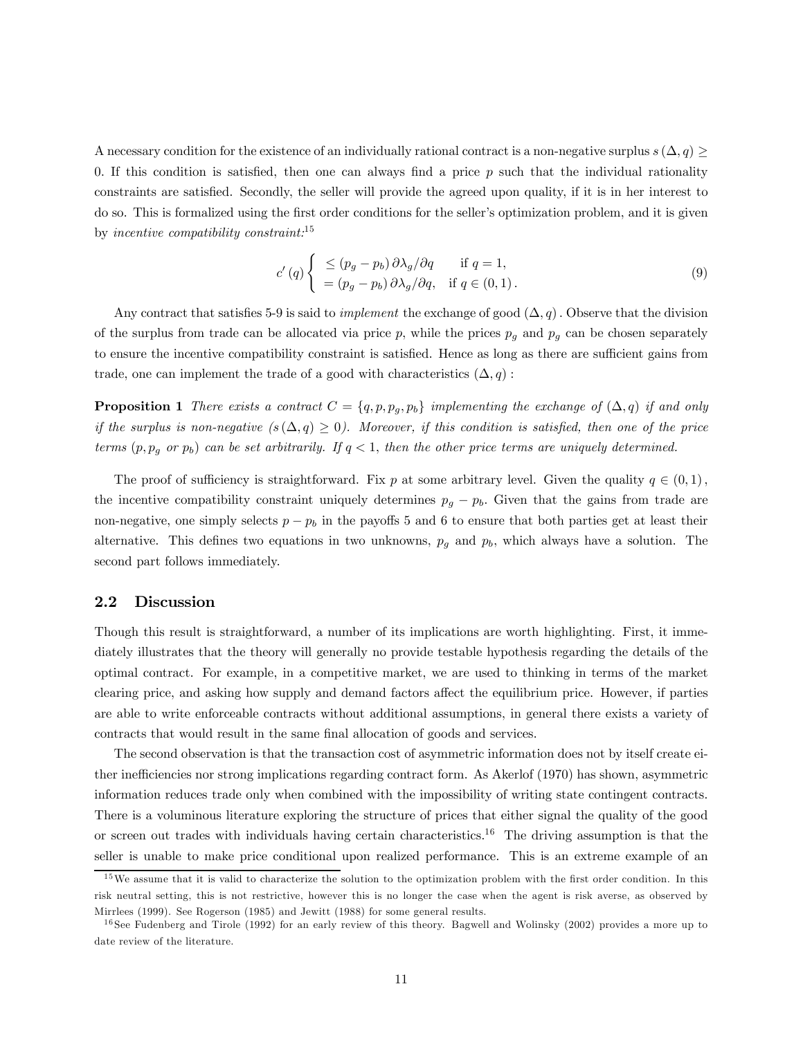A necessary condition for the existence of an individually rational contract is a non-negative surplus $s(\Delta, q) \geq 0$. If this condition is satisfied, then one can always find a price $p$ such that the individual rationality constraints are satisfied. Secondly, the seller will provide the agreed upon quality, if it is in her interest to do so. This is formalized using the first order conditions for the seller's optimization problem, and it is given by *incentive compatibility constraint*:[15]

$$c'(q) \left\{ \begin{array}{ll} \leq (p_g - p_b)\, \partial\lambda_g/\partial q & \text{if } q = 1, \\ = (p_g - p_b)\, \partial\lambda_g/\partial q, & \text{if } q \in (0,1). \end{array} \right. \tag{9}$$

Any contract that satisfies 5-9 is said to *implement* the exchange of good $(\Delta, q)$. Observe that the division of the surplus from trade can be allocated via price $p$, while the prices $p_g$ and $p_g$ can be chosen separately to ensure the incentive compatibility constraint is satisfied. Hence as long as there are sufficient gains from trade, one can implement the trade of a good with characteristics $(\Delta, q)$:

**Proposition 1** *There exists a contract $C = \{q, p, p_g, p_b\}$ implementing the exchange of $(\Delta, q)$ if and only if the surplus is non-negative ($s(\Delta, q) \geq 0$). Moreover, if this condition is satisfied, then one of the price terms ($p, p_g$ or $p_b$) can be set arbitrarily. If $q < 1$, then the other price terms are uniquely determined.*

The proof of sufficiency is straightforward. Fix $p$ at some arbitrary level. Given the quality $q \in (0,1)$, the incentive compatibility constraint uniquely determines $p_g - p_b$. Given that the gains from trade are non-negative, one simply selects $p - p_b$ in the payoffs 5 and 6 to ensure that both parties get at least their alternative. This defines two equations in two unknowns, $p_g$ and $p_b$, which always have a solution. The second part follows immediately.

## 2.2 Discussion

Though this result is straightforward, a number of its implications are worth highlighting. First, it immediately illustrates that the theory will generally no provide testable hypothesis regarding the details of the optimal contract. For example, in a competitive market, we are used to thinking in terms of the market clearing price, and asking how supply and demand factors affect the equilibrium price. However, if parties are able to write enforceable contracts without additional assumptions, in general there exists a variety of contracts that would result in the same final allocation of goods and services.

The second observation is that the transaction cost of asymmetric information does not by itself create either inefficiencies nor strong implications regarding contract form. As Akerlof (1970) has shown, asymmetric information reduces trade only when combined with the impossibility of writing state contingent contracts. There is a voluminous literature exploring the structure of prices that either signal the quality of the good or screen out trades with individuals having certain characteristics.[16] The driving assumption is that the seller is unable to make price conditional upon realized performance. This is an extreme example of an

---

[15] We assume that it is valid to characterize the solution to the optimization problem with the first order condition. In this risk neutral setting, this is not restrictive, however this is no longer the case when the agent is risk averse, as observed by Mirrlees (1999). See Rogerson (1985) and Jewitt (1988) for some general results.

[16] See Fudenberg and Tirole (1992) for an early review of this theory. Bagwell and Wolinsky (2002) provides a more up to date review of the literature.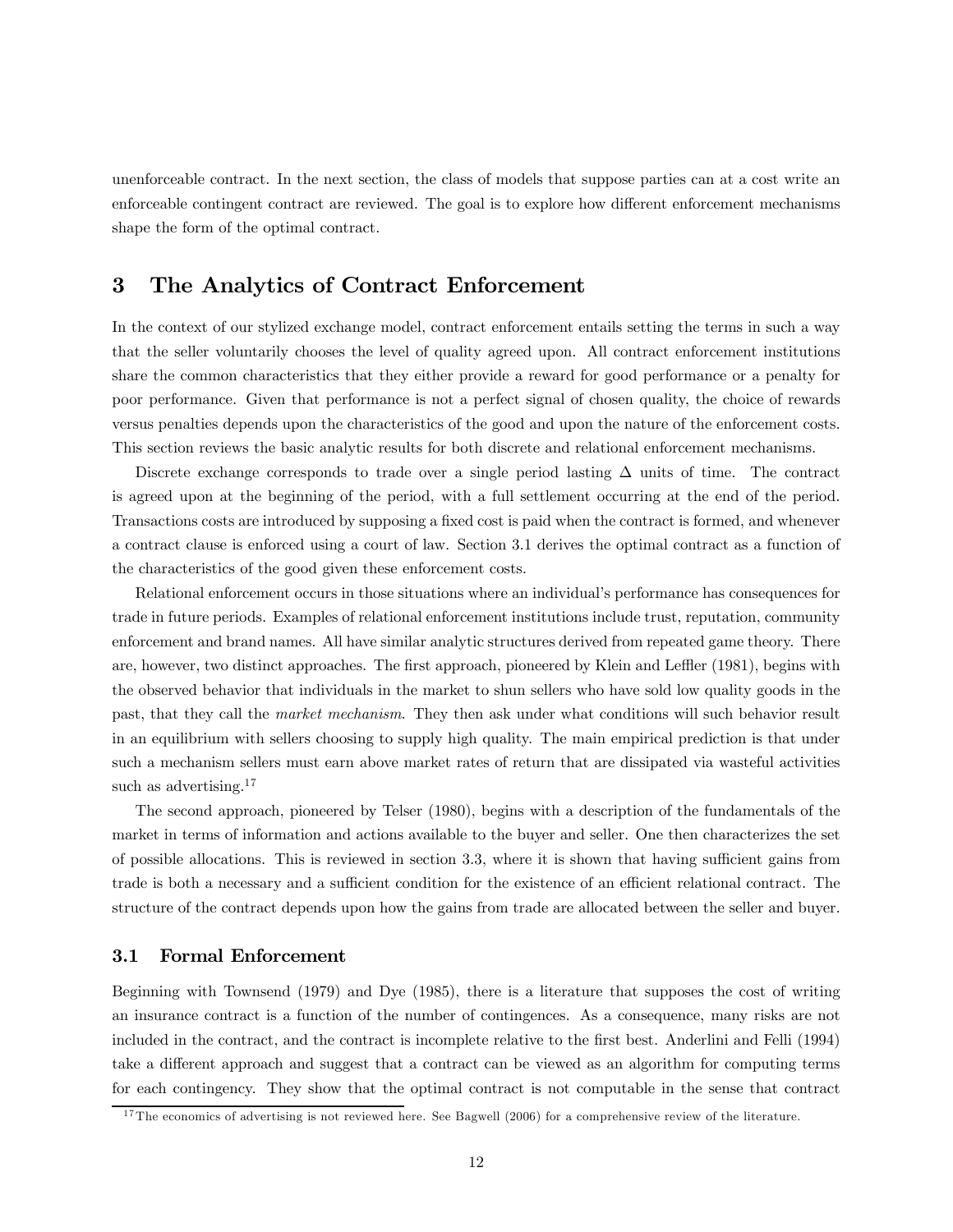unenforceable contract. In the next section, the class of models that suppose parties can at a cost write an enforceable contingent contract are reviewed. The goal is to explore how different enforcement mechanisms shape the form of the optimal contract.

# 3 The Analytics of Contract Enforcement

In the context of our stylized exchange model, contract enforcement entails setting the terms in such a way that the seller voluntarily chooses the level of quality agreed upon. All contract enforcement institutions share the common characteristics that they either provide a reward for good performance or a penalty for poor performance. Given that performance is not a perfect signal of chosen quality, the choice of rewards versus penalties depends upon the characteristics of the good and upon the nature of the enforcement costs. This section reviews the basic analytic results for both discrete and relational enforcement mechanisms.

Discrete exchange corresponds to trade over a single period lasting $\Delta$ units of time. The contract is agreed upon at the beginning of the period, with a full settlement occurring at the end of the period. Transactions costs are introduced by supposing a fixed cost is paid when the contract is formed, and whenever a contract clause is enforced using a court of law. Section 3.1 derives the optimal contract as a function of the characteristics of the good given these enforcement costs.

Relational enforcement occurs in those situations where an individual's performance has consequences for trade in future periods. Examples of relational enforcement institutions include trust, reputation, community enforcement and brand names. All have similar analytic structures derived from repeated game theory. There are, however, two distinct approaches. The first approach, pioneered by Klein and Leffler (1981), begins with the observed behavior that individuals in the market to shun sellers who have sold low quality goods in the past, that they call the *market mechanism*. They then ask under what conditions will such behavior result in an equilibrium with sellers choosing to supply high quality. The main empirical prediction is that under such a mechanism sellers must earn above market rates of return that are dissipated via wasteful activities such as advertising.[17]

The second approach, pioneered by Telser (1980), begins with a description of the fundamentals of the market in terms of information and actions available to the buyer and seller. One then characterizes the set of possible allocations. This is reviewed in section 3.3, where it is shown that having sufficient gains from trade is both a necessary and a sufficient condition for the existence of an efficient relational contract. The structure of the contract depends upon how the gains from trade are allocated between the seller and buyer.

## 3.1 Formal Enforcement

Beginning with Townsend (1979) and Dye (1985), there is a literature that supposes the cost of writing an insurance contract is a function of the number of contingences. As a consequence, many risks are not included in the contract, and the contract is incomplete relative to the first best. Anderlini and Felli (1994) take a different approach and suggest that a contract can be viewed as an algorithm for computing terms for each contingency. They show that the optimal contract is not computable in the sense that contract

[17] The economics of advertising is not reviewed here. See Bagwell (2006) for a comprehensive review of the literature.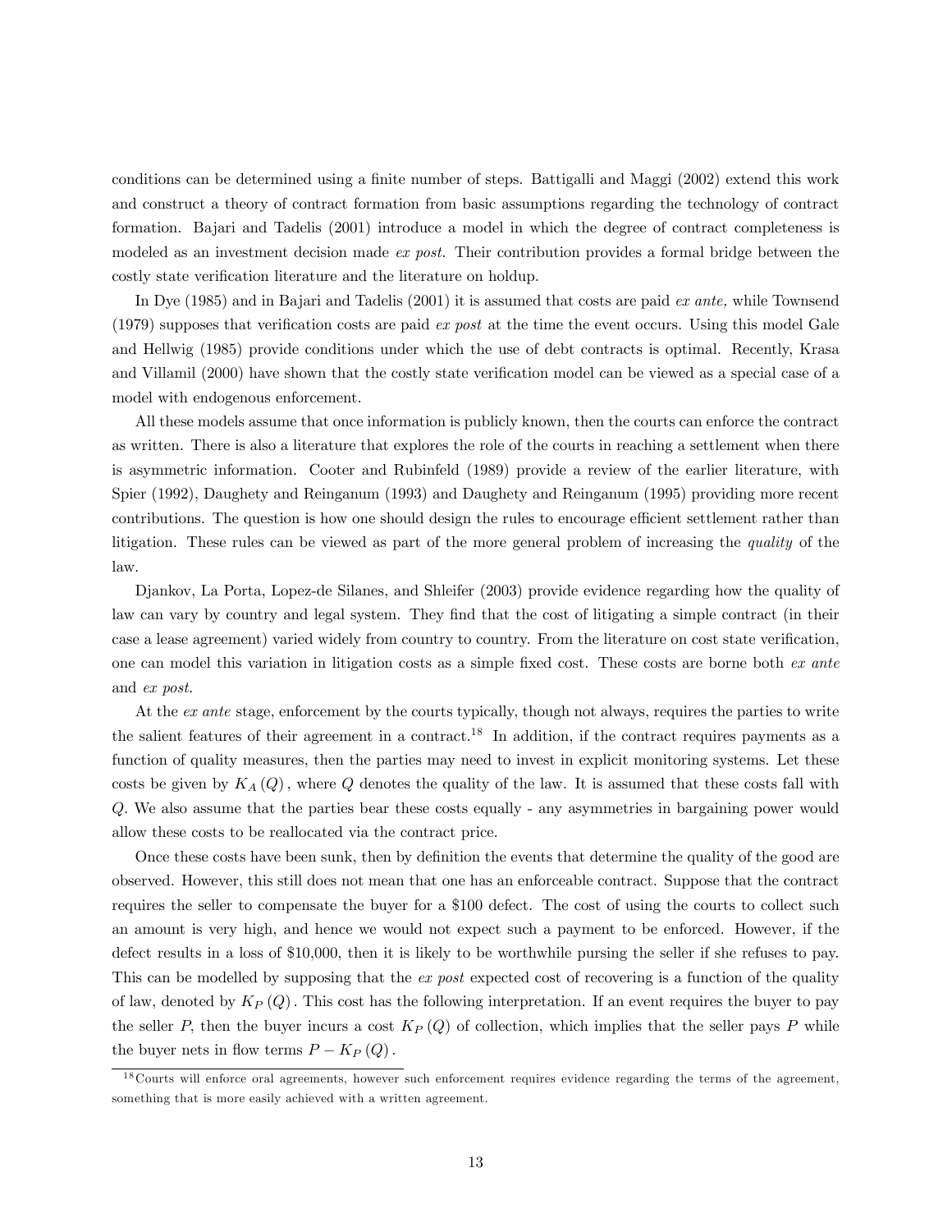conditions can be determined using a finite number of steps. Battigalli and Maggi (2002) extend this work and construct a theory of contract formation from basic assumptions regarding the technology of contract formation. Bajari and Tadelis (2001) introduce a model in which the degree of contract completeness is modeled as an investment decision made *ex post.* Their contribution provides a formal bridge between the costly state verification literature and the literature on holdup.

In Dye (1985) and in Bajari and Tadelis (2001) it is assumed that costs are paid *ex ante,* while Townsend (1979) supposes that verification costs are paid *ex post* at the time the event occurs. Using this model Gale and Hellwig (1985) provide conditions under which the use of debt contracts is optimal. Recently, Krasa and Villamil (2000) have shown that the costly state verification model can be viewed as a special case of a model with endogenous enforcement.

All these models assume that once information is publicly known, then the courts can enforce the contract as written. There is also a literature that explores the role of the courts in reaching a settlement when there is asymmetric information. Cooter and Rubinfeld (1989) provide a review of the earlier literature, with Spier (1992), Daughety and Reinganum (1993) and Daughety and Reinganum (1995) providing more recent contributions. The question is how one should design the rules to encourage efficient settlement rather than litigation. These rules can be viewed as part of the more general problem of increasing the *quality* of the law.

Djankov, La Porta, Lopez-de Silanes, and Shleifer (2003) provide evidence regarding how the quality of law can vary by country and legal system. They find that the cost of litigating a simple contract (in their case a lease agreement) varied widely from country to country. From the literature on cost state verification, one can model this variation in litigation costs as a simple fixed cost. These costs are borne both *ex ante* and *ex post.*

At the *ex ante* stage, enforcement by the courts typically, though not always, requires the parties to write the salient features of their agreement in a contract.[18] In addition, if the contract requires payments as a function of quality measures, then the parties may need to invest in explicit monitoring systems. Let these costs be given by $K_A(Q)$, where $Q$ denotes the quality of the law. It is assumed that these costs fall with $Q$. We also assume that the parties bear these costs equally - any asymmetries in bargaining power would allow these costs to be reallocated via the contract price.

Once these costs have been sunk, then by definition the events that determine the quality of the good are observed. However, this still does not mean that one has an enforceable contract. Suppose that the contract requires the seller to compensate the buyer for a $100 defect. The cost of using the courts to collect such an amount is very high, and hence we would not expect such a payment to be enforced. However, if the defect results in a loss of $10,000, then it is likely to be worthwhile pursing the seller if she refuses to pay. This can be modelled by supposing that the *ex post* expected cost of recovering is a function of the quality of law, denoted by $K_P(Q)$. This cost has the following interpretation. If an event requires the buyer to pay the seller $P$, then the buyer incurs a cost $K_P(Q)$ of collection, which implies that the seller pays $P$ while the buyer nets in flow terms $P - K_P(Q)$.

[18] Courts will enforce oral agreements, however such enforcement requires evidence regarding the terms of the agreement, something that is more easily achieved with a written agreement.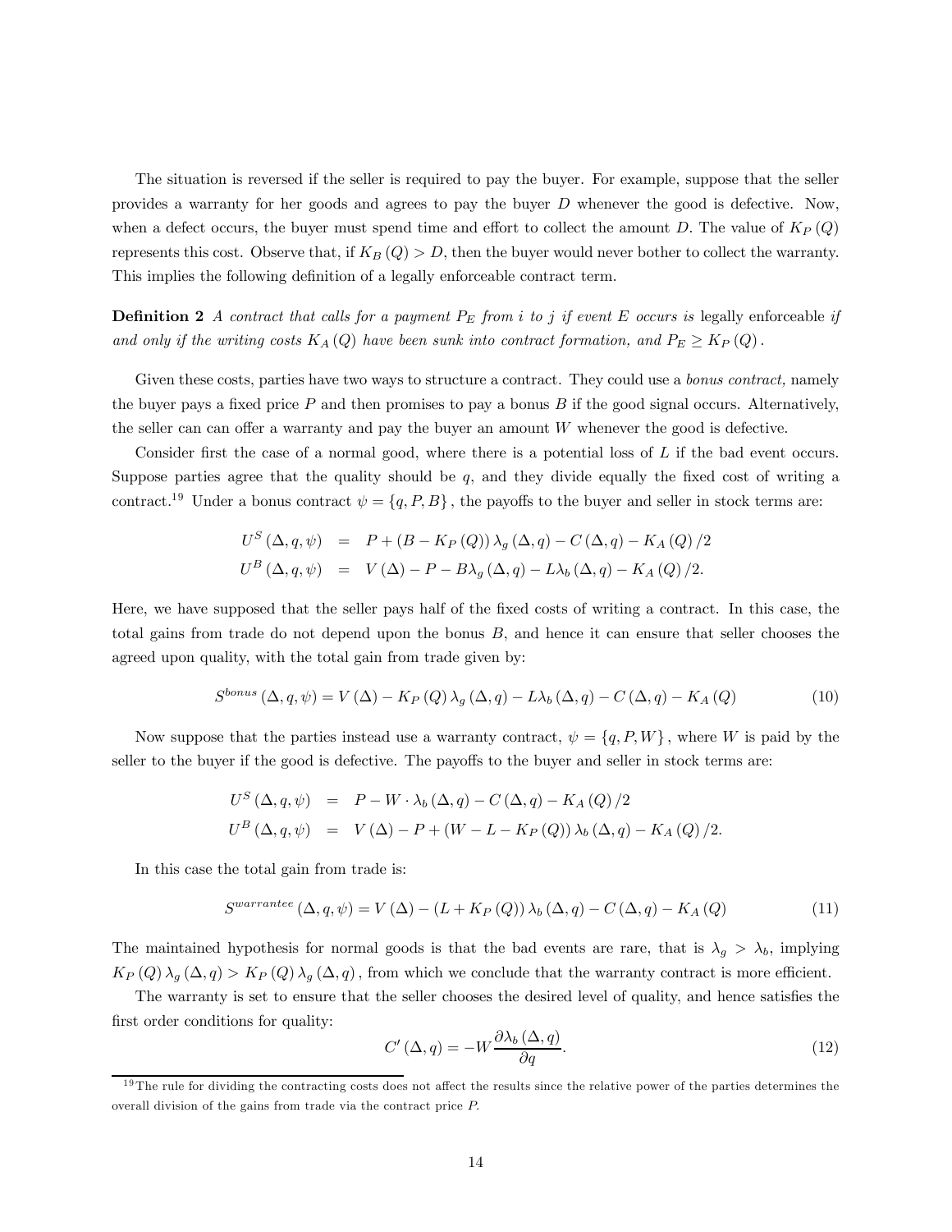The situation is reversed if the seller is required to pay the buyer. For example, suppose that the seller provides a warranty for her goods and agrees to pay the buyer $D$ whenever the good is defective. Now, when a defect occurs, the buyer must spend time and effort to collect the amount $D$. The value of $K_P(Q)$ represents this cost. Observe that, if $K_B(Q) > D$, then the buyer would never bother to collect the warranty. This implies the following definition of a legally enforceable contract term.

**Definition 2** *A contract that calls for a payment $P_E$ from $i$ to $j$ if event $E$ occurs is* legally enforceable *if and only if the writing costs $K_A(Q)$ have been sunk into contract formation, and $P_E \geq K_P(Q)$.*

Given these costs, parties have two ways to structure a contract. They could use a *bonus contract,* namely the buyer pays a fixed price $P$ and then promises to pay a bonus $B$ if the good signal occurs. Alternatively, the seller can can offer a warranty and pay the buyer an amount $W$ whenever the good is defective.

Consider first the case of a normal good, where there is a potential loss of $L$ if the bad event occurs. Suppose parties agree that the quality should be $q$, and they divide equally the fixed cost of writing a contract.[19] Under a bonus contract $\psi = \{q, P, B\}$, the payoffs to the buyer and seller in stock terms are:

$$
\begin{aligned}
U^S(\Delta, q, \psi) &= P + (B - K_P(Q))\lambda_g(\Delta, q) - C(\Delta, q) - K_A(Q)/2 \\
U^B(\Delta, q, \psi) &= V(\Delta) - P - B\lambda_g(\Delta, q) - L\lambda_b(\Delta, q) - K_A(Q)/2.
\end{aligned}
$$

Here, we have supposed that the seller pays half of the fixed costs of writing a contract. In this case, the total gains from trade do not depend upon the bonus $B$, and hence it can ensure that seller chooses the agreed upon quality, with the total gain from trade given by:

$$
S^{bonus}(\Delta, q, \psi) = V(\Delta) - K_P(Q)\lambda_g(\Delta, q) - L\lambda_b(\Delta, q) - C(\Delta, q) - K_A(Q) \tag{10}
$$

Now suppose that the parties instead use a warranty contract, $\psi = \{q, P, W\}$, where $W$ is paid by the seller to the buyer if the good is defective. The payoffs to the buyer and seller in stock terms are:

$$
\begin{aligned}
U^S(\Delta, q, \psi) &= P - W \cdot \lambda_b(\Delta, q) - C(\Delta, q) - K_A(Q)/2 \\
U^B(\Delta, q, \psi) &= V(\Delta) - P + (W - L - K_P(Q))\lambda_b(\Delta, q) - K_A(Q)/2.
\end{aligned}
$$

In this case the total gain from trade is:

$$
S^{warrantee}(\Delta, q, \psi) = V(\Delta) - (L + K_P(Q))\lambda_b(\Delta, q) - C(\Delta, q) - K_A(Q) \tag{11}
$$

The maintained hypothesis for normal goods is that the bad events are rare, that is $\lambda_g > \lambda_b$, implying $K_P(Q)\lambda_g(\Delta, q) > K_P(Q)\lambda_g(\Delta, q)$, from which we conclude that the warranty contract is more efficient.

The warranty is set to ensure that the seller chooses the desired level of quality, and hence satisfies the first order conditions for quality:

$$
C'(\Delta, q) = -W\frac{\partial \lambda_b(\Delta, q)}{\partial q}. \tag{12}
$$

[19] The rule for dividing the contracting costs does not affect the results since the relative power of the parties determines the overall division of the gains from trade via the contract price $P$.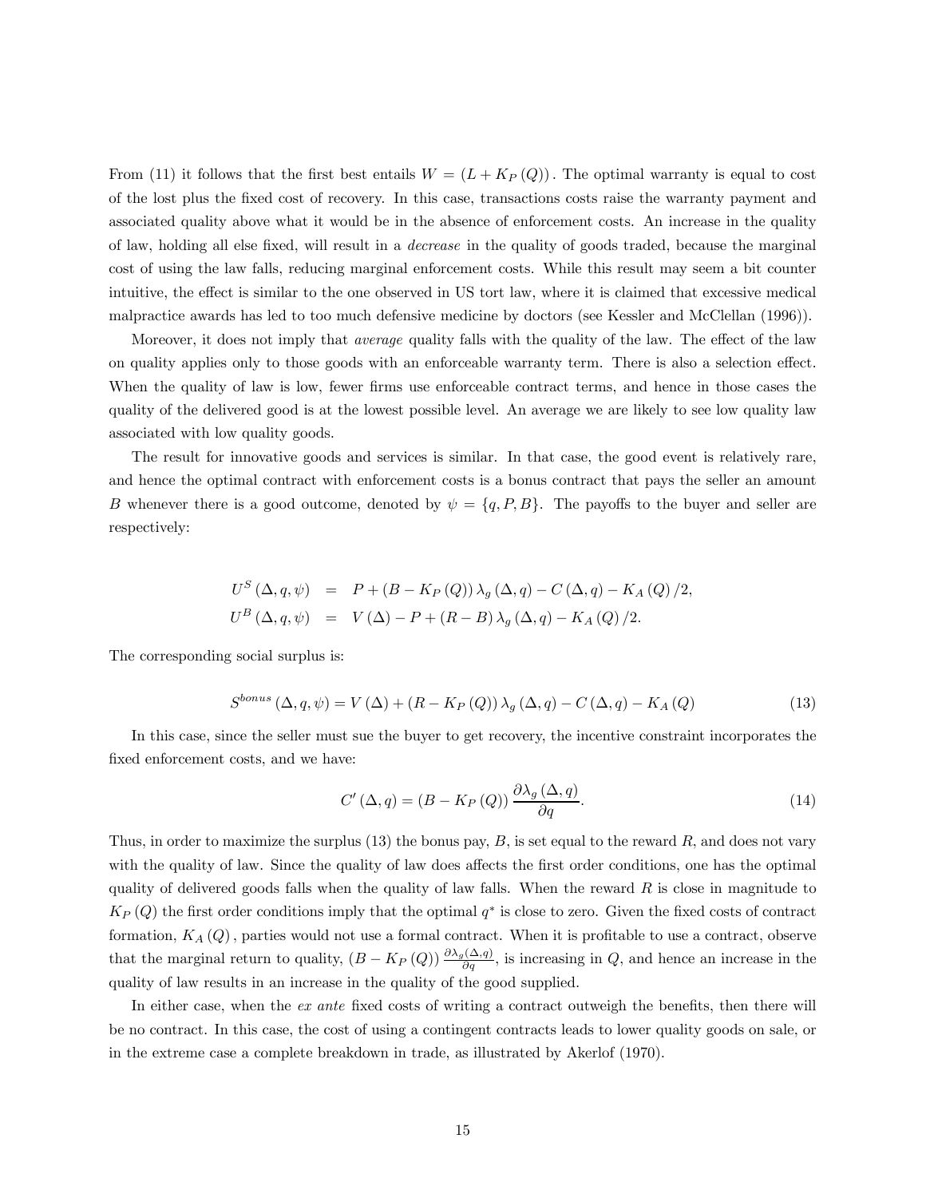From (11) it follows that the first best entails $W = (L + K_P(Q))$. The optimal warranty is equal to cost of the lost plus the fixed cost of recovery. In this case, transactions costs raise the warranty payment and associated quality above what it would be in the absence of enforcement costs. An increase in the quality of law, holding all else fixed, will result in a *decrease* in the quality of goods traded, because the marginal cost of using the law falls, reducing marginal enforcement costs. While this result may seem a bit counter intuitive, the effect is similar to the one observed in US tort law, where it is claimed that excessive medical malpractice awards has led to too much defensive medicine by doctors (see Kessler and McClellan (1996)).

Moreover, it does not imply that *average* quality falls with the quality of the law. The effect of the law on quality applies only to those goods with an enforceable warranty term. There is also a selection effect. When the quality of law is low, fewer firms use enforceable contract terms, and hence in those cases the quality of the delivered good is at the lowest possible level. An average we are likely to see low quality law associated with low quality goods.

The result for innovative goods and services is similar. In that case, the good event is relatively rare, and hence the optimal contract with enforcement costs is a bonus contract that pays the seller an amount $B$ whenever there is a good outcome, denoted by $\psi = \{q, P, B\}$. The payoffs to the buyer and seller are respectively:

$$
\begin{aligned}
U^S(\Delta, q, \psi) &= P + (B - K_P(Q))\lambda_g(\Delta, q) - C(\Delta, q) - K_A(Q)/2, \\
U^B(\Delta, q, \psi) &= V(\Delta) - P + (R - B)\lambda_g(\Delta, q) - K_A(Q)/2.
\end{aligned}
$$

The corresponding social surplus is:

$$
S^{bonus}(\Delta, q, \psi) = V(\Delta) + (R - K_P(Q))\lambda_g(\Delta, q) - C(\Delta, q) - K_A(Q) \tag{13}
$$

In this case, since the seller must sue the buyer to get recovery, the incentive constraint incorporates the fixed enforcement costs, and we have:

$$
C'(\Delta, q) = (B - K_P(Q))\frac{\partial \lambda_g(\Delta, q)}{\partial q}. \tag{14}
$$

Thus, in order to maximize the surplus (13) the bonus pay, $B$, is set equal to the reward $R$, and does not vary with the quality of law. Since the quality of law does affects the first order conditions, one has the optimal quality of delivered goods falls when the quality of law falls. When the reward $R$ is close in magnitude to $K_P(Q)$ the first order conditions imply that the optimal $q^*$ is close to zero. Given the fixed costs of contract formation, $K_A(Q)$, parties would not use a formal contract. When it is profitable to use a contract, observe that the marginal return to quality, $(B - K_P(Q))\frac{\partial \lambda_g(\Delta, q)}{\partial q}$, is increasing in $Q$, and hence an increase in the quality of law results in an increase in the quality of the good supplied.

In either case, when the *ex ante* fixed costs of writing a contract outweigh the benefits, then there will be no contract. In this case, the cost of using a contingent contracts leads to lower quality goods on sale, or in the extreme case a complete breakdown in trade, as illustrated by Akerlof (1970).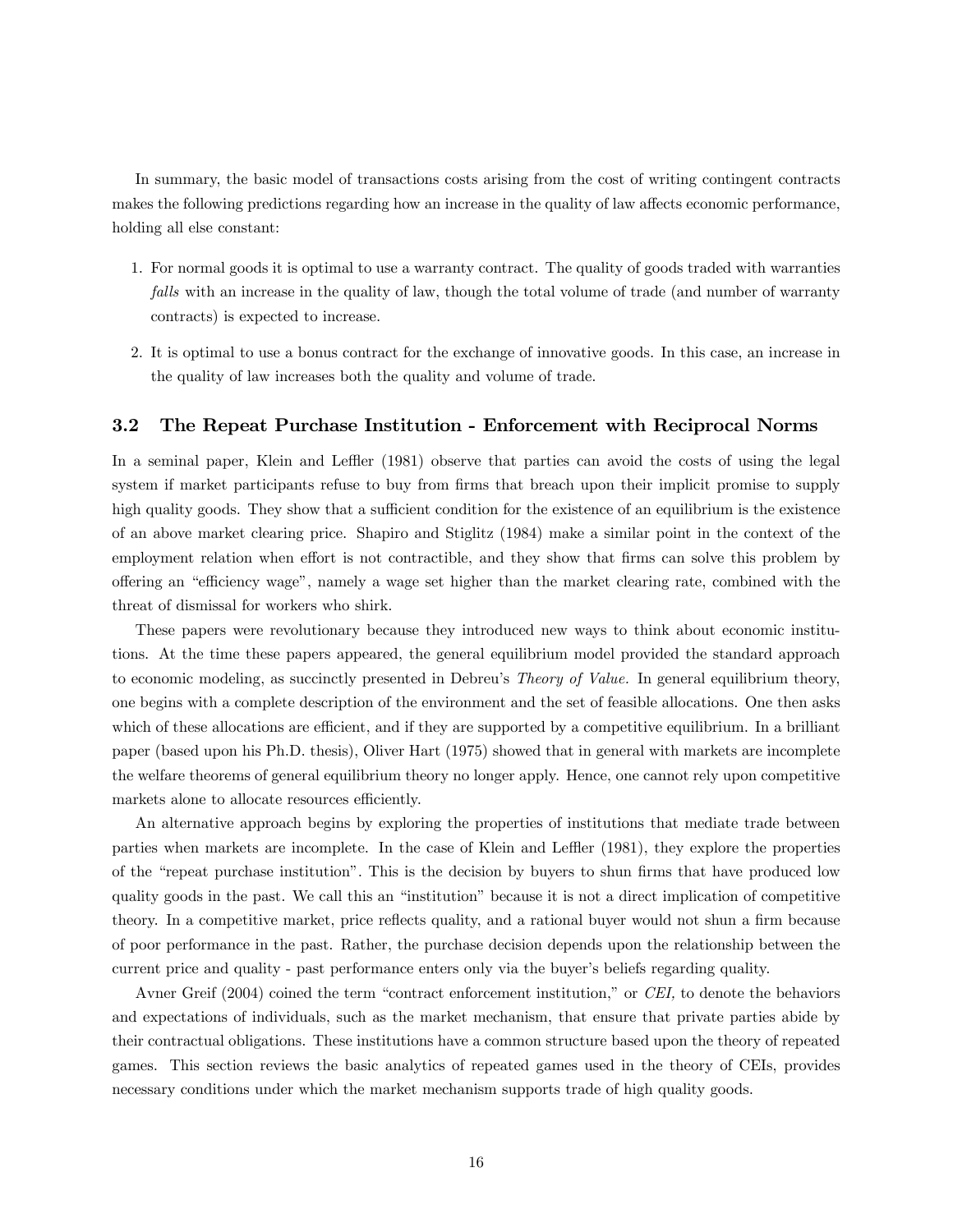In summary, the basic model of transactions costs arising from the cost of writing contingent contracts makes the following predictions regarding how an increase in the quality of law affects economic performance, holding all else constant:

1. For normal goods it is optimal to use a warranty contract. The quality of goods traded with warranties *falls* with an increase in the quality of law, though the total volume of trade (and number of warranty contracts) is expected to increase.
2. It is optimal to use a bonus contract for the exchange of innovative goods. In this case, an increase in the quality of law increases both the quality and volume of trade.

### 3.2 The Repeat Purchase Institution - Enforcement with Reciprocal Norms

In a seminal paper, Klein and Leffler (1981) observe that parties can avoid the costs of using the legal system if market participants refuse to buy from firms that breach upon their implicit promise to supply high quality goods. They show that a sufficient condition for the existence of an equilibrium is the existence of an above market clearing price. Shapiro and Stiglitz (1984) make a similar point in the context of the employment relation when effort is not contractible, and they show that firms can solve this problem by offering an "efficiency wage", namely a wage set higher than the market clearing rate, combined with the threat of dismissal for workers who shirk.

These papers were revolutionary because they introduced new ways to think about economic institutions. At the time these papers appeared, the general equilibrium model provided the standard approach to economic modeling, as succinctly presented in Debreu's *Theory of Value.* In general equilibrium theory, one begins with a complete description of the environment and the set of feasible allocations. One then asks which of these allocations are efficient, and if they are supported by a competitive equilibrium. In a brilliant paper (based upon his Ph.D. thesis), Oliver Hart (1975) showed that in general with markets are incomplete the welfare theorems of general equilibrium theory no longer apply. Hence, one cannot rely upon competitive markets alone to allocate resources efficiently.

An alternative approach begins by exploring the properties of institutions that mediate trade between parties when markets are incomplete. In the case of Klein and Leffler (1981), they explore the properties of the "repeat purchase institution". This is the decision by buyers to shun firms that have produced low quality goods in the past. We call this an "institution" because it is not a direct implication of competitive theory. In a competitive market, price reflects quality, and a rational buyer would not shun a firm because of poor performance in the past. Rather, the purchase decision depends upon the relationship between the current price and quality - past performance enters only via the buyer's beliefs regarding quality.

Avner Greif (2004) coined the term "contract enforcement institution," or *CEI,* to denote the behaviors and expectations of individuals, such as the market mechanism, that ensure that private parties abide by their contractual obligations. These institutions have a common structure based upon the theory of repeated games. This section reviews the basic analytics of repeated games used in the theory of CEIs, provides necessary conditions under which the market mechanism supports trade of high quality goods.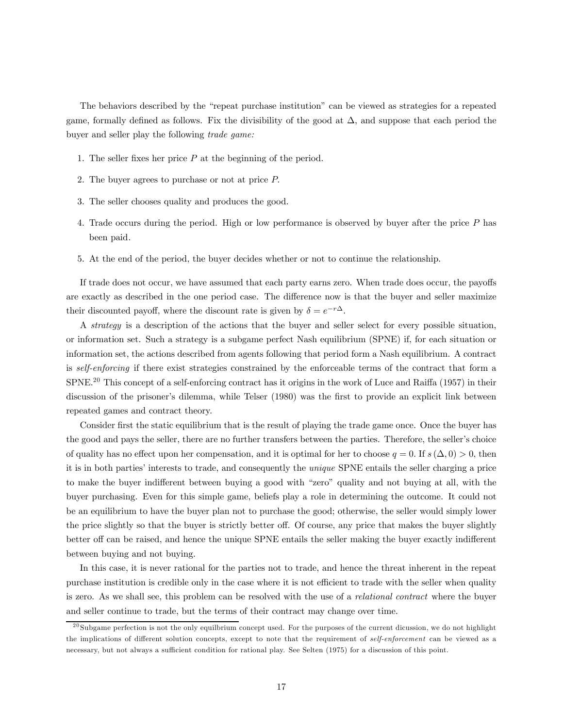The behaviors described by the "repeat purchase institution" can be viewed as strategies for a repeated game, formally defined as follows. Fix the divisibility of the good at $\Delta$, and suppose that each period the buyer and seller play the following *trade game:*

1. The seller fixes her price $P$ at the beginning of the period.
2. The buyer agrees to purchase or not at price $P$.
3. The seller chooses quality and produces the good.
4. Trade occurs during the period. High or low performance is observed by buyer after the price $P$ has been paid.
5. At the end of the period, the buyer decides whether or not to continue the relationship.

If trade does not occur, we have assumed that each party earns zero. When trade does occur, the payoffs are exactly as described in the one period case. The difference now is that the buyer and seller maximize their discounted payoff, where the discount rate is given by $\delta = e^{-r\Delta}$.

A *strategy* is a description of the actions that the buyer and seller select for every possible situation, or information set. Such a strategy is a subgame perfect Nash equilibrium (SPNE) if, for each situation or information set, the actions described from agents following that period form a Nash equilibrium. A contract is *self-enforcing* if there exist strategies constrained by the enforceable terms of the contract that form a SPNE.[20] This concept of a self-enforcing contract has it origins in the work of Luce and Raiffa (1957) in their discussion of the prisoner's dilemma, while Telser (1980) was the first to provide an explicit link between repeated games and contract theory.

Consider first the static equilibrium that is the result of playing the trade game once. Once the buyer has the good and pays the seller, there are no further transfers between the parties. Therefore, the seller's choice of quality has no effect upon her compensation, and it is optimal for her to choose $q = 0$. If $s(\Delta, 0) > 0$, then it is in both parties' interests to trade, and consequently the *unique* SPNE entails the seller charging a price to make the buyer indifferent between buying a good with "zero" quality and not buying at all, with the buyer purchasing. Even for this simple game, beliefs play a role in determining the outcome. It could not be an equilibrium to have the buyer plan not to purchase the good; otherwise, the seller would simply lower the price slightly so that the buyer is strictly better off. Of course, any price that makes the buyer slightly better off can be raised, and hence the unique SPNE entails the seller making the buyer exactly indifferent between buying and not buying.

In this case, it is never rational for the parties not to trade, and hence the threat inherent in the repeat purchase institution is credible only in the case where it is not efficient to trade with the seller when quality is zero. As we shall see, this problem can be resolved with the use of a *relational contract* where the buyer and seller continue to trade, but the terms of their contract may change over time.

[20] Subgame perfection is not the only equilbrium concept used. For the purposes of the current dicussion, we do not highlight the implications of different solution concepts, except to note that the requirement of *self-enforcement* can be viewed as a necessary, but not always a sufficient condition for rational play. See Selten (1975) for a discussion of this point.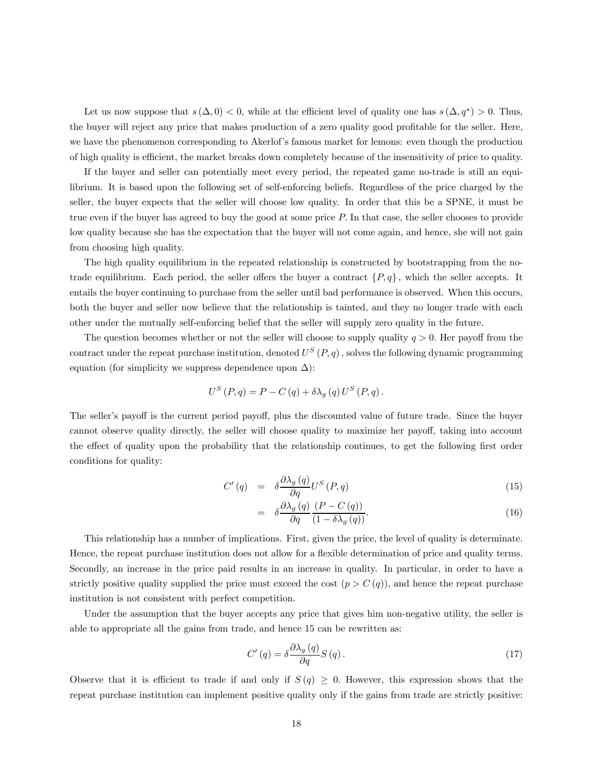Let us now suppose that $s(\Delta, 0) < 0$, while at the efficient level of quality one has $s(\Delta, q^*) > 0$. Thus, the buyer will reject any price that makes production of a zero quality good profitable for the seller. Here, we have the phenomenon corresponding to Akerlof's famous market for lemons: even though the production of high quality is efficient, the market breaks down completely because of the insensitivity of price to quality.

If the buyer and seller can potentially meet every period, the repeated game no-trade is still an equilibrium. It is based upon the following set of self-enforcing beliefs. Regardless of the price charged by the seller, the buyer expects that the seller will choose low quality. In order that this be a SPNE, it must be true even if the buyer has agreed to buy the good at some price $P$. In that case, the seller chooses to provide low quality because she has the expectation that the buyer will not come again, and hence, she will not gain from choosing high quality.

The high quality equilibrium in the repeated relationship is constructed by bootstrapping from the no-trade equilibrium. Each period, the seller offers the buyer a contract $\{P, q\}$, which the seller accepts. It entails the buyer continuing to purchase from the seller until bad performance is observed. When this occurs, both the buyer and seller now believe that the relationship is tainted, and they no longer trade with each other under the mutually self-enforcing belief that the seller will supply zero quality in the future.

The question becomes whether or not the seller will choose to supply quality $q > 0$. Her payoff from the contract under the repeat purchase institution, denoted $U^S(P, q)$, solves the following dynamic programming equation (for simplicity we suppress dependence upon $\Delta$):

$$U^S(P, q) = P - C(q) + \delta \lambda_g(q) U^S(P, q).$$

The seller's payoff is the current period payoff, plus the discounted value of future trade. Since the buyer cannot observe quality directly, the seller will choose quality to maximize her payoff, taking into account the effect of quality upon the probability that the relationship continues, to get the following first order conditions for quality:

$$C'(q) = \delta \frac{\partial \lambda_g(q)}{\partial q} U^S(P, q) \tag{15}$$

$$= \delta \frac{\partial \lambda_g(q)}{\partial q} \frac{(P - C(q))}{(1 - \delta \lambda_g(q))}. \tag{16}$$

This relationship has a number of implications. First, given the price, the level of quality is determinate. Hence, the repeat purchase institution does not allow for a flexible determination of price and quality terms. Secondly, an increase in the price paid results in an increase in quality. In particular, in order to have a strictly positive quality supplied the price must exceed the cost ($p > C(q)$), and hence the repeat purchase institution is not consistent with perfect competition.

Under the assumption that the buyer accepts any price that gives him non-negative utility, the seller is able to appropriate all the gains from trade, and hence 15 can be rewritten as:

$$C'(q) = \delta \frac{\partial \lambda_g(q)}{\partial q} S(q). \tag{17}$$

Observe that it is efficient to trade if and only if $S(q) \geq 0$. However, this expression shows that the repeat purchase institution can implement positive quality only if the gains from trade are strictly positive: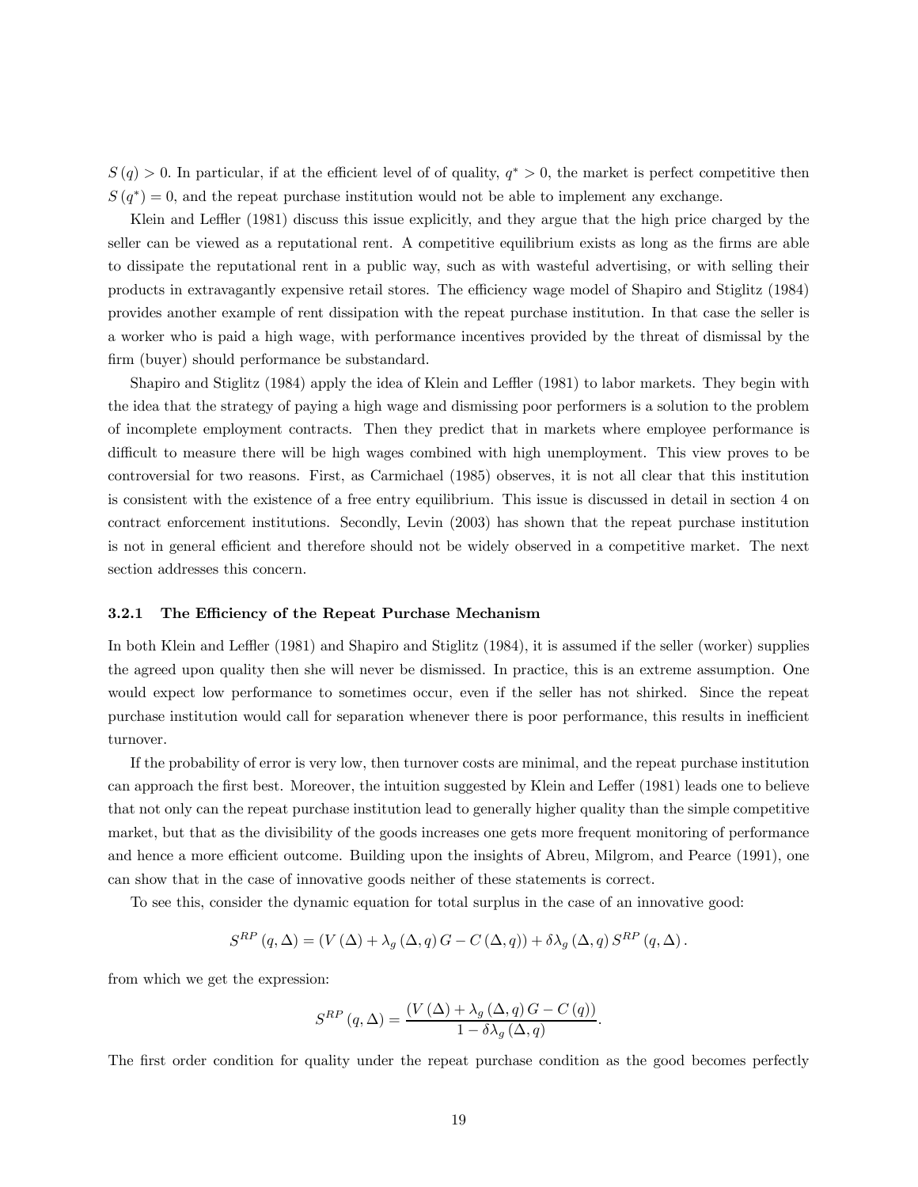$S(q) > 0$. In particular, if at the efficient level of of quality, $q^* > 0$, the market is perfect competitive then $S(q^*) = 0$, and the repeat purchase institution would not be able to implement any exchange.

Klein and Leffler (1981) discuss this issue explicitly, and they argue that the high price charged by the seller can be viewed as a reputational rent. A competitive equilibrium exists as long as the firms are able to dissipate the reputational rent in a public way, such as with wasteful advertising, or with selling their products in extravagantly expensive retail stores. The efficiency wage model of Shapiro and Stiglitz (1984) provides another example of rent dissipation with the repeat purchase institution. In that case the seller is a worker who is paid a high wage, with performance incentives provided by the threat of dismissal by the firm (buyer) should performance be substandard.

Shapiro and Stiglitz (1984) apply the idea of Klein and Leffler (1981) to labor markets. They begin with the idea that the strategy of paying a high wage and dismissing poor performers is a solution to the problem of incomplete employment contracts. Then they predict that in markets where employee performance is difficult to measure there will be high wages combined with high unemployment. This view proves to be controversial for two reasons. First, as Carmichael (1985) observes, it is not all clear that this institution is consistent with the existence of a free entry equilibrium. This issue is discussed in detail in section 4 on contract enforcement institutions. Secondly, Levin (2003) has shown that the repeat purchase institution is not in general efficient and therefore should not be widely observed in a competitive market. The next section addresses this concern.

### 3.2.1 The Efficiency of the Repeat Purchase Mechanism

In both Klein and Leffler (1981) and Shapiro and Stiglitz (1984), it is assumed if the seller (worker) supplies the agreed upon quality then she will never be dismissed. In practice, this is an extreme assumption. One would expect low performance to sometimes occur, even if the seller has not shirked. Since the repeat purchase institution would call for separation whenever there is poor performance, this results in inefficient turnover.

If the probability of error is very low, then turnover costs are minimal, and the repeat purchase institution can approach the first best. Moreover, the intuition suggested by Klein and Leffer (1981) leads one to believe that not only can the repeat purchase institution lead to generally higher quality than the simple competitive market, but that as the divisibility of the goods increases one gets more frequent monitoring of performance and hence a more efficient outcome. Building upon the insights of Abreu, Milgrom, and Pearce (1991), one can show that in the case of innovative goods neither of these statements is correct.

To see this, consider the dynamic equation for total surplus in the case of an innovative good:

$$S^{RP}(q, \Delta) = (V(\Delta) + \lambda_g(\Delta, q)G - C(\Delta, q)) + \delta\lambda_g(\Delta, q)S^{RP}(q, \Delta).$$

from which we get the expression:

$$S^{RP}(q, \Delta) = \frac{(V(\Delta) + \lambda_g(\Delta, q)G - C(q))}{1 - \delta\lambda_g(\Delta, q)}.$$

The first order condition for quality under the repeat purchase condition as the good becomes perfectly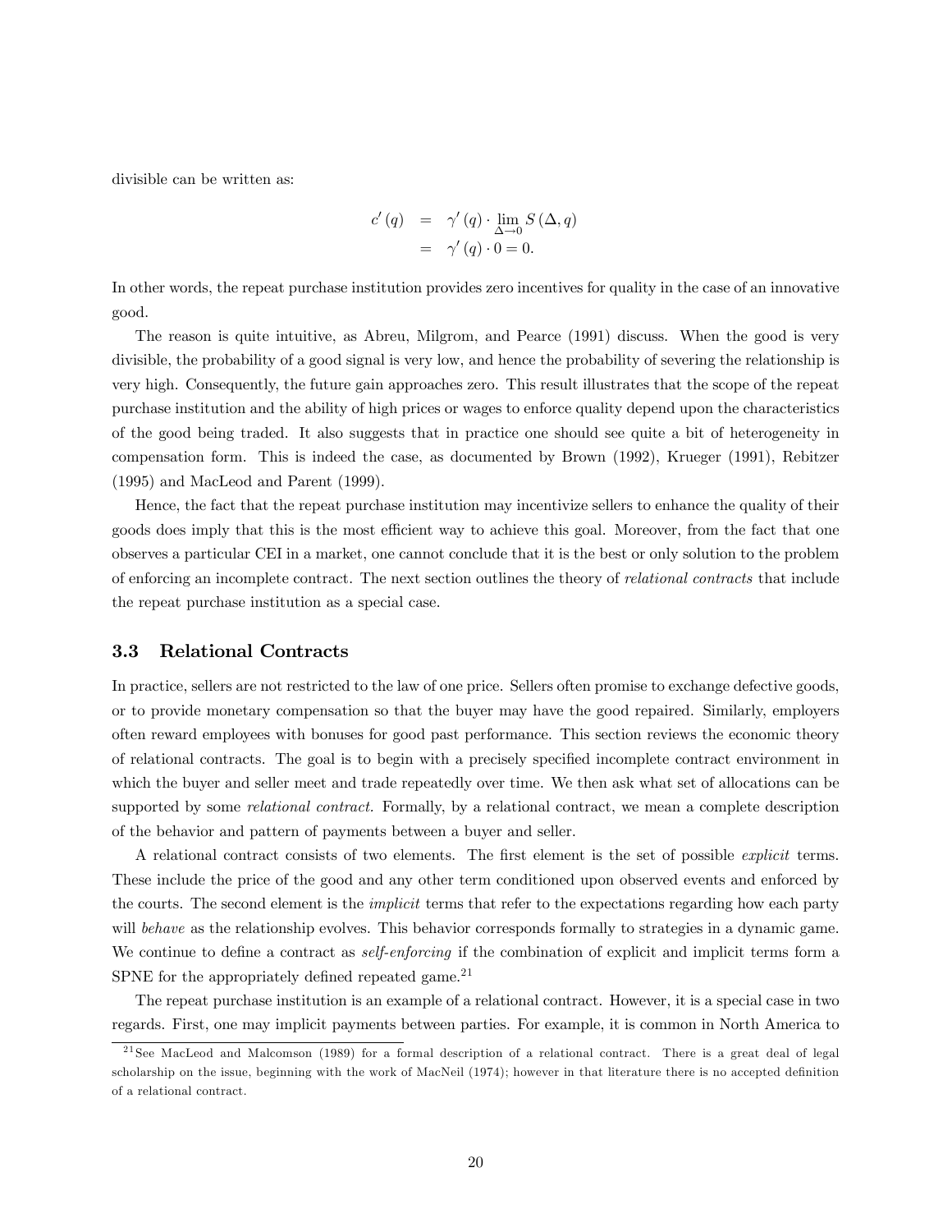divisible can be written as:

$$
\begin{aligned}
c'(q) &= \gamma'(q) \cdot \lim_{\Delta \to 0} S(\Delta, q) \\
&= \gamma'(q) \cdot 0 = 0.
\end{aligned}
$$

In other words, the repeat purchase institution provides zero incentives for quality in the case of an innovative good.

The reason is quite intuitive, as Abreu, Milgrom, and Pearce (1991) discuss. When the good is very divisible, the probability of a good signal is very low, and hence the probability of severing the relationship is very high. Consequently, the future gain approaches zero. This result illustrates that the scope of the repeat purchase institution and the ability of high prices or wages to enforce quality depend upon the characteristics of the good being traded. It also suggests that in practice one should see quite a bit of heterogeneity in compensation form. This is indeed the case, as documented by Brown (1992), Krueger (1991), Rebitzer (1995) and MacLeod and Parent (1999).

Hence, the fact that the repeat purchase institution may incentivize sellers to enhance the quality of their goods does imply that this is the most efficient way to achieve this goal. Moreover, from the fact that one observes a particular CEI in a market, one cannot conclude that it is the best or only solution to the problem of enforcing an incomplete contract. The next section outlines the theory of *relational contracts* that include the repeat purchase institution as a special case.

### 3.3 Relational Contracts

In practice, sellers are not restricted to the law of one price. Sellers often promise to exchange defective goods, or to provide monetary compensation so that the buyer may have the good repaired. Similarly, employers often reward employees with bonuses for good past performance. This section reviews the economic theory of relational contracts. The goal is to begin with a precisely specified incomplete contract environment in which the buyer and seller meet and trade repeatedly over time. We then ask what set of allocations can be supported by some *relational contract.* Formally, by a relational contract, we mean a complete description of the behavior and pattern of payments between a buyer and seller.

A relational contract consists of two elements. The first element is the set of possible *explicit* terms. These include the price of the good and any other term conditioned upon observed events and enforced by the courts. The second element is the *implicit* terms that refer to the expectations regarding how each party will *behave* as the relationship evolves. This behavior corresponds formally to strategies in a dynamic game. We continue to define a contract as *self-enforcing* if the combination of explicit and implicit terms form a SPNE for the appropriately defined repeated game.[21]

The repeat purchase institution is an example of a relational contract. However, it is a special case in two regards. First, one may implicit payments between parties. For example, it is common in North America to

[21] See MacLeod and Malcomson (1989) for a formal description of a relational contract. There is a great deal of legal scholarship on the issue, beginning with the work of MacNeil (1974); however in that literature there is no accepted definition of a relational contract.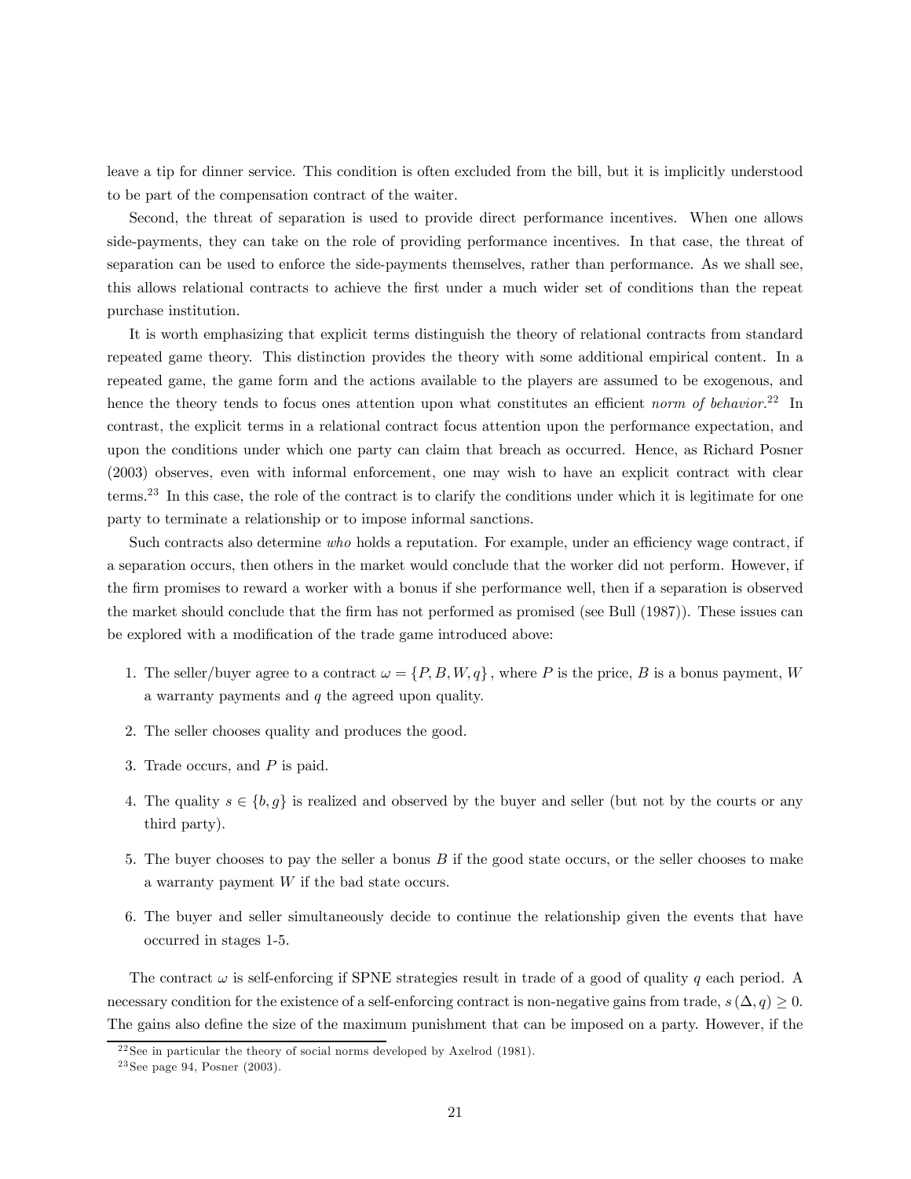leave a tip for dinner service. This condition is often excluded from the bill, but it is implicitly understood to be part of the compensation contract of the waiter.

Second, the threat of separation is used to provide direct performance incentives. When one allows side-payments, they can take on the role of providing performance incentives. In that case, the threat of separation can be used to enforce the side-payments themselves, rather than performance. As we shall see, this allows relational contracts to achieve the first under a much wider set of conditions than the repeat purchase institution.

It is worth emphasizing that explicit terms distinguish the theory of relational contracts from standard repeated game theory. This distinction provides the theory with some additional empirical content. In a repeated game, the game form and the actions available to the players are assumed to be exogenous, and hence the theory tends to focus ones attention upon what constitutes an efficient *norm of behavior.*[22] In contrast, the explicit terms in a relational contract focus attention upon the performance expectation, and upon the conditions under which one party can claim that breach as occurred. Hence, as Richard Posner (2003) observes, even with informal enforcement, one may wish to have an explicit contract with clear terms.[23] In this case, the role of the contract is to clarify the conditions under which it is legitimate for one party to terminate a relationship or to impose informal sanctions.

Such contracts also determine *who* holds a reputation. For example, under an efficiency wage contract, if a separation occurs, then others in the market would conclude that the worker did not perform. However, if the firm promises to reward a worker with a bonus if she performance well, then if a separation is observed the market should conclude that the firm has not performed as promised (see Bull (1987)). These issues can be explored with a modification of the trade game introduced above:

1. The seller/buyer agree to a contract $\omega = \{P, B, W, q\}$, where $P$ is the price, $B$ is a bonus payment, $W$ a warranty payments and $q$ the agreed upon quality.
2. The seller chooses quality and produces the good.
3. Trade occurs, and $P$ is paid.
4. The quality $s \in \{b, g\}$ is realized and observed by the buyer and seller (but not by the courts or any third party).
5. The buyer chooses to pay the seller a bonus $B$ if the good state occurs, or the seller chooses to make a warranty payment $W$ if the bad state occurs.
6. The buyer and seller simultaneously decide to continue the relationship given the events that have occurred in stages 1-5.

The contract $\omega$ is self-enforcing if SPNE strategies result in trade of a good of quality $q$ each period. A necessary condition for the existence of a self-enforcing contract is non-negative gains from trade, $s(\Delta, q) \geq 0$. The gains also define the size of the maximum punishment that can be imposed on a party. However, if the

[22] See in particular the theory of social norms developed by Axelrod (1981).

[23] See page 94, Posner (2003).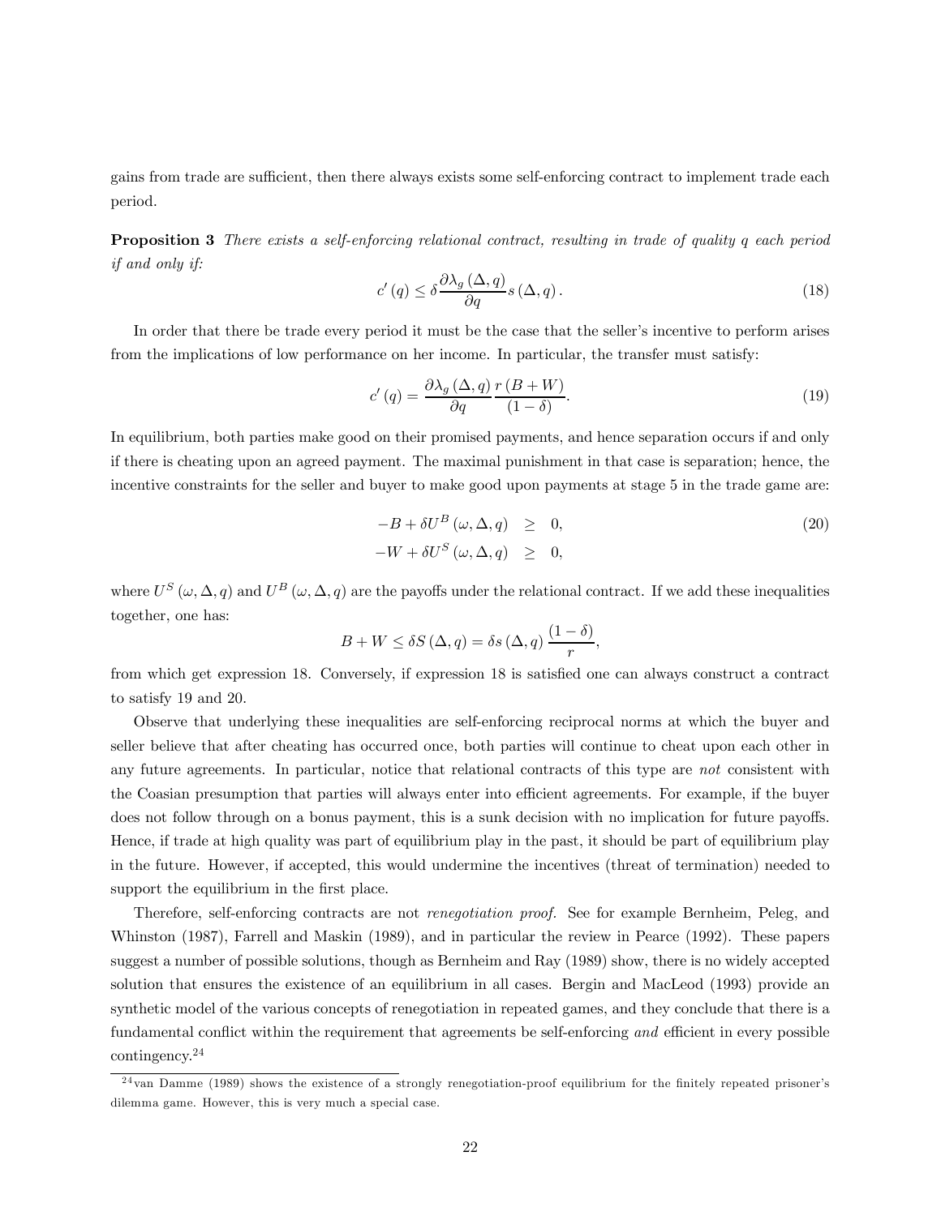gains from trade are sufficient, then there always exists some self-enforcing contract to implement trade each period.

**Proposition 3** *There exists a self-enforcing relational contract, resulting in trade of quality q each period if and only if:*

$$c'(q) \leq \delta \frac{\partial \lambda_g(\Delta, q)}{\partial q} s(\Delta, q). \tag{18}$$

In order that there be trade every period it must be the case that the seller's incentive to perform arises from the implications of low performance on her income. In particular, the transfer must satisfy:

$$c'(q) = \frac{\partial \lambda_g(\Delta, q)}{\partial q} \frac{r(B+W)}{(1-\delta)}. \tag{19}$$

In equilibrium, both parties make good on their promised payments, and hence separation occurs if and only if there is cheating upon an agreed payment. The maximal punishment in that case is separation; hence, the incentive constraints for the seller and buyer to make good upon payments at stage 5 in the trade game are:

$$\begin{aligned} -B + \delta U^B(\omega, \Delta, q) &\geq 0, \\ -W + \delta U^S(\omega, \Delta, q) &\geq 0, \end{aligned} \tag{20}$$

where $U^S(\omega, \Delta, q)$ and $U^B(\omega, \Delta, q)$ are the payoffs under the relational contract. If we add these inequalities together, one has:

$$B + W \leq \delta S(\Delta, q) = \delta s(\Delta, q) \frac{(1-\delta)}{r},$$

from which get expression 18. Conversely, if expression 18 is satisfied one can always construct a contract to satisfy 19 and 20.

Observe that underlying these inequalities are self-enforcing reciprocal norms at which the buyer and seller believe that after cheating has occurred once, both parties will continue to cheat upon each other in any future agreements. In particular, notice that relational contracts of this type are *not* consistent with the Coasian presumption that parties will always enter into efficient agreements. For example, if the buyer does not follow through on a bonus payment, this is a sunk decision with no implication for future payoffs. Hence, if trade at high quality was part of equilibrium play in the past, it should be part of equilibrium play in the future. However, if accepted, this would undermine the incentives (threat of termination) needed to support the equilibrium in the first place.

Therefore, self-enforcing contracts are not *renegotiation proof.* See for example Bernheim, Peleg, and Whinston (1987), Farrell and Maskin (1989), and in particular the review in Pearce (1992). These papers suggest a number of possible solutions, though as Bernheim and Ray (1989) show, there is no widely accepted solution that ensures the existence of an equilibrium in all cases. Bergin and MacLeod (1993) provide an synthetic model of the various concepts of renegotiation in repeated games, and they conclude that there is a fundamental conflict within the requirement that agreements be self-enforcing *and* efficient in every possible contingency.[24]

[24] van Damme (1989) shows the existence of a strongly renegotiation-proof equilibrium for the finitely repeated prisoner's dilemma game. However, this is very much a special case.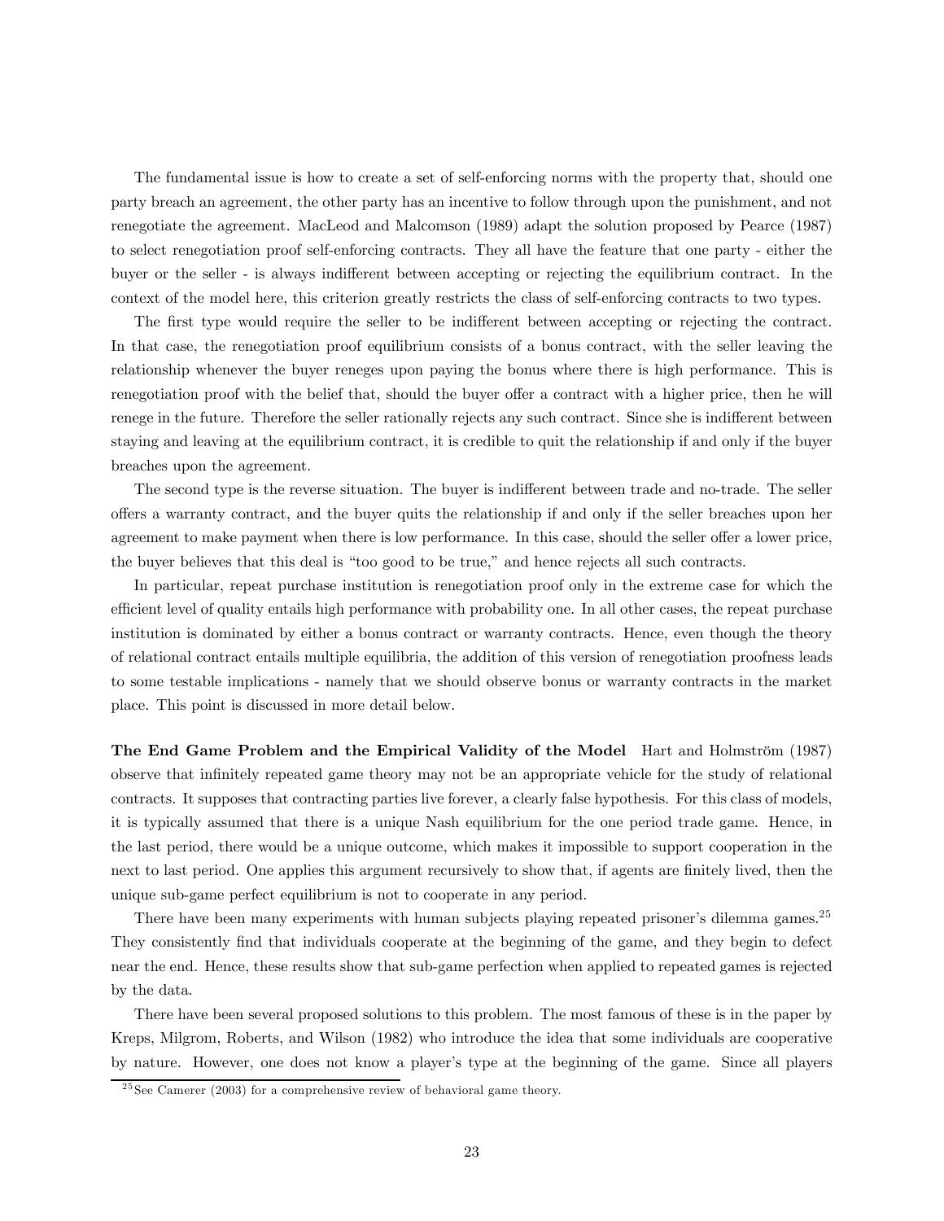The fundamental issue is how to create a set of self-enforcing norms with the property that, should one party breach an agreement, the other party has an incentive to follow through upon the punishment, and not renegotiate the agreement. MacLeod and Malcomson (1989) adapt the solution proposed by Pearce (1987) to select renegotiation proof self-enforcing contracts. They all have the feature that one party - either the buyer or the seller - is always indifferent between accepting or rejecting the equilibrium contract. In the context of the model here, this criterion greatly restricts the class of self-enforcing contracts to two types.

The first type would require the seller to be indifferent between accepting or rejecting the contract. In that case, the renegotiation proof equilibrium consists of a bonus contract, with the seller leaving the relationship whenever the buyer reneges upon paying the bonus where there is high performance. This is renegotiation proof with the belief that, should the buyer offer a contract with a higher price, then he will renege in the future. Therefore the seller rationally rejects any such contract. Since she is indifferent between staying and leaving at the equilibrium contract, it is credible to quit the relationship if and only if the buyer breaches upon the agreement.

The second type is the reverse situation. The buyer is indifferent between trade and no-trade. The seller offers a warranty contract, and the buyer quits the relationship if and only if the seller breaches upon her agreement to make payment when there is low performance. In this case, should the seller offer a lower price, the buyer believes that this deal is "too good to be true," and hence rejects all such contracts.

In particular, repeat purchase institution is renegotiation proof only in the extreme case for which the efficient level of quality entails high performance with probability one. In all other cases, the repeat purchase institution is dominated by either a bonus contract or warranty contracts. Hence, even though the theory of relational contract entails multiple equilibria, the addition of this version of renegotiation proofness leads to some testable implications - namely that we should observe bonus or warranty contracts in the market place. This point is discussed in more detail below.

**The End Game Problem and the Empirical Validity of the Model** Hart and Holmström (1987) observe that infinitely repeated game theory may not be an appropriate vehicle for the study of relational contracts. It supposes that contracting parties live forever, a clearly false hypothesis. For this class of models, it is typically assumed that there is a unique Nash equilibrium for the one period trade game. Hence, in the last period, there would be a unique outcome, which makes it impossible to support cooperation in the next to last period. One applies this argument recursively to show that, if agents are finitely lived, then the unique sub-game perfect equilibrium is not to cooperate in any period.

There have been many experiments with human subjects playing repeated prisoner's dilemma games.[25] They consistently find that individuals cooperate at the beginning of the game, and they begin to defect near the end. Hence, these results show that sub-game perfection when applied to repeated games is rejected by the data.

There have been several proposed solutions to this problem. The most famous of these is in the paper by Kreps, Milgrom, Roberts, and Wilson (1982) who introduce the idea that some individuals are cooperative by nature. However, one does not know a player's type at the beginning of the game. Since all players

[25] See Camerer (2003) for a comprehensive review of behavioral game theory.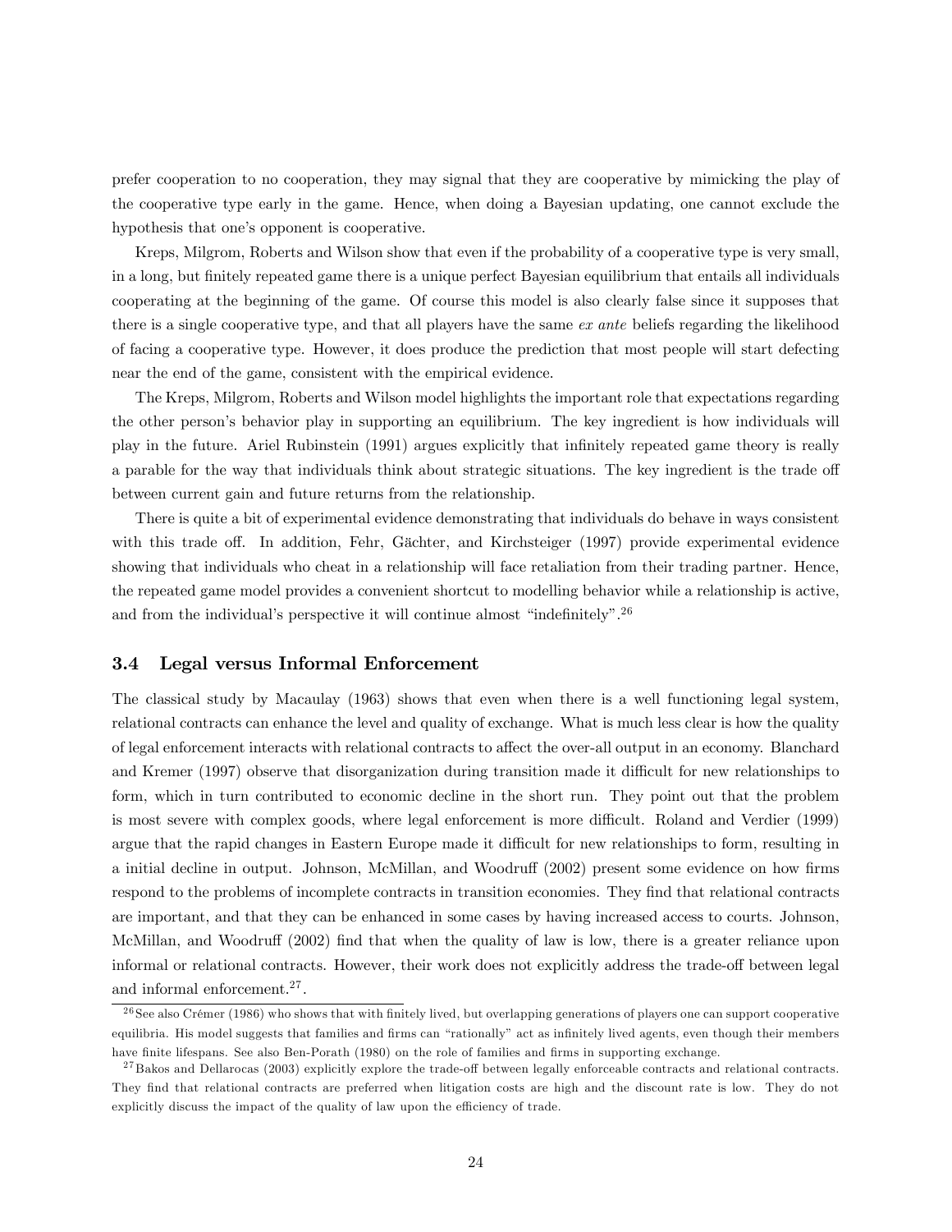prefer cooperation to no cooperation, they may signal that they are cooperative by mimicking the play of the cooperative type early in the game. Hence, when doing a Bayesian updating, one cannot exclude the hypothesis that one's opponent is cooperative.

Kreps, Milgrom, Roberts and Wilson show that even if the probability of a cooperative type is very small, in a long, but finitely repeated game there is a unique perfect Bayesian equilibrium that entails all individuals cooperating at the beginning of the game. Of course this model is also clearly false since it supposes that there is a single cooperative type, and that all players have the same *ex ante* beliefs regarding the likelihood of facing a cooperative type. However, it does produce the prediction that most people will start defecting near the end of the game, consistent with the empirical evidence.

The Kreps, Milgrom, Roberts and Wilson model highlights the important role that expectations regarding the other person's behavior play in supporting an equilibrium. The key ingredient is how individuals will play in the future. Ariel Rubinstein (1991) argues explicitly that infinitely repeated game theory is really a parable for the way that individuals think about strategic situations. The key ingredient is the trade off between current gain and future returns from the relationship.

There is quite a bit of experimental evidence demonstrating that individuals do behave in ways consistent with this trade off. In addition, Fehr, Gächter, and Kirchsteiger (1997) provide experimental evidence showing that individuals who cheat in a relationship will face retaliation from their trading partner. Hence, the repeated game model provides a convenient shortcut to modelling behavior while a relationship is active, and from the individual's perspective it will continue almost "indefinitely".[26]

### 3.4 Legal versus Informal Enforcement

The classical study by Macaulay (1963) shows that even when there is a well functioning legal system, relational contracts can enhance the level and quality of exchange. What is much less clear is how the quality of legal enforcement interacts with relational contracts to affect the over-all output in an economy. Blanchard and Kremer (1997) observe that disorganization during transition made it difficult for new relationships to form, which in turn contributed to economic decline in the short run. They point out that the problem is most severe with complex goods, where legal enforcement is more difficult. Roland and Verdier (1999) argue that the rapid changes in Eastern Europe made it difficult for new relationships to form, resulting in a initial decline in output. Johnson, McMillan, and Woodruff (2002) present some evidence on how firms respond to the problems of incomplete contracts in transition economies. They find that relational contracts are important, and that they can be enhanced in some cases by having increased access to courts. Johnson, McMillan, and Woodruff (2002) find that when the quality of law is low, there is a greater reliance upon informal or relational contracts. However, their work does not explicitly address the trade-off between legal and informal enforcement.[27].

[26] See also Crémer (1986) who shows that with finitely lived, but overlapping generations of players one can support cooperative equilibria. His model suggests that families and firms can "rationally" act as infinitely lived agents, even though their members have finite lifespans. See also Ben-Porath (1980) on the role of families and firms in supporting exchange.

[27] Bakos and Dellarocas (2003) explicitly explore the trade-off between legally enforceable contracts and relational contracts. They find that relational contracts are preferred when litigation costs are high and the discount rate is low. They do not explicitly discuss the impact of the quality of law upon the efficiency of trade.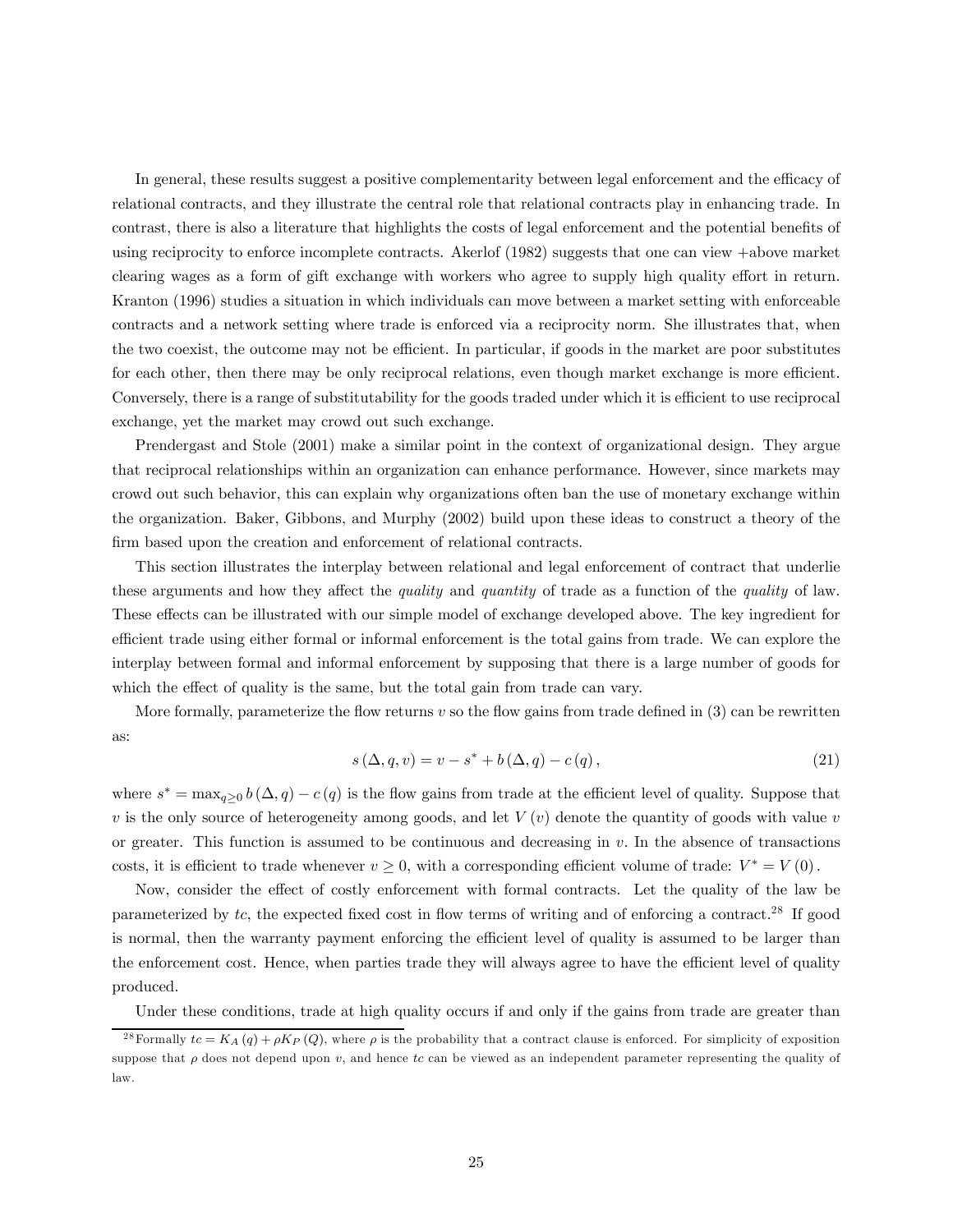In general, these results suggest a positive complementarity between legal enforcement and the efficacy of relational contracts, and they illustrate the central role that relational contracts play in enhancing trade. In contrast, there is also a literature that highlights the costs of legal enforcement and the potential benefits of using reciprocity to enforce incomplete contracts. Akerlof (1982) suggests that one can view +above market clearing wages as a form of gift exchange with workers who agree to supply high quality effort in return. Kranton (1996) studies a situation in which individuals can move between a market setting with enforceable contracts and a network setting where trade is enforced via a reciprocity norm. She illustrates that, when the two coexist, the outcome may not be efficient. In particular, if goods in the market are poor substitutes for each other, then there may be only reciprocal relations, even though market exchange is more efficient. Conversely, there is a range of substitutability for the goods traded under which it is efficient to use reciprocal exchange, yet the market may crowd out such exchange.

Prendergast and Stole (2001) make a similar point in the context of organizational design. They argue that reciprocal relationships within an organization can enhance performance. However, since markets may crowd out such behavior, this can explain why organizations often ban the use of monetary exchange within the organization. Baker, Gibbons, and Murphy (2002) build upon these ideas to construct a theory of the firm based upon the creation and enforcement of relational contracts.

This section illustrates the interplay between relational and legal enforcement of contract that underlie these arguments and how they affect the *quality* and *quantity* of trade as a function of the *quality* of law. These effects can be illustrated with our simple model of exchange developed above. The key ingredient for efficient trade using either formal or informal enforcement is the total gains from trade. We can explore the interplay between formal and informal enforcement by supposing that there is a large number of goods for which the effect of quality is the same, but the total gain from trade can vary.

More formally, parameterize the flow returns $v$ so the flow gains from trade defined in (3) can be rewritten as:

$$s(\Delta, q, v) = v - s^* + b(\Delta, q) - c(q), \tag{21}$$

where $s^* = \max_{q \geq 0} b(\Delta, q) - c(q)$ is the flow gains from trade at the efficient level of quality. Suppose that $v$ is the only source of heterogeneity among goods, and let $V(v)$ denote the quantity of goods with value $v$ or greater. This function is assumed to be continuous and decreasing in $v$. In the absence of transactions costs, it is efficient to trade whenever $v \geq 0$, with a corresponding efficient volume of trade: $V^* = V(0)$.

Now, consider the effect of costly enforcement with formal contracts. Let the quality of the law be parameterized by $tc$, the expected fixed cost in flow terms of writing and of enforcing a contract.[28] If good is normal, then the warranty payment enforcing the efficient level of quality is assumed to be larger than the enforcement cost. Hence, when parties trade they will always agree to have the efficient level of quality produced.

Under these conditions, trade at high quality occurs if and only if the gains from trade are greater than

[28] Formally $tc = K_A(q) + \rho K_P(Q)$, where $\rho$ is the probability that a contract clause is enforced. For simplicity of exposition suppose that $\rho$ does not depend upon $v$, and hence $tc$ can be viewed as an independent parameter representing the quality of law.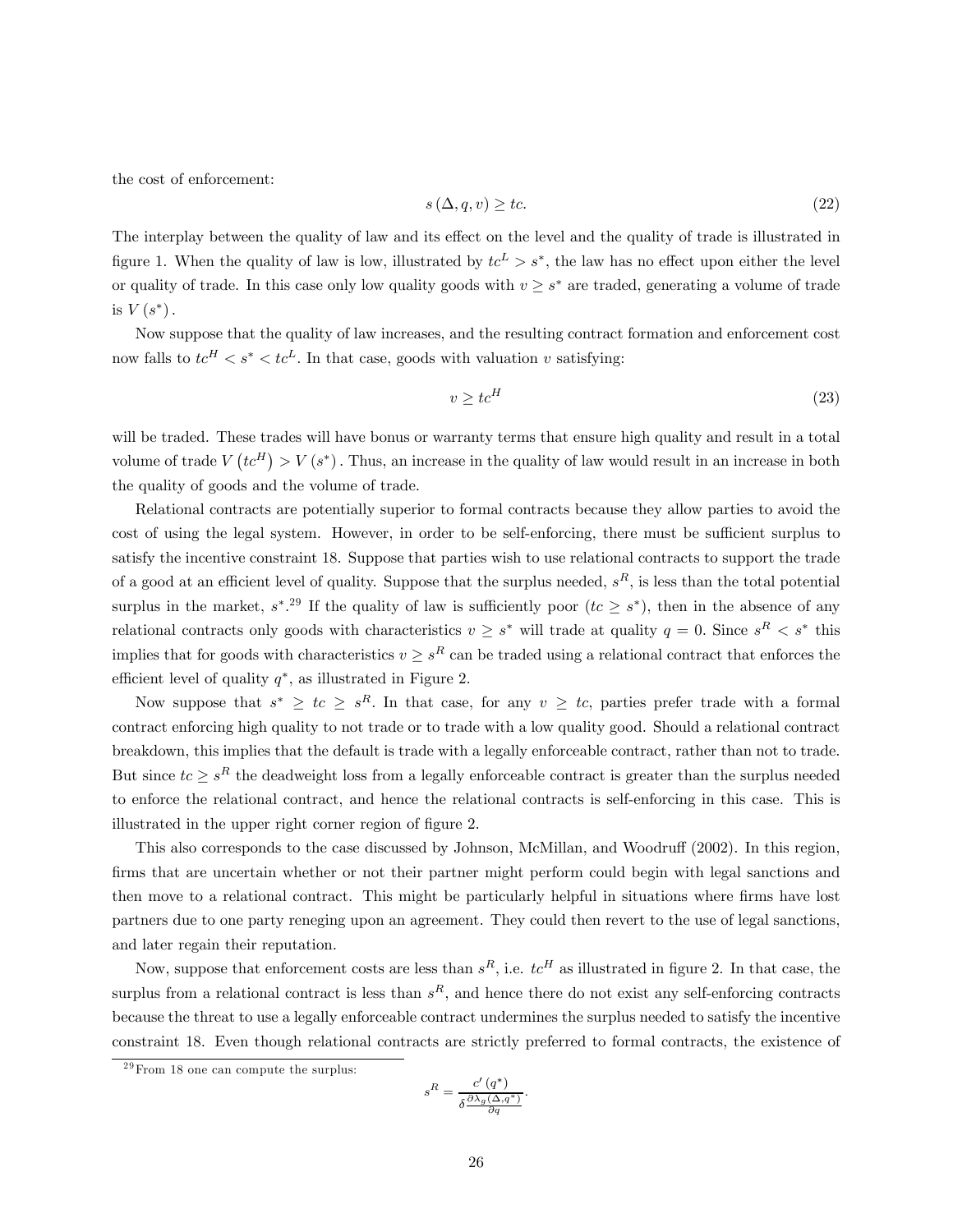the cost of enforcement:

$$s(\Delta, q, v) \geq tc. \tag{22}$$

The interplay between the quality of law and its effect on the level and the quality of trade is illustrated in figure 1. When the quality of law is low, illustrated by $tc^L > s^*$, the law has no effect upon either the level or quality of trade. In this case only low quality goods with $v \geq s^*$ are traded, generating a volume of trade is $V(s^*)$.

Now suppose that the quality of law increases, and the resulting contract formation and enforcement cost now falls to $tc^H < s^* < tc^L$. In that case, goods with valuation $v$ satisfying:

$$v \geq tc^H \tag{23}$$

will be traded. These trades will have bonus or warranty terms that ensure high quality and result in a total volume of trade $V(tc^H) > V(s^*)$. Thus, an increase in the quality of law would result in an increase in both the quality of goods and the volume of trade.

Relational contracts are potentially superior to formal contracts because they allow parties to avoid the cost of using the legal system. However, in order to be self-enforcing, there must be sufficient surplus to satisfy the incentive constraint 18. Suppose that parties wish to use relational contracts to support the trade of a good at an efficient level of quality. Suppose that the surplus needed, $s^R$, is less than the total potential surplus in the market, $s^*$.[29] If the quality of law is sufficiently poor ($tc \geq s^*$), then in the absence of any relational contracts only goods with characteristics $v \geq s^*$ will trade at quality $q = 0$. Since $s^R < s^*$ this implies that for goods with characteristics $v \geq s^R$ can be traded using a relational contract that enforces the efficient level of quality $q^*$, as illustrated in Figure 2.

Now suppose that $s^* \geq tc \geq s^R$. In that case, for any $v \geq tc$, parties prefer trade with a formal contract enforcing high quality to not trade or to trade with a low quality good. Should a relational contract breakdown, this implies that the default is trade with a legally enforceable contract, rather than not to trade. But since $tc \geq s^R$ the deadweight loss from a legally enforceable contract is greater than the surplus needed to enforce the relational contract, and hence the relational contracts is self-enforcing in this case. This is illustrated in the upper right corner region of figure 2.

This also corresponds to the case discussed by Johnson, McMillan, and Woodruff (2002). In this region, firms that are uncertain whether or not their partner might perform could begin with legal sanctions and then move to a relational contract. This might be particularly helpful in situations where firms have lost partners due to one party reneging upon an agreement. They could then revert to the use of legal sanctions, and later regain their reputation.

Now, suppose that enforcement costs are less than $s^R$, i.e. $tc^H$ as illustrated in figure 2. In that case, the surplus from a relational contract is less than $s^R$, and hence there do not exist any self-enforcing contracts because the threat to use a legally enforceable contract undermines the surplus needed to satisfy the incentive constraint 18. Even though relational contracts are strictly preferred to formal contracts, the existence of

[29] From 18 one can compute the surplus:

$$s^R = \frac{c'(q^*)}{\delta \frac{\partial \lambda_g(\Delta, q^*)}{\partial q}}.$$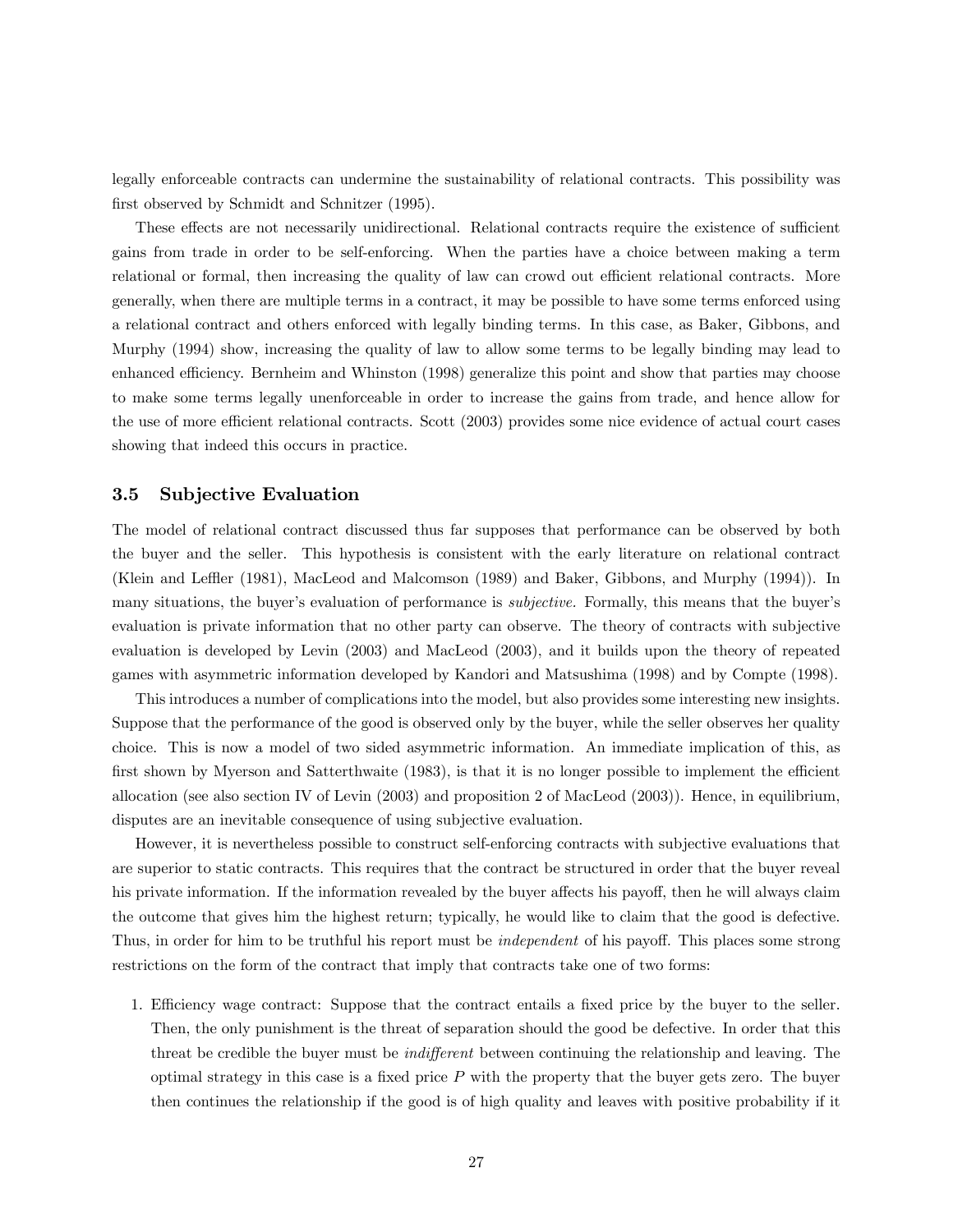legally enforceable contracts can undermine the sustainability of relational contracts. This possibility was first observed by Schmidt and Schnitzer (1995).

These effects are not necessarily unidirectional. Relational contracts require the existence of sufficient gains from trade in order to be self-enforcing. When the parties have a choice between making a term relational or formal, then increasing the quality of law can crowd out efficient relational contracts. More generally, when there are multiple terms in a contract, it may be possible to have some terms enforced using a relational contract and others enforced with legally binding terms. In this case, as Baker, Gibbons, and Murphy (1994) show, increasing the quality of law to allow some terms to be legally binding may lead to enhanced efficiency. Bernheim and Whinston (1998) generalize this point and show that parties may choose to make some terms legally unenforceable in order to increase the gains from trade, and hence allow for the use of more efficient relational contracts. Scott (2003) provides some nice evidence of actual court cases showing that indeed this occurs in practice.

### 3.5 Subjective Evaluation

The model of relational contract discussed thus far supposes that performance can be observed by both the buyer and the seller. This hypothesis is consistent with the early literature on relational contract (Klein and Leffler (1981), MacLeod and Malcomson (1989) and Baker, Gibbons, and Murphy (1994)). In many situations, the buyer's evaluation of performance is *subjective.* Formally, this means that the buyer's evaluation is private information that no other party can observe. The theory of contracts with subjective evaluation is developed by Levin (2003) and MacLeod (2003), and it builds upon the theory of repeated games with asymmetric information developed by Kandori and Matsushima (1998) and by Compte (1998).

This introduces a number of complications into the model, but also provides some interesting new insights. Suppose that the performance of the good is observed only by the buyer, while the seller observes her quality choice. This is now a model of two sided asymmetric information. An immediate implication of this, as first shown by Myerson and Satterthwaite (1983), is that it is no longer possible to implement the efficient allocation (see also section IV of Levin (2003) and proposition 2 of MacLeod (2003)). Hence, in equilibrium, disputes are an inevitable consequence of using subjective evaluation.

However, it is nevertheless possible to construct self-enforcing contracts with subjective evaluations that are superior to static contracts. This requires that the contract be structured in order that the buyer reveal his private information. If the information revealed by the buyer affects his payoff, then he will always claim the outcome that gives him the highest return; typically, he would like to claim that the good is defective. Thus, in order for him to be truthful his report must be *independent* of his payoff. This places some strong restrictions on the form of the contract that imply that contracts take one of two forms:

1. Efficiency wage contract: Suppose that the contract entails a fixed price by the buyer to the seller. Then, the only punishment is the threat of separation should the good be defective. In order that this threat be credible the buyer must be *indifferent* between continuing the relationship and leaving. The optimal strategy in this case is a fixed price $P$ with the property that the buyer gets zero. The buyer then continues the relationship if the good is of high quality and leaves with positive probability if it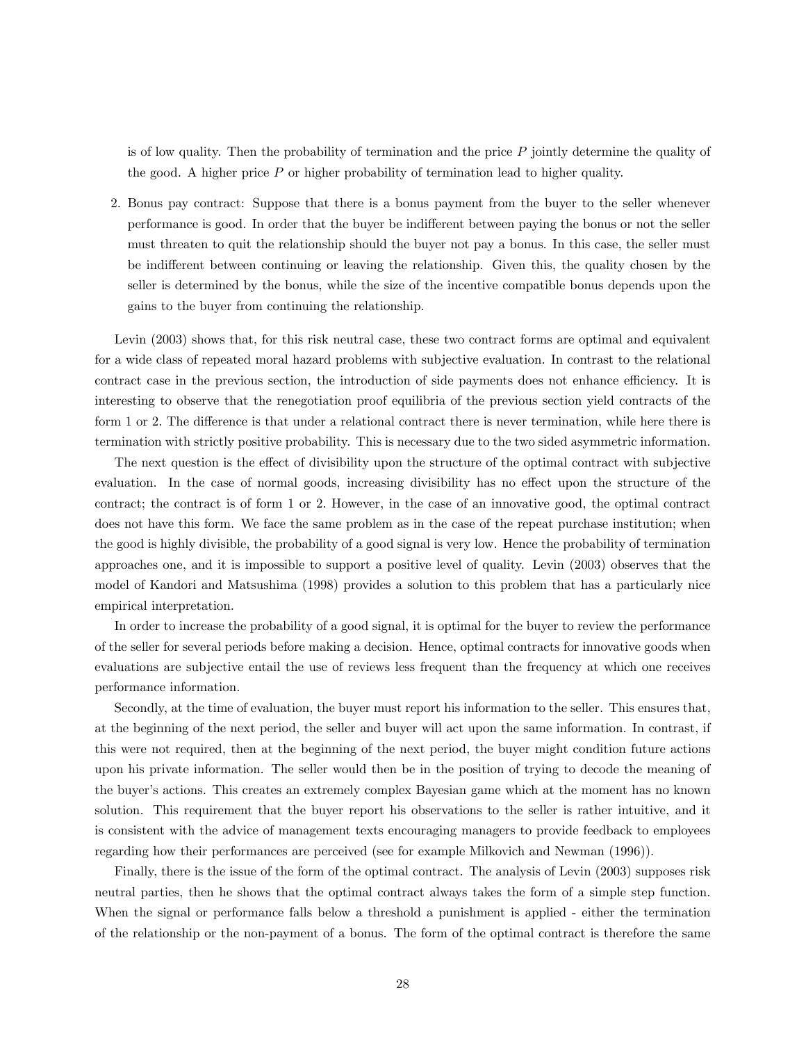is of low quality. Then the probability of termination and the price $P$ jointly determine the quality of the good. A higher price $P$ or higher probability of termination lead to higher quality.

2. Bonus pay contract: Suppose that there is a bonus payment from the buyer to the seller whenever performance is good. In order that the buyer be indifferent between paying the bonus or not the seller must threaten to quit the relationship should the buyer not pay a bonus. In this case, the seller must be indifferent between continuing or leaving the relationship. Given this, the quality chosen by the seller is determined by the bonus, while the size of the incentive compatible bonus depends upon the gains to the buyer from continuing the relationship.

Levin (2003) shows that, for this risk neutral case, these two contract forms are optimal and equivalent for a wide class of repeated moral hazard problems with subjective evaluation. In contrast to the relational contract case in the previous section, the introduction of side payments does not enhance efficiency. It is interesting to observe that the renegotiation proof equilibria of the previous section yield contracts of the form 1 or 2. The difference is that under a relational contract there is never termination, while here there is termination with strictly positive probability. This is necessary due to the two sided asymmetric information.

The next question is the effect of divisibility upon the structure of the optimal contract with subjective evaluation. In the case of normal goods, increasing divisibility has no effect upon the structure of the contract; the contract is of form 1 or 2. However, in the case of an innovative good, the optimal contract does not have this form. We face the same problem as in the case of the repeat purchase institution; when the good is highly divisible, the probability of a good signal is very low. Hence the probability of termination approaches one, and it is impossible to support a positive level of quality. Levin (2003) observes that the model of Kandori and Matsushima (1998) provides a solution to this problem that has a particularly nice empirical interpretation.

In order to increase the probability of a good signal, it is optimal for the buyer to review the performance of the seller for several periods before making a decision. Hence, optimal contracts for innovative goods when evaluations are subjective entail the use of reviews less frequent than the frequency at which one receives performance information.

Secondly, at the time of evaluation, the buyer must report his information to the seller. This ensures that, at the beginning of the next period, the seller and buyer will act upon the same information. In contrast, if this were not required, then at the beginning of the next period, the buyer might condition future actions upon his private information. The seller would then be in the position of trying to decode the meaning of the buyer's actions. This creates an extremely complex Bayesian game which at the moment has no known solution. This requirement that the buyer report his observations to the seller is rather intuitive, and it is consistent with the advice of management texts encouraging managers to provide feedback to employees regarding how their performances are perceived (see for example Milkovich and Newman (1996)).

Finally, there is the issue of the form of the optimal contract. The analysis of Levin (2003) supposes risk neutral parties, then he shows that the optimal contract always takes the form of a simple step function. When the signal or performance falls below a threshold a punishment is applied - either the termination of the relationship or the non-payment of a bonus. The form of the optimal contract is therefore the same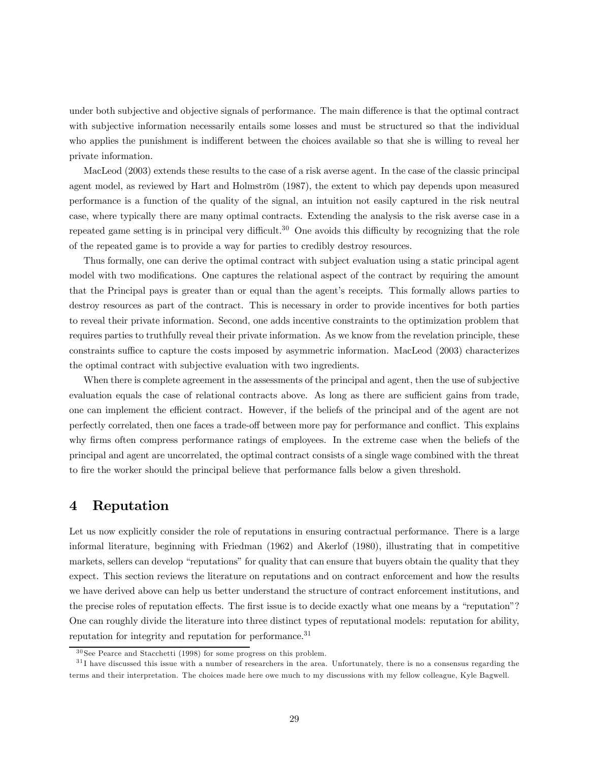under both subjective and objective signals of performance. The main difference is that the optimal contract with subjective information necessarily entails some losses and must be structured so that the individual who applies the punishment is indifferent between the choices available so that she is willing to reveal her private information.

MacLeod (2003) extends these results to the case of a risk averse agent. In the case of the classic principal agent model, as reviewed by Hart and Holmström (1987), the extent to which pay depends upon measured performance is a function of the quality of the signal, an intuition not easily captured in the risk neutral case, where typically there are many optimal contracts. Extending the analysis to the risk averse case in a repeated game setting is in principal very difficult.[30] One avoids this difficulty by recognizing that the role of the repeated game is to provide a way for parties to credibly destroy resources.

Thus formally, one can derive the optimal contract with subject evaluation using a static principal agent model with two modifications. One captures the relational aspect of the contract by requiring the amount that the Principal pays is greater than or equal than the agent's receipts. This formally allows parties to destroy resources as part of the contract. This is necessary in order to provide incentives for both parties to reveal their private information. Second, one adds incentive constraints to the optimization problem that requires parties to truthfully reveal their private information. As we know from the revelation principle, these constraints suffice to capture the costs imposed by asymmetric information. MacLeod (2003) characterizes the optimal contract with subjective evaluation with two ingredients.

When there is complete agreement in the assessments of the principal and agent, then the use of subjective evaluation equals the case of relational contracts above. As long as there are sufficient gains from trade, one can implement the efficient contract. However, if the beliefs of the principal and of the agent are not perfectly correlated, then one faces a trade-off between more pay for performance and conflict. This explains why firms often compress performance ratings of employees. In the extreme case when the beliefs of the principal and agent are uncorrelated, the optimal contract consists of a single wage combined with the threat to fire the worker should the principal believe that performance falls below a given threshold.

# 4 Reputation

Let us now explicitly consider the role of reputations in ensuring contractual performance. There is a large informal literature, beginning with Friedman (1962) and Akerlof (1980), illustrating that in competitive markets, sellers can develop "reputations" for quality that can ensure that buyers obtain the quality that they expect. This section reviews the literature on reputations and on contract enforcement and how the results we have derived above can help us better understand the structure of contract enforcement institutions, and the precise roles of reputation effects. The first issue is to decide exactly what one means by a "reputation"? One can roughly divide the literature into three distinct types of reputational models: reputation for ability, reputation for integrity and reputation for performance.[31]

[30] See Pearce and Stacchetti (1998) for some progress on this problem.

[31] I have discussed this issue with a number of researchers in the area. Unfortunately, there is no a consensus regarding the terms and their interpretation. The choices made here owe much to my discussions with my fellow colleague, Kyle Bagwell.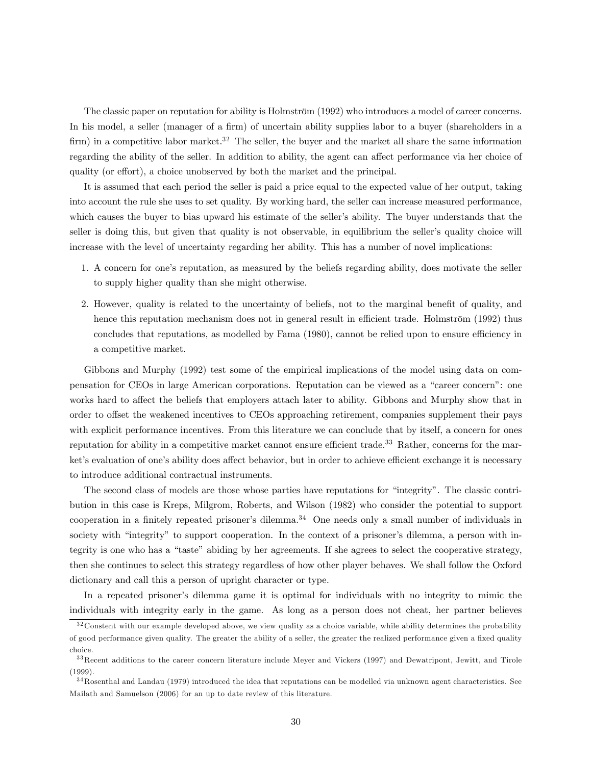The classic paper on reputation for ability is Holmström (1992) who introduces a model of career concerns. In his model, a seller (manager of a firm) of uncertain ability supplies labor to a buyer (shareholders in a firm) in a competitive labor market.[32] The seller, the buyer and the market all share the same information regarding the ability of the seller. In addition to ability, the agent can affect performance via her choice of quality (or effort), a choice unobserved by both the market and the principal.

It is assumed that each period the seller is paid a price equal to the expected value of her output, taking into account the rule she uses to set quality. By working hard, the seller can increase measured performance, which causes the buyer to bias upward his estimate of the seller's ability. The buyer understands that the seller is doing this, but given that quality is not observable, in equilibrium the seller's quality choice will increase with the level of uncertainty regarding her ability. This has a number of novel implications:

1. A concern for one's reputation, as measured by the beliefs regarding ability, does motivate the seller to supply higher quality than she might otherwise.
2. However, quality is related to the uncertainty of beliefs, not to the marginal benefit of quality, and hence this reputation mechanism does not in general result in efficient trade. Holmström (1992) thus concludes that reputations, as modelled by Fama (1980), cannot be relied upon to ensure efficiency in a competitive market.

Gibbons and Murphy (1992) test some of the empirical implications of the model using data on compensation for CEOs in large American corporations. Reputation can be viewed as a "career concern": one works hard to affect the beliefs that employers attach later to ability. Gibbons and Murphy show that in order to offset the weakened incentives to CEOs approaching retirement, companies supplement their pays with explicit performance incentives. From this literature we can conclude that by itself, a concern for ones reputation for ability in a competitive market cannot ensure efficient trade.[33] Rather, concerns for the market's evaluation of one's ability does affect behavior, but in order to achieve efficient exchange it is necessary to introduce additional contractual instruments.

The second class of models are those whose parties have reputations for "integrity". The classic contribution in this case is Kreps, Milgrom, Roberts, and Wilson (1982) who consider the potential to support cooperation in a finitely repeated prisoner's dilemma.[34] One needs only a small number of individuals in society with "integrity" to support cooperation. In the context of a prisoner's dilemma, a person with integrity is one who has a "taste" abiding by her agreements. If she agrees to select the cooperative strategy, then she continues to select this strategy regardless of how other player behaves. We shall follow the Oxford dictionary and call this a person of upright character or type.

In a repeated prisoner's dilemma game it is optimal for individuals with no integrity to mimic the individuals with integrity early in the game. As long as a person does not cheat, her partner believes

[32] Constent with our example developed above, we view quality as a choice variable, while ability determines the probability of good performance given quality. The greater the ability of a seller, the greater the realized performance given a fixed quality choice.

[33] Recent additions to the career concern literature include Meyer and Vickers (1997) and Dewatripont, Jewitt, and Tirole (1999).

[34] Rosenthal and Landau (1979) introduced the idea that reputations can be modelled via unknown agent characteristics. See Mailath and Samuelson (2006) for an up to date review of this literature.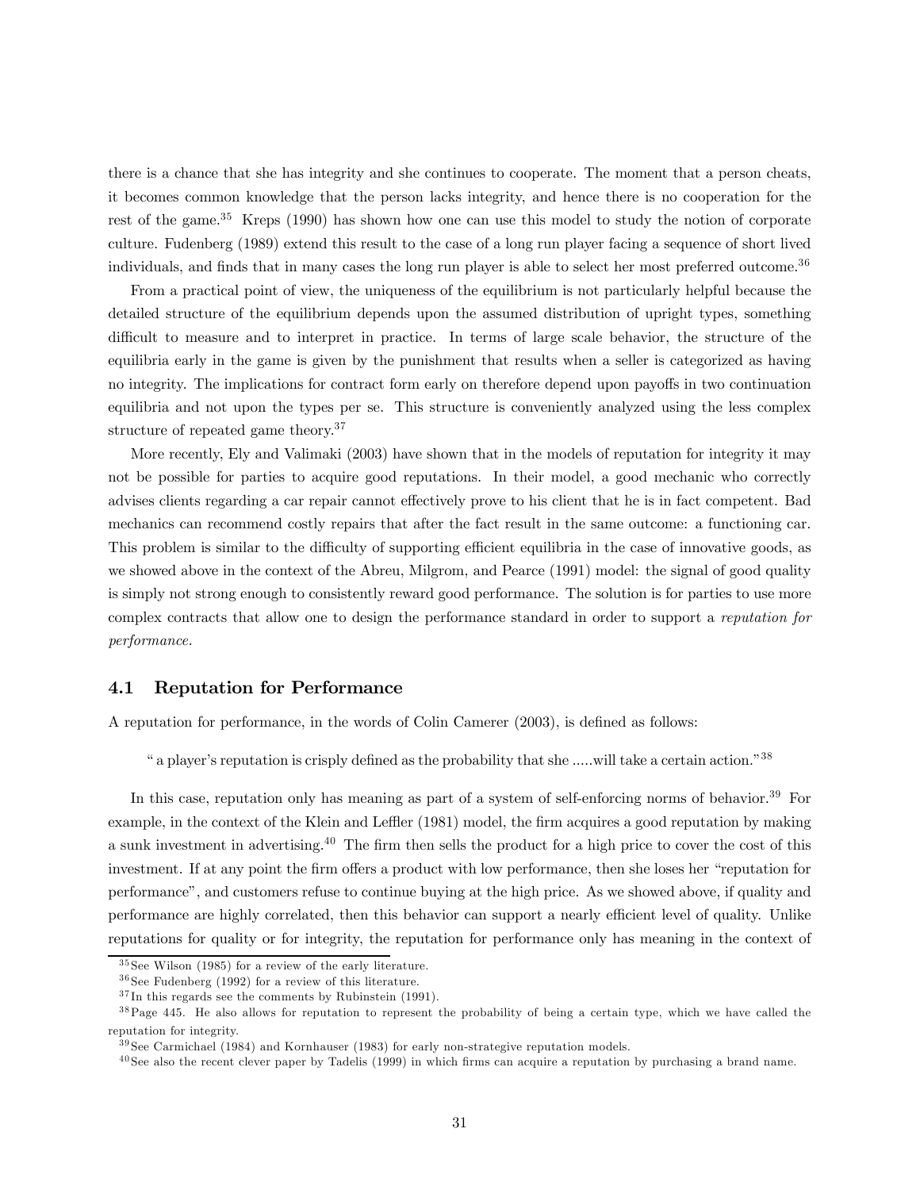there is a chance that she has integrity and she continues to cooperate. The moment that a person cheats, it becomes common knowledge that the person lacks integrity, and hence there is no cooperation for the rest of the game.[35] Kreps (1990) has shown how one can use this model to study the notion of corporate culture. Fudenberg (1989) extend this result to the case of a long run player facing a sequence of short lived individuals, and finds that in many cases the long run player is able to select her most preferred outcome.[36]

From a practical point of view, the uniqueness of the equilibrium is not particularly helpful because the detailed structure of the equilibrium depends upon the assumed distribution of upright types, something difficult to measure and to interpret in practice. In terms of large scale behavior, the structure of the equilibria early in the game is given by the punishment that results when a seller is categorized as having no integrity. The implications for contract form early on therefore depend upon payoffs in two continuation equilibria and not upon the types per se. This structure is conveniently analyzed using the less complex structure of repeated game theory.[37]

More recently, Ely and Valimaki (2003) have shown that in the models of reputation for integrity it may not be possible for parties to acquire good reputations. In their model, a good mechanic who correctly advises clients regarding a car repair cannot effectively prove to his client that he is in fact competent. Bad mechanics can recommend costly repairs that after the fact result in the same outcome: a functioning car. This problem is similar to the difficulty of supporting efficient equilibria in the case of innovative goods, as we showed above in the context of the Abreu, Milgrom, and Pearce (1991) model: the signal of good quality is simply not strong enough to consistently reward good performance. The solution is for parties to use more complex contracts that allow one to design the performance standard in order to support a *reputation for performance.*

## 4.1 Reputation for Performance

A reputation for performance, in the words of Colin Camerer (2003), is defined as follows:

> " a player's reputation is crisply defined as the probability that she .....will take a certain action."[38]

In this case, reputation only has meaning as part of a system of self-enforcing norms of behavior.[39] For example, in the context of the Klein and Leffler (1981) model, the firm acquires a good reputation by making a sunk investment in advertising.[40] The firm then sells the product for a high price to cover the cost of this investment. If at any point the firm offers a product with low performance, then she loses her "reputation for performance", and customers refuse to continue buying at the high price. As we showed above, if quality and performance are highly correlated, then this behavior can support a nearly efficient level of quality. Unlike reputations for quality or for integrity, the reputation for performance only has meaning in the context of

[35] See Wilson (1985) for a review of the early literature.

[36] See Fudenberg (1992) for a review of this literature.

[37] In this regards see the comments by Rubinstein (1991).

[38] Page 445. He also allows for reputation to represent the probability of being a certain type, which we have called the reputation for integrity.

[39] See Carmichael (1984) and Kornhauser (1983) for early non-strategive reputation models.

[40] See also the recent clever paper by Tadelis (1999) in which firms can acquire a reputation by purchasing a brand name.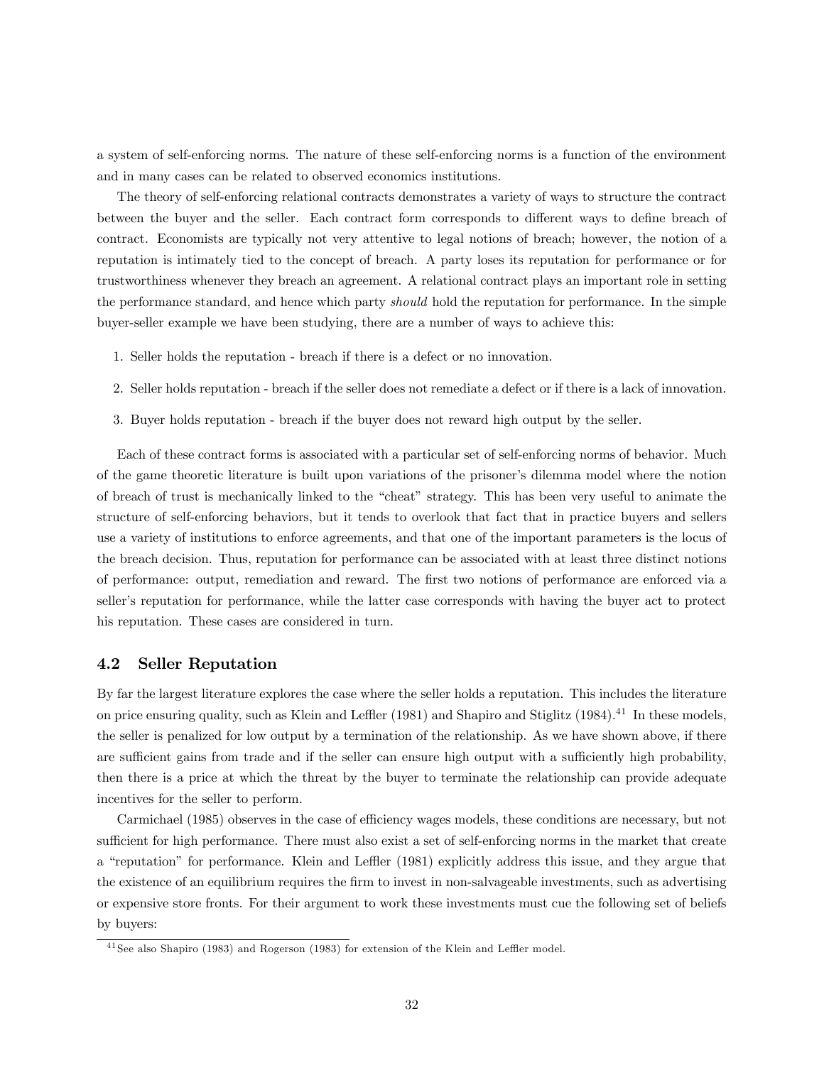a system of self-enforcing norms. The nature of these self-enforcing norms is a function of the environment and in many cases can be related to observed economics institutions.

The theory of self-enforcing relational contracts demonstrates a variety of ways to structure the contract between the buyer and the seller. Each contract form corresponds to different ways to define breach of contract. Economists are typically not very attentive to legal notions of breach; however, the notion of a reputation is intimately tied to the concept of breach. A party loses its reputation for performance or for trustworthiness whenever they breach an agreement. A relational contract plays an important role in setting the performance standard, and hence which party *should* hold the reputation for performance. In the simple buyer-seller example we have been studying, there are a number of ways to achieve this:

1. Seller holds the reputation - breach if there is a defect or no innovation.
2. Seller holds reputation - breach if the seller does not remediate a defect or if there is a lack of innovation.
3. Buyer holds reputation - breach if the buyer does not reward high output by the seller.

Each of these contract forms is associated with a particular set of self-enforcing norms of behavior. Much of the game theoretic literature is built upon variations of the prisoner's dilemma model where the notion of breach of trust is mechanically linked to the "cheat" strategy. This has been very useful to animate the structure of self-enforcing behaviors, but it tends to overlook that fact that in practice buyers and sellers use a variety of institutions to enforce agreements, and that one of the important parameters is the locus of the breach decision. Thus, reputation for performance can be associated with at least three distinct notions of performance: output, remediation and reward. The first two notions of performance are enforced via a seller's reputation for performance, while the latter case corresponds with having the buyer act to protect his reputation. These cases are considered in turn.

## 4.2 Seller Reputation

By far the largest literature explores the case where the seller holds a reputation. This includes the literature on price ensuring quality, such as Klein and Leffler (1981) and Shapiro and Stiglitz (1984).[41] In these models, the seller is penalized for low output by a termination of the relationship. As we have shown above, if there are sufficient gains from trade and if the seller can ensure high output with a sufficiently high probability, then there is a price at which the threat by the buyer to terminate the relationship can provide adequate incentives for the seller to perform.

Carmichael (1985) observes in the case of efficiency wages models, these conditions are necessary, but not sufficient for high performance. There must also exist a set of self-enforcing norms in the market that create a "reputation" for performance. Klein and Leffler (1981) explicitly address this issue, and they argue that the existence of an equilibrium requires the firm to invest in non-salvageable investments, such as advertising or expensive store fronts. For their argument to work these investments must cue the following set of beliefs by buyers:

[41] See also Shapiro (1983) and Rogerson (1983) for extension of the Klein and Leffler model.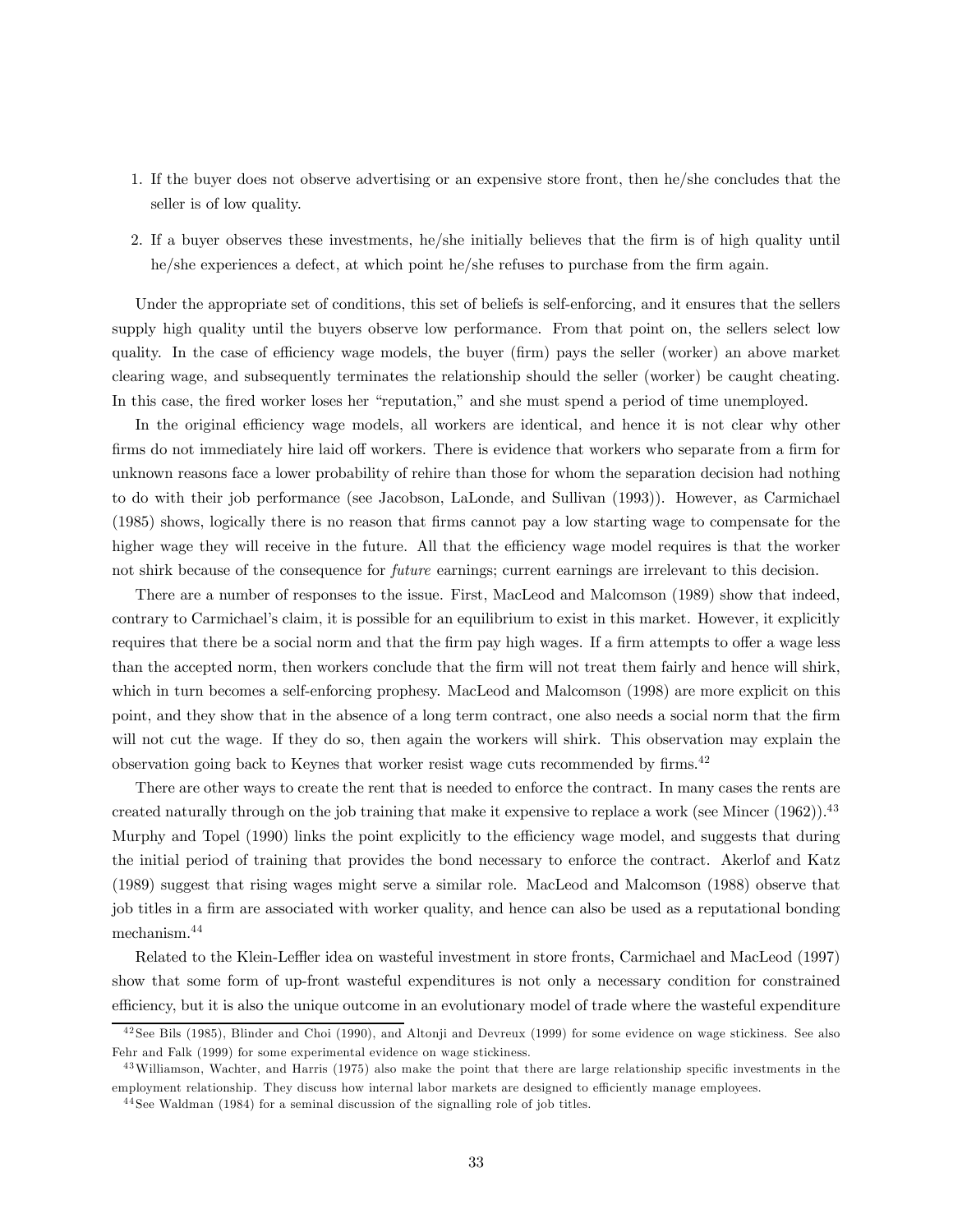1. If the buyer does not observe advertising or an expensive store front, then he/she concludes that the seller is of low quality.
2. If a buyer observes these investments, he/she initially believes that the firm is of high quality until he/she experiences a defect, at which point he/she refuses to purchase from the firm again.

Under the appropriate set of conditions, this set of beliefs is self-enforcing, and it ensures that the sellers supply high quality until the buyers observe low performance. From that point on, the sellers select low quality. In the case of efficiency wage models, the buyer (firm) pays the seller (worker) an above market clearing wage, and subsequently terminates the relationship should the seller (worker) be caught cheating. In this case, the fired worker loses her "reputation," and she must spend a period of time unemployed.

In the original efficiency wage models, all workers are identical, and hence it is not clear why other firms do not immediately hire laid off workers. There is evidence that workers who separate from a firm for unknown reasons face a lower probability of rehire than those for whom the separation decision had nothing to do with their job performance (see Jacobson, LaLonde, and Sullivan (1993)). However, as Carmichael (1985) shows, logically there is no reason that firms cannot pay a low starting wage to compensate for the higher wage they will receive in the future. All that the efficiency wage model requires is that the worker not shirk because of the consequence for *future* earnings; current earnings are irrelevant to this decision.

There are a number of responses to the issue. First, MacLeod and Malcomson (1989) show that indeed, contrary to Carmichael's claim, it is possible for an equilibrium to exist in this market. However, it explicitly requires that there be a social norm and that the firm pay high wages. If a firm attempts to offer a wage less than the accepted norm, then workers conclude that the firm will not treat them fairly and hence will shirk, which in turn becomes a self-enforcing prophesy. MacLeod and Malcomson (1998) are more explicit on this point, and they show that in the absence of a long term contract, one also needs a social norm that the firm will not cut the wage. If they do so, then again the workers will shirk. This observation may explain the observation going back to Keynes that worker resist wage cuts recommended by firms.[42]

There are other ways to create the rent that is needed to enforce the contract. In many cases the rents are created naturally through on the job training that make it expensive to replace a work (see Mincer (1962)).[43] Murphy and Topel (1990) links the point explicitly to the efficiency wage model, and suggests that during the initial period of training that provides the bond necessary to enforce the contract. Akerlof and Katz (1989) suggest that rising wages might serve a similar role. MacLeod and Malcomson (1988) observe that job titles in a firm are associated with worker quality, and hence can also be used as a reputational bonding mechanism.[44]

Related to the Klein-Leffler idea on wasteful investment in store fronts, Carmichael and MacLeod (1997) show that some form of up-front wasteful expenditures is not only a necessary condition for constrained efficiency, but it is also the unique outcome in an evolutionary model of trade where the wasteful expenditure

[42] See Bils (1985), Blinder and Choi (1990), and Altonji and Devreux (1999) for some evidence on wage stickiness. See also Fehr and Falk (1999) for some experimental evidence on wage stickiness.

[43] Williamson, Wachter, and Harris (1975) also make the point that there are large relationship specific investments in the employment relationship. They discuss how internal labor markets are designed to efficiently manage employees.

[44] See Waldman (1984) for a seminal discussion of the signalling role of job titles.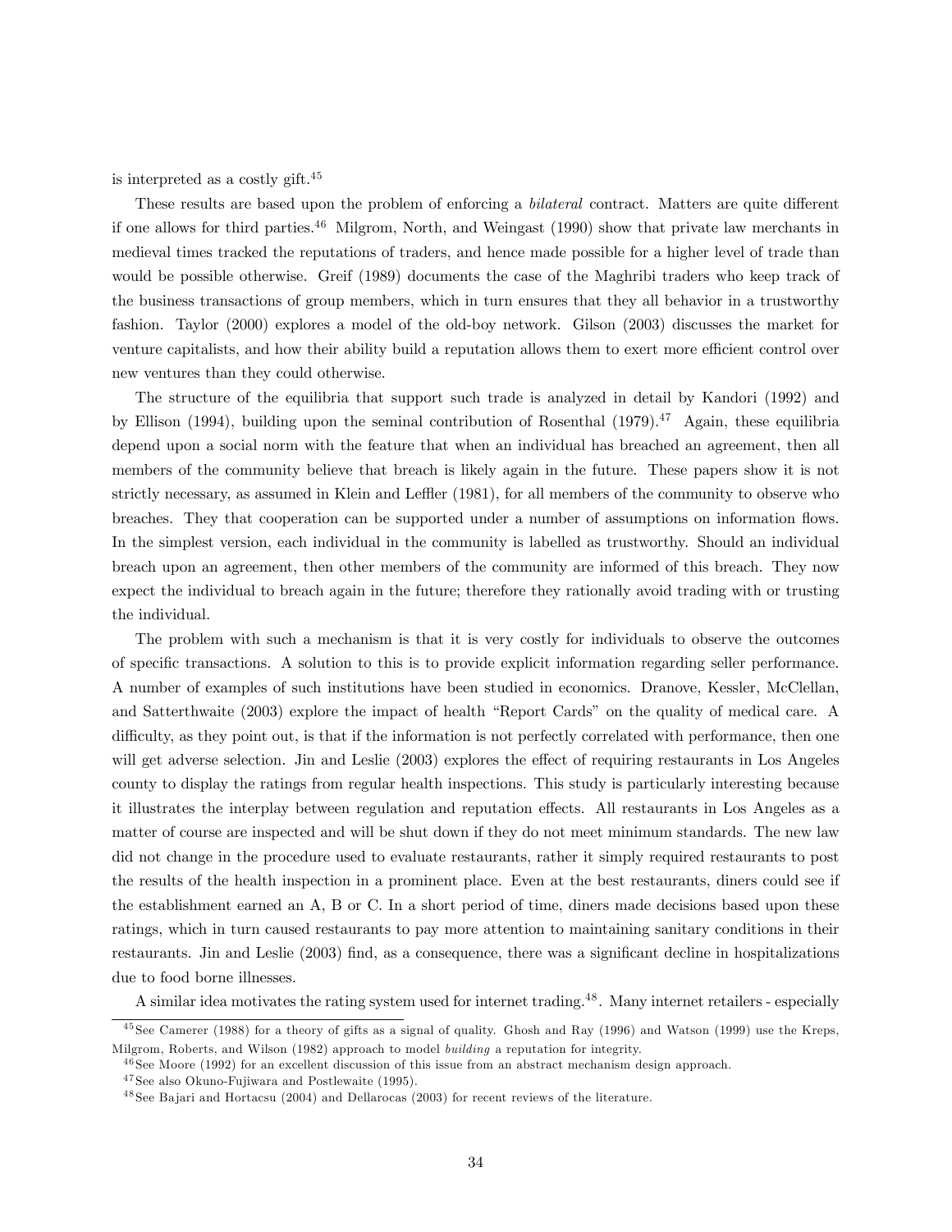is interpreted as a costly gift.[45]

These results are based upon the problem of enforcing a *bilateral* contract. Matters are quite different if one allows for third parties.[46] Milgrom, North, and Weingast (1990) show that private law merchants in medieval times tracked the reputations of traders, and hence made possible for a higher level of trade than would be possible otherwise. Greif (1989) documents the case of the Maghribi traders who keep track of the business transactions of group members, which in turn ensures that they all behavior in a trustworthy fashion. Taylor (2000) explores a model of the old-boy network. Gilson (2003) discusses the market for venture capitalists, and how their ability build a reputation allows them to exert more efficient control over new ventures than they could otherwise.

The structure of the equilibria that support such trade is analyzed in detail by Kandori (1992) and by Ellison (1994), building upon the seminal contribution of Rosenthal (1979).[47] Again, these equilibria depend upon a social norm with the feature that when an individual has breached an agreement, then all members of the community believe that breach is likely again in the future. These papers show it is not strictly necessary, as assumed in Klein and Leffler (1981), for all members of the community to observe who breaches. They that cooperation can be supported under a number of assumptions on information flows. In the simplest version, each individual in the community is labelled as trustworthy. Should an individual breach upon an agreement, then other members of the community are informed of this breach. They now expect the individual to breach again in the future; therefore they rationally avoid trading with or trusting the individual.

The problem with such a mechanism is that it is very costly for individuals to observe the outcomes of specific transactions. A solution to this is to provide explicit information regarding seller performance. A number of examples of such institutions have been studied in economics. Dranove, Kessler, McClellan, and Satterthwaite (2003) explore the impact of health "Report Cards" on the quality of medical care. A difficulty, as they point out, is that if the information is not perfectly correlated with performance, then one will get adverse selection. Jin and Leslie (2003) explores the effect of requiring restaurants in Los Angeles county to display the ratings from regular health inspections. This study is particularly interesting because it illustrates the interplay between regulation and reputation effects. All restaurants in Los Angeles as a matter of course are inspected and will be shut down if they do not meet minimum standards. The new law did not change in the procedure used to evaluate restaurants, rather it simply required restaurants to post the results of the health inspection in a prominent place. Even at the best restaurants, diners could see if the establishment earned an A, B or C. In a short period of time, diners made decisions based upon these ratings, which in turn caused restaurants to pay more attention to maintaining sanitary conditions in their restaurants. Jin and Leslie (2003) find, as a consequence, there was a significant decline in hospitalizations due to food borne illnesses.

A similar idea motivates the rating system used for internet trading.[48]. Many internet retailers - especially

---

[45] See Camerer (1988) for a theory of gifts as a signal of quality. Ghosh and Ray (1996) and Watson (1999) use the Kreps, Milgrom, Roberts, and Wilson (1982) approach to model *building* a reputation for integrity.

[46] See Moore (1992) for an excellent discussion of this issue from an abstract mechanism design approach.

[47] See also Okuno-Fujiwara and Postlewaite (1995).

[48] See Bajari and Hortacsu (2004) and Dellarocas (2003) for recent reviews of the literature.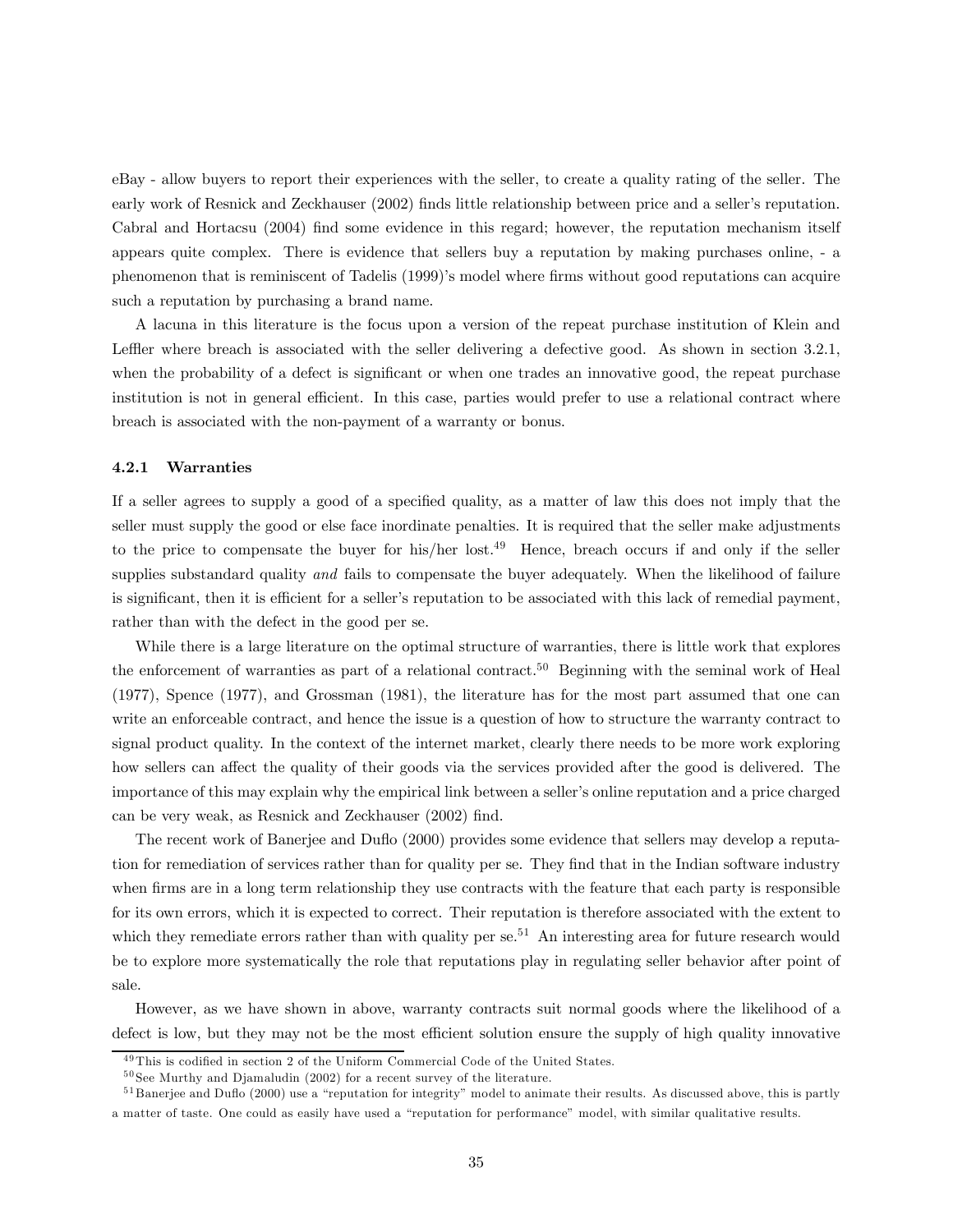eBay - allow buyers to report their experiences with the seller, to create a quality rating of the seller. The early work of Resnick and Zeckhauser (2002) finds little relationship between price and a seller's reputation. Cabral and Hortacsu (2004) find some evidence in this regard; however, the reputation mechanism itself appears quite complex. There is evidence that sellers buy a reputation by making purchases online, - a phenomenon that is reminiscent of Tadelis (1999)'s model where firms without good reputations can acquire such a reputation by purchasing a brand name.

A lacuna in this literature is the focus upon a version of the repeat purchase institution of Klein and Leffler where breach is associated with the seller delivering a defective good. As shown in section 3.2.1, when the probability of a defect is significant or when one trades an innovative good, the repeat purchase institution is not in general efficient. In this case, parties would prefer to use a relational contract where breach is associated with the non-payment of a warranty or bonus.

#### 4.2.1 Warranties

If a seller agrees to supply a good of a specified quality, as a matter of law this does not imply that the seller must supply the good or else face inordinate penalties. It is required that the seller make adjustments to the price to compensate the buyer for his/her lost.[49] Hence, breach occurs if and only if the seller supplies substandard quality *and* fails to compensate the buyer adequately. When the likelihood of failure is significant, then it is efficient for a seller's reputation to be associated with this lack of remedial payment, rather than with the defect in the good per se.

While there is a large literature on the optimal structure of warranties, there is little work that explores the enforcement of warranties as part of a relational contract.[50] Beginning with the seminal work of Heal (1977), Spence (1977), and Grossman (1981), the literature has for the most part assumed that one can write an enforceable contract, and hence the issue is a question of how to structure the warranty contract to signal product quality. In the context of the internet market, clearly there needs to be more work exploring how sellers can affect the quality of their goods via the services provided after the good is delivered. The importance of this may explain why the empirical link between a seller's online reputation and a price charged can be very weak, as Resnick and Zeckhauser (2002) find.

The recent work of Banerjee and Duflo (2000) provides some evidence that sellers may develop a reputation for remediation of services rather than for quality per se. They find that in the Indian software industry when firms are in a long term relationship they use contracts with the feature that each party is responsible for its own errors, which it is expected to correct. Their reputation is therefore associated with the extent to which they remediate errors rather than with quality per se.[51] An interesting area for future research would be to explore more systematically the role that reputations play in regulating seller behavior after point of sale.

However, as we have shown in above, warranty contracts suit normal goods where the likelihood of a defect is low, but they may not be the most efficient solution ensure the supply of high quality innovative

---

[49] This is codified in section 2 of the Uniform Commercial Code of the United States.

[50] See Murthy and Djamaludin (2002) for a recent survey of the literature.

[51] Banerjee and Duflo (2000) use a "reputation for integrity" model to animate their results. As discussed above, this is partly a matter of taste. One could as easily have used a "reputation for performance" model, with similar qualitative results.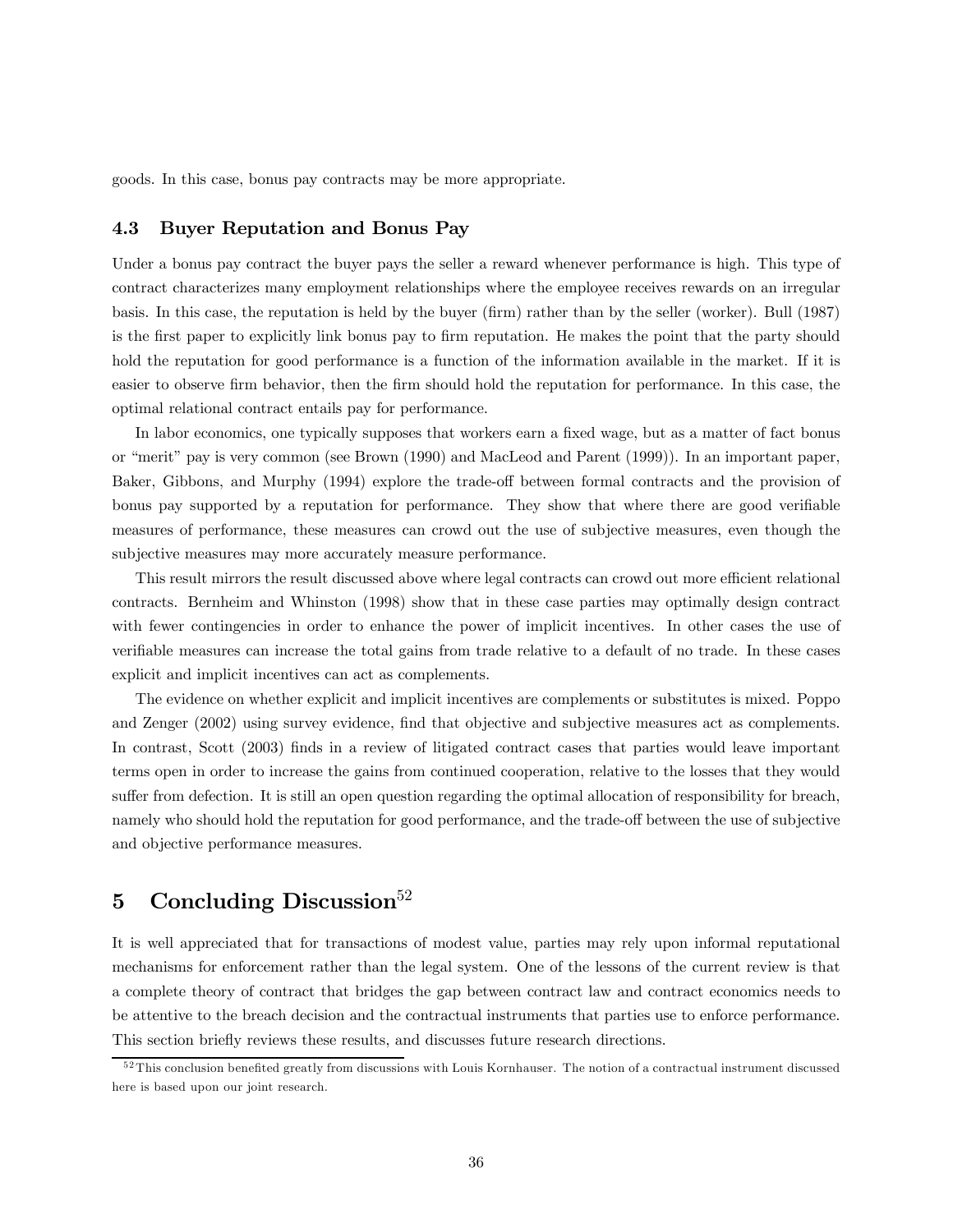goods. In this case, bonus pay contracts may be more appropriate.

### 4.3 Buyer Reputation and Bonus Pay

Under a bonus pay contract the buyer pays the seller a reward whenever performance is high. This type of contract characterizes many employment relationships where the employee receives rewards on an irregular basis. In this case, the reputation is held by the buyer (firm) rather than by the seller (worker). Bull (1987) is the first paper to explicitly link bonus pay to firm reputation. He makes the point that the party should hold the reputation for good performance is a function of the information available in the market. If it is easier to observe firm behavior, then the firm should hold the reputation for performance. In this case, the optimal relational contract entails pay for performance.

In labor economics, one typically supposes that workers earn a fixed wage, but as a matter of fact bonus or "merit" pay is very common (see Brown (1990) and MacLeod and Parent (1999)). In an important paper, Baker, Gibbons, and Murphy (1994) explore the trade-off between formal contracts and the provision of bonus pay supported by a reputation for performance. They show that where there are good verifiable measures of performance, these measures can crowd out the use of subjective measures, even though the subjective measures may more accurately measure performance.

This result mirrors the result discussed above where legal contracts can crowd out more efficient relational contracts. Bernheim and Whinston (1998) show that in these case parties may optimally design contract with fewer contingencies in order to enhance the power of implicit incentives. In other cases the use of verifiable measures can increase the total gains from trade relative to a default of no trade. In these cases explicit and implicit incentives can act as complements.

The evidence on whether explicit and implicit incentives are complements or substitutes is mixed. Poppo and Zenger (2002) using survey evidence, find that objective and subjective measures act as complements. In contrast, Scott (2003) finds in a review of litigated contract cases that parties would leave important terms open in order to increase the gains from continued cooperation, relative to the losses that they would suffer from defection. It is still an open question regarding the optimal allocation of responsibility for breach, namely who should hold the reputation for good performance, and the trade-off between the use of subjective and objective performance measures.

## 5 Concluding Discussion[52]

It is well appreciated that for transactions of modest value, parties may rely upon informal reputational mechanisms for enforcement rather than the legal system. One of the lessons of the current review is that a complete theory of contract that bridges the gap between contract law and contract economics needs to be attentive to the breach decision and the contractual instruments that parties use to enforce performance. This section briefly reviews these results, and discusses future research directions.

[52] This conclusion benefited greatly from discussions with Louis Kornhauser. The notion of a contractual instrument discussed here is based upon our joint research.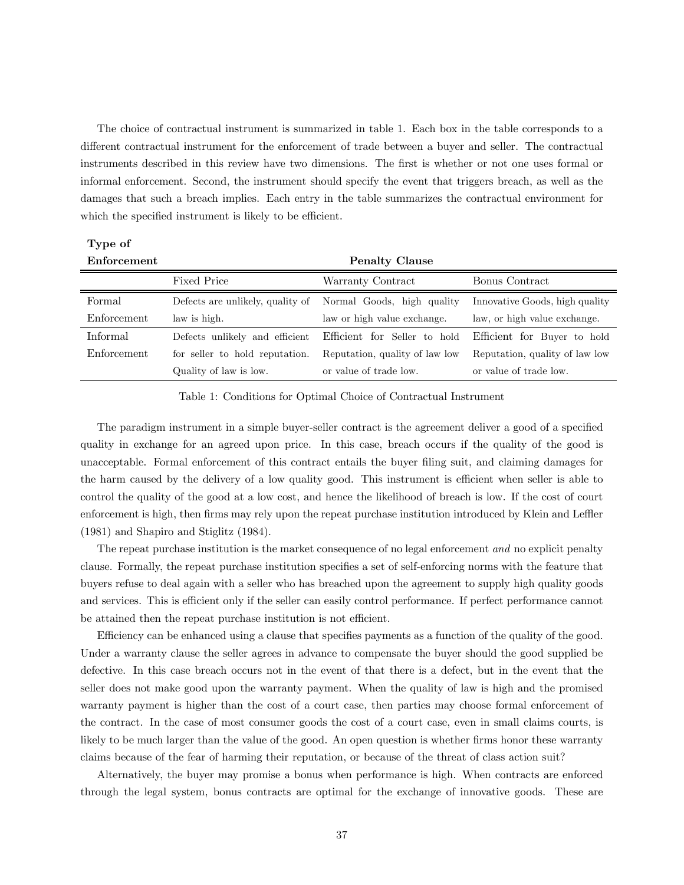The choice of contractual instrument is summarized in table 1. Each box in the table corresponds to a different contractual instrument for the enforcement of trade between a buyer and seller. The contractual instruments described in this review have two dimensions. The first is whether or not one uses formal or informal enforcement. Second, the instrument should specify the event that triggers breach, as well as the damages that such a breach implies. Each entry in the table summarizes the contractual environment for which the specified instrument is likely to be efficient.

| **Type of Enforcement** | **Penalty Clause** | | |
|---|---|---|---|
| | Fixed Price | Warranty Contract | Bonus Contract |
| Formal Enforcement | Defects are unlikely, quality of law is high. | Normal Goods, high quality law or high value exchange. | Innovative Goods, high quality law, or high value exchange. |
| Informal Enforcement | Defects unlikely and efficient for seller to hold reputation. Quality of law is low. | Efficient for Seller to hold Reputation, quality of law low or value of trade low. | Efficient for Buyer to hold Reputation, quality of law low or value of trade low. |

Table 1: Conditions for Optimal Choice of Contractual Instrument

The paradigm instrument in a simple buyer-seller contract is the agreement deliver a good of a specified quality in exchange for an agreed upon price. In this case, breach occurs if the quality of the good is unacceptable. Formal enforcement of this contract entails the buyer filing suit, and claiming damages for the harm caused by the delivery of a low quality good. This instrument is efficient when seller is able to control the quality of the good at a low cost, and hence the likelihood of breach is low. If the cost of court enforcement is high, then firms may rely upon the repeat purchase institution introduced by Klein and Leffler (1981) and Shapiro and Stiglitz (1984).

The repeat purchase institution is the market consequence of no legal enforcement *and* no explicit penalty clause. Formally, the repeat purchase institution specifies a set of self-enforcing norms with the feature that buyers refuse to deal again with a seller who has breached upon the agreement to supply high quality goods and services. This is efficient only if the seller can easily control performance. If perfect performance cannot be attained then the repeat purchase institution is not efficient.

Efficiency can be enhanced using a clause that specifies payments as a function of the quality of the good. Under a warranty clause the seller agrees in advance to compensate the buyer should the good supplied be defective. In this case breach occurs not in the event of that there is a defect, but in the event that the seller does not make good upon the warranty payment. When the quality of law is high and the promised warranty payment is higher than the cost of a court case, then parties may choose formal enforcement of the contract. In the case of most consumer goods the cost of a court case, even in small claims courts, is likely to be much larger than the value of the good. An open question is whether firms honor these warranty claims because of the fear of harming their reputation, or because of the threat of class action suit?

Alternatively, the buyer may promise a bonus when performance is high. When contracts are enforced through the legal system, bonus contracts are optimal for the exchange of innovative goods. These are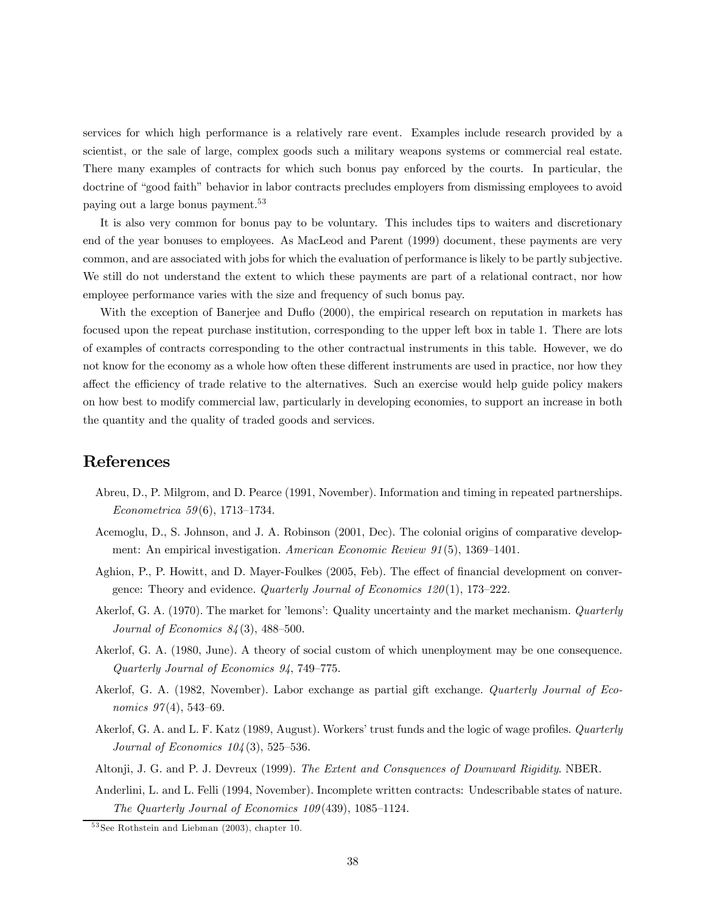services for which high performance is a relatively rare event. Examples include research provided by a scientist, or the sale of large, complex goods such a military weapons systems or commercial real estate. There many examples of contracts for which such bonus pay enforced by the courts. In particular, the doctrine of "good faith" behavior in labor contracts precludes employers from dismissing employees to avoid paying out a large bonus payment.[53]

It is also very common for bonus pay to be voluntary. This includes tips to waiters and discretionary end of the year bonuses to employees. As MacLeod and Parent (1999) document, these payments are very common, and are associated with jobs for which the evaluation of performance is likely to be partly subjective. We still do not understand the extent to which these payments are part of a relational contract, nor how employee performance varies with the size and frequency of such bonus pay.

With the exception of Banerjee and Duflo (2000), the empirical research on reputation in markets has focused upon the repeat purchase institution, corresponding to the upper left box in table 1. There are lots of examples of contracts corresponding to the other contractual instruments in this table. However, we do not know for the economy as a whole how often these different instruments are used in practice, nor how they affect the efficiency of trade relative to the alternatives. Such an exercise would help guide policy makers on how best to modify commercial law, particularly in developing economies, to support an increase in both the quantity and the quality of traded goods and services.

# References

Abreu, D., P. Milgrom, and D. Pearce (1991, November). Information and timing in repeated partnerships. *Econometrica 59*(6), 1713–1734.

Acemoglu, D., S. Johnson, and J. A. Robinson (2001, Dec). The colonial origins of comparative development: An empirical investigation. *American Economic Review 91*(5), 1369–1401.

Aghion, P., P. Howitt, and D. Mayer-Foulkes (2005, Feb). The effect of financial development on convergence: Theory and evidence. *Quarterly Journal of Economics 120*(1), 173–222.

Akerlof, G. A. (1970). The market for 'lemons': Quality uncertainty and the market mechanism. *Quarterly Journal of Economics 84*(3), 488–500.

Akerlof, G. A. (1980, June). A theory of social custom of which unenployment may be one consequence. *Quarterly Journal of Economics 94*, 749–775.

Akerlof, G. A. (1982, November). Labor exchange as partial gift exchange. *Quarterly Journal of Economics 97*(4), 543–69.

Akerlof, G. A. and L. F. Katz (1989, August). Workers' trust funds and the logic of wage profiles. *Quarterly Journal of Economics 104*(3), 525–536.

Altonji, J. G. and P. J. Devreux (1999). *The Extent and Consquences of Downward Rigidity.* NBER.

Anderlini, L. and L. Felli (1994, November). Incomplete written contracts: Undescribable states of nature. *The Quarterly Journal of Economics 109*(439), 1085–1124.

[53] See Rothstein and Liebman (2003), chapter 10.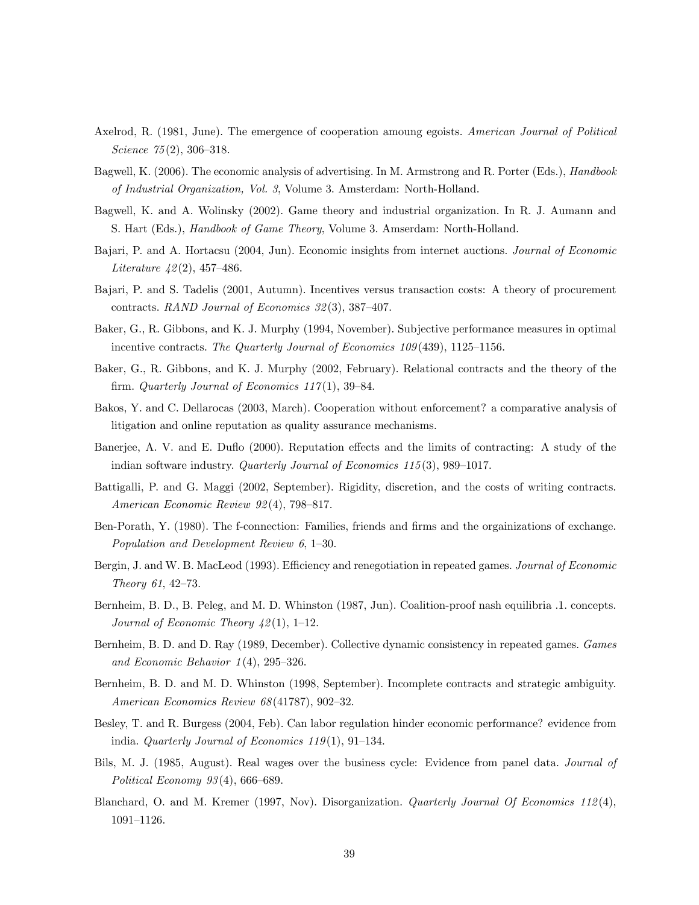Axelrod, R. (1981, June). The emergence of cooperation amoung egoists. *American Journal of Political Science 75*(2), 306–318.

Bagwell, K. (2006). The economic analysis of advertising. In M. Armstrong and R. Porter (Eds.), *Handbook of Industrial Organization, Vol. 3*, Volume 3. Amsterdam: North-Holland.

Bagwell, K. and A. Wolinsky (2002). Game theory and industrial organization. In R. J. Aumann and S. Hart (Eds.), *Handbook of Game Theory*, Volume 3. Amserdam: North-Holland.

Bajari, P. and A. Hortacsu (2004, Jun). Economic insights from internet auctions. *Journal of Economic Literature 42*(2), 457–486.

Bajari, P. and S. Tadelis (2001, Autumn). Incentives versus transaction costs: A theory of procurement contracts. *RAND Journal of Economics 32*(3), 387–407.

Baker, G., R. Gibbons, and K. J. Murphy (1994, November). Subjective performance measures in optimal incentive contracts. *The Quarterly Journal of Economics 109*(439), 1125–1156.

Baker, G., R. Gibbons, and K. J. Murphy (2002, February). Relational contracts and the theory of the firm. *Quarterly Journal of Economics 117*(1), 39–84.

Bakos, Y. and C. Dellarocas (2003, March). Cooperation without enforcement? a comparative analysis of litigation and online reputation as quality assurance mechanisms.

Banerjee, A. V. and E. Duflo (2000). Reputation effects and the limits of contracting: A study of the indian software industry. *Quarterly Journal of Economics 115*(3), 989–1017.

Battigalli, P. and G. Maggi (2002, September). Rigidity, discretion, and the costs of writing contracts. *American Economic Review 92*(4), 798–817.

Ben-Porath, Y. (1980). The f-connection: Families, friends and firms and the orgainizations of exchange. *Population and Development Review 6*, 1–30.

Bergin, J. and W. B. MacLeod (1993). Efficiency and renegotiation in repeated games. *Journal of Economic Theory 61*, 42–73.

Bernheim, B. D., B. Peleg, and M. D. Whinston (1987, Jun). Coalition-proof nash equilibria .1. concepts. *Journal of Economic Theory 42*(1), 1–12.

Bernheim, B. D. and D. Ray (1989, December). Collective dynamic consistency in repeated games. *Games and Economic Behavior 1*(4), 295–326.

Bernheim, B. D. and M. D. Whinston (1998, September). Incomplete contracts and strategic ambiguity. *American Economics Review 68*(41787), 902–32.

Besley, T. and R. Burgess (2004, Feb). Can labor regulation hinder economic performance? evidence from india. *Quarterly Journal of Economics 119*(1), 91–134.

Bils, M. J. (1985, August). Real wages over the business cycle: Evidence from panel data. *Journal of Political Economy 93*(4), 666–689.

Blanchard, O. and M. Kremer (1997, Nov). Disorganization. *Quarterly Journal Of Economics 112*(4), 1091–1126.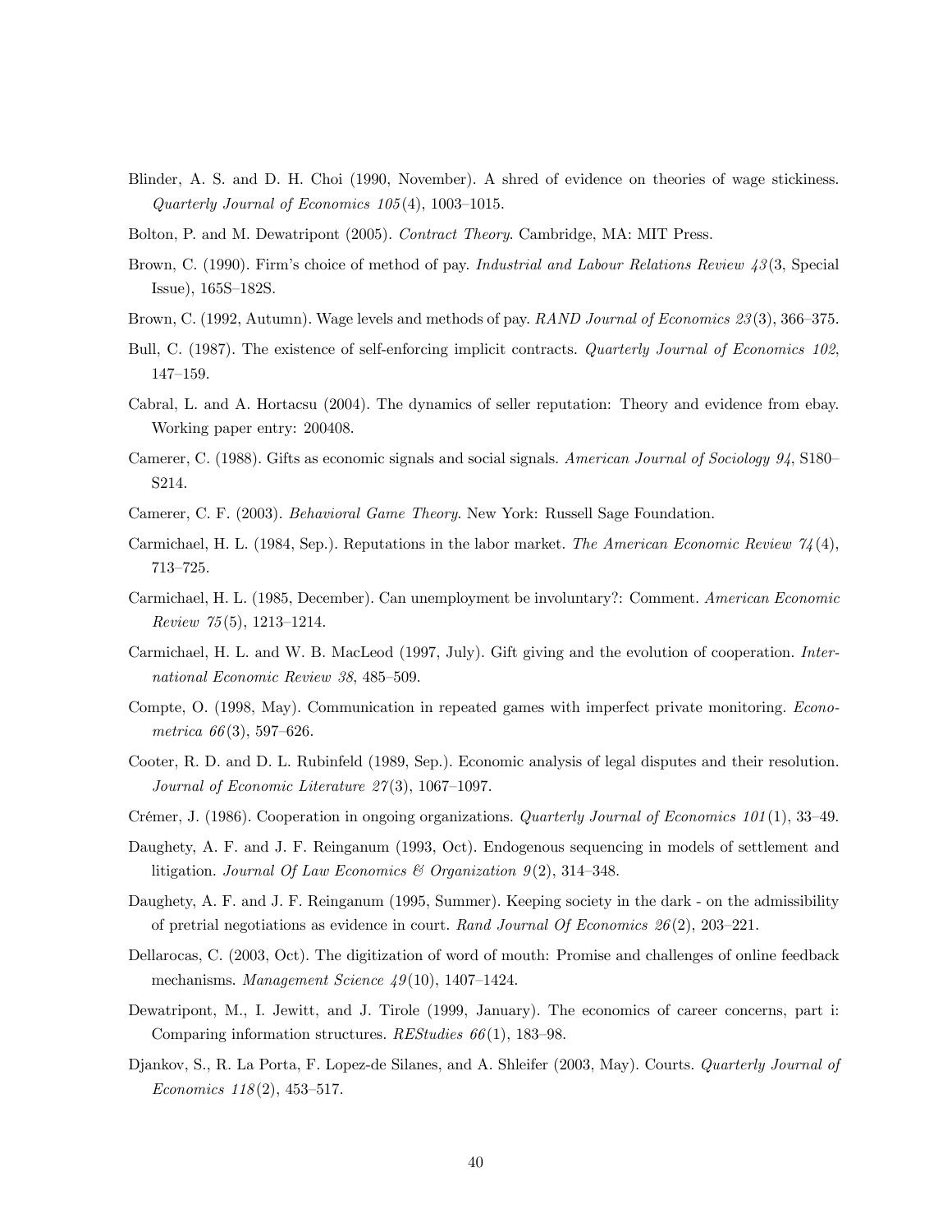Blinder, A. S. and D. H. Choi (1990, November). A shred of evidence on theories of wage stickiness. *Quarterly Journal of Economics 105*(4), 1003–1015.

Bolton, P. and M. Dewatripont (2005). *Contract Theory*. Cambridge, MA: MIT Press.

Brown, C. (1990). Firm's choice of method of pay. *Industrial and Labour Relations Review 43*(3, Special Issue), 165S–182S.

Brown, C. (1992, Autumn). Wage levels and methods of pay. *RAND Journal of Economics 23*(3), 366–375.

Bull, C. (1987). The existence of self-enforcing implicit contracts. *Quarterly Journal of Economics 102*, 147–159.

Cabral, L. and A. Hortacsu (2004). The dynamics of seller reputation: Theory and evidence from ebay. Working paper entry: 200408.

Camerer, C. (1988). Gifts as economic signals and social signals. *American Journal of Sociology 94*, S180–S214.

Camerer, C. F. (2003). *Behavioral Game Theory*. New York: Russell Sage Foundation.

Carmichael, H. L. (1984, Sep.). Reputations in the labor market. *The American Economic Review 74*(4), 713–725.

Carmichael, H. L. (1985, December). Can unemployment be involuntary?: Comment. *American Economic Review 75*(5), 1213–1214.

Carmichael, H. L. and W. B. MacLeod (1997, July). Gift giving and the evolution of cooperation. *International Economic Review 38*, 485–509.

Compte, O. (1998, May). Communication in repeated games with imperfect private monitoring. *Econometrica 66*(3), 597–626.

Cooter, R. D. and D. L. Rubinfeld (1989, Sep.). Economic analysis of legal disputes and their resolution. *Journal of Economic Literature 27*(3), 1067–1097.

Crémer, J. (1986). Cooperation in ongoing organizations. *Quarterly Journal of Economics 101*(1), 33–49.

Daughety, A. F. and J. F. Reinganum (1993, Oct). Endogenous sequencing in models of settlement and litigation. *Journal Of Law Economics & Organization 9*(2), 314–348.

Daughety, A. F. and J. F. Reinganum (1995, Summer). Keeping society in the dark - on the admissibility of pretrial negotiations as evidence in court. *Rand Journal Of Economics 26*(2), 203–221.

Dellarocas, C. (2003, Oct). The digitization of word of mouth: Promise and challenges of online feedback mechanisms. *Management Science 49*(10), 1407–1424.

Dewatripont, M., I. Jewitt, and J. Tirole (1999, January). The economics of career concerns, part i: Comparing information structures. *REStudies 66*(1), 183–98.

Djankov, S., R. La Porta, F. Lopez-de Silanes, and A. Shleifer (2003, May). Courts. *Quarterly Journal of Economics 118*(2), 453–517.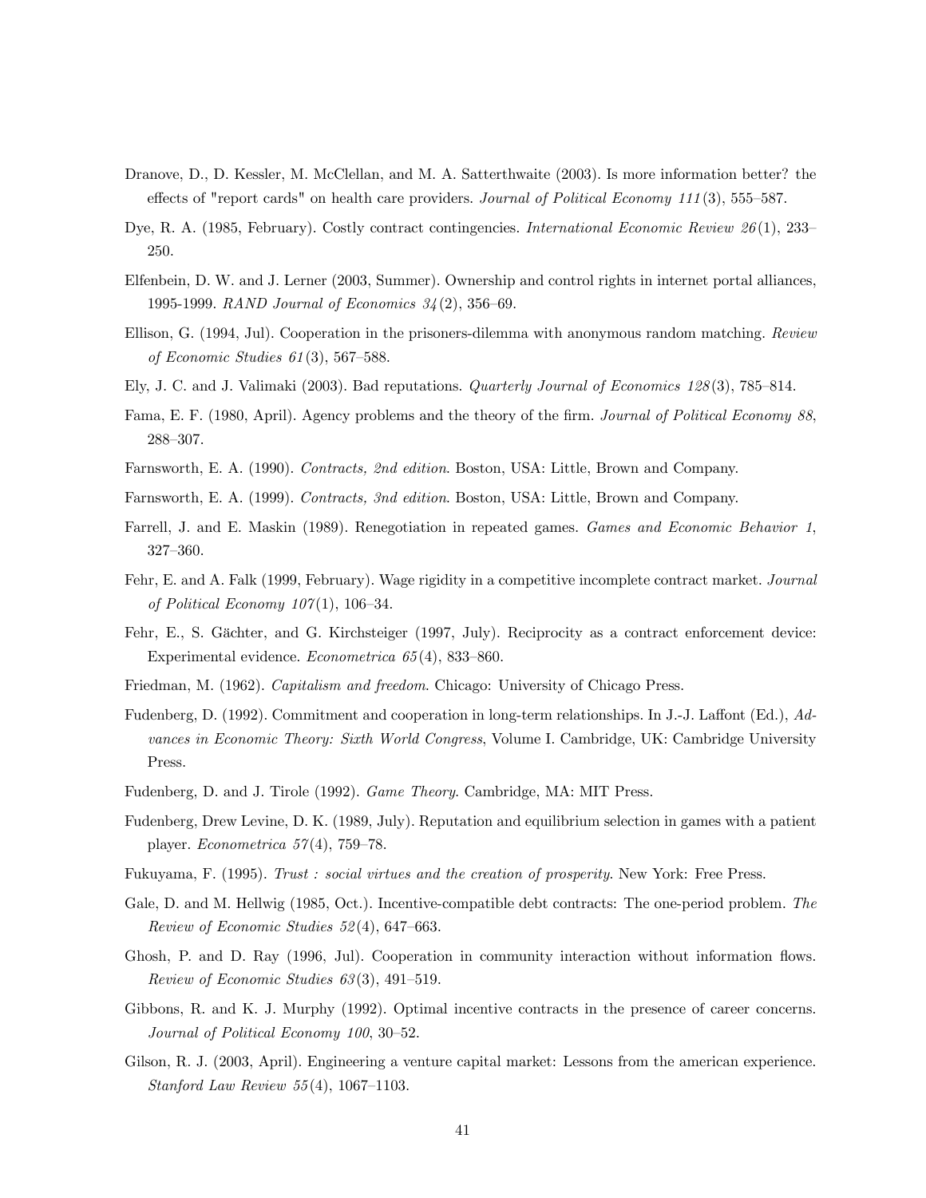Dranove, D., D. Kessler, M. McClellan, and M. A. Satterthwaite (2003). Is more information better? the effects of "report cards" on health care providers. *Journal of Political Economy 111*(3), 555–587.

Dye, R. A. (1985, February). Costly contract contingencies. *International Economic Review 26*(1), 233–250.

Elfenbein, D. W. and J. Lerner (2003, Summer). Ownership and control rights in internet portal alliances, 1995-1999. *RAND Journal of Economics 34*(2), 356–69.

Ellison, G. (1994, Jul). Cooperation in the prisoners-dilemma with anonymous random matching. *Review of Economic Studies 61*(3), 567–588.

Ely, J. C. and J. Valimaki (2003). Bad reputations. *Quarterly Journal of Economics 128*(3), 785–814.

Fama, E. F. (1980, April). Agency problems and the theory of the firm. *Journal of Political Economy 88*, 288–307.

Farnsworth, E. A. (1990). *Contracts, 2nd edition*. Boston, USA: Little, Brown and Company.

Farnsworth, E. A. (1999). *Contracts, 3nd edition*. Boston, USA: Little, Brown and Company.

Farrell, J. and E. Maskin (1989). Renegotiation in repeated games. *Games and Economic Behavior 1*, 327–360.

Fehr, E. and A. Falk (1999, February). Wage rigidity in a competitive incomplete contract market. *Journal of Political Economy 107*(1), 106–34.

Fehr, E., S. Gächter, and G. Kirchsteiger (1997, July). Reciprocity as a contract enforcement device: Experimental evidence. *Econometrica 65*(4), 833–860.

Friedman, M. (1962). *Capitalism and freedom*. Chicago: University of Chicago Press.

Fudenberg, D. (1992). Commitment and cooperation in long-term relationships. In J.-J. Laffont (Ed.), *Advances in Economic Theory: Sixth World Congress*, Volume I. Cambridge, UK: Cambridge University Press.

Fudenberg, D. and J. Tirole (1992). *Game Theory*. Cambridge, MA: MIT Press.

Fudenberg, Drew Levine, D. K. (1989, July). Reputation and equilibrium selection in games with a patient player. *Econometrica 57*(4), 759–78.

Fukuyama, F. (1995). *Trust : social virtues and the creation of prosperity*. New York: Free Press.

Gale, D. and M. Hellwig (1985, Oct.). Incentive-compatible debt contracts: The one-period problem. *The Review of Economic Studies 52*(4), 647–663.

Ghosh, P. and D. Ray (1996, Jul). Cooperation in community interaction without information flows. *Review of Economic Studies 63*(3), 491–519.

Gibbons, R. and K. J. Murphy (1992). Optimal incentive contracts in the presence of career concerns. *Journal of Political Economy 100*, 30–52.

Gilson, R. J. (2003, April). Engineering a venture capital market: Lessons from the american experience. *Stanford Law Review 55*(4), 1067–1103.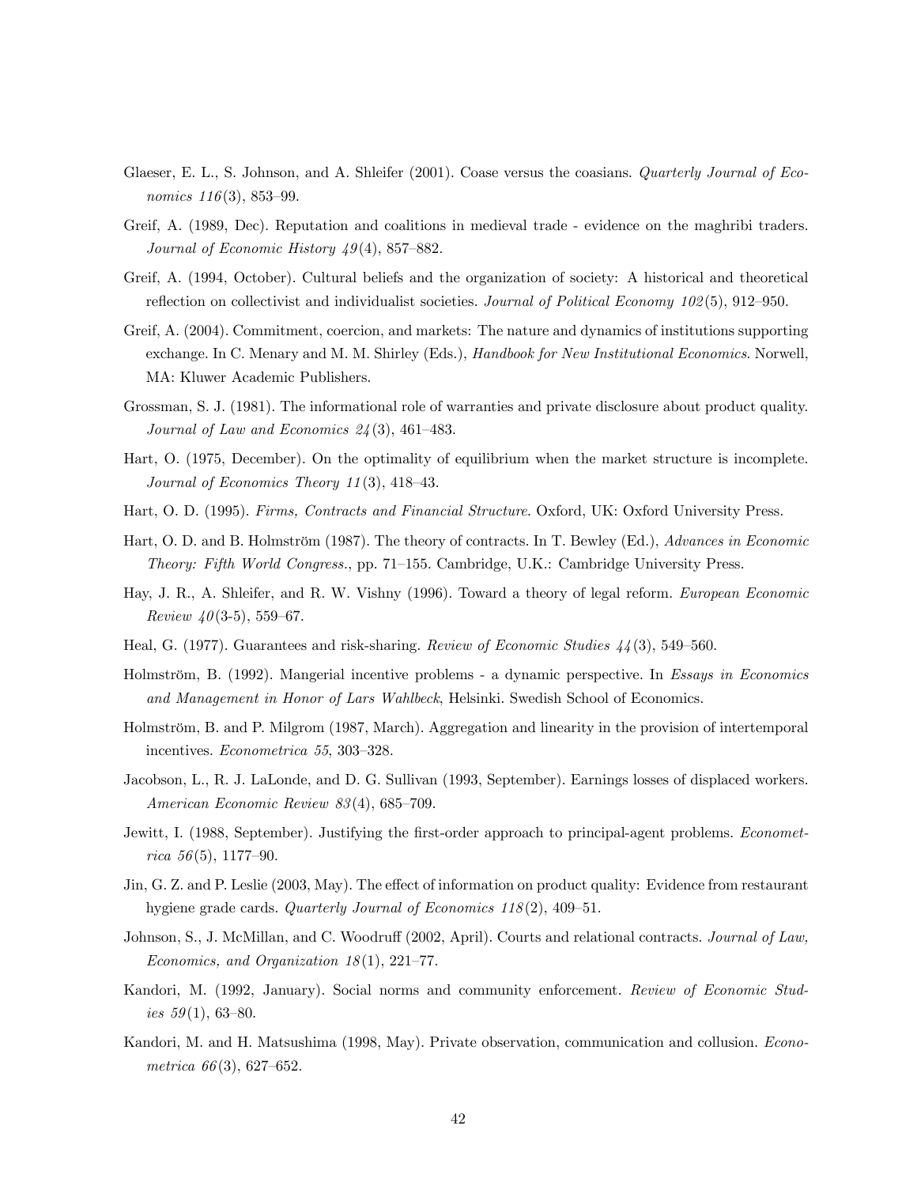Glaeser, E. L., S. Johnson, and A. Shleifer (2001). Coase versus the coasians. *Quarterly Journal of Economics 116*(3), 853–99.

Greif, A. (1989, Dec). Reputation and coalitions in medieval trade - evidence on the maghribi traders. *Journal of Economic History 49*(4), 857–882.

Greif, A. (1994, October). Cultural beliefs and the organization of society: A historical and theoretical reflection on collectivist and individualist societies. *Journal of Political Economy 102*(5), 912–950.

Greif, A. (2004). Commitment, coercion, and markets: The nature and dynamics of institutions supporting exchange. In C. Menary and M. M. Shirley (Eds.), *Handbook for New Institutional Economics*. Norwell, MA: Kluwer Academic Publishers.

Grossman, S. J. (1981). The informational role of warranties and private disclosure about product quality. *Journal of Law and Economics 24*(3), 461–483.

Hart, O. (1975, December). On the optimality of equilibrium when the market structure is incomplete. *Journal of Economics Theory 11*(3), 418–43.

Hart, O. D. (1995). *Firms, Contracts and Financial Structure*. Oxford, UK: Oxford University Press.

Hart, O. D. and B. Holmström (1987). The theory of contracts. In T. Bewley (Ed.), *Advances in Economic Theory: Fifth World Congress.*, pp. 71–155. Cambridge, U.K.: Cambridge University Press.

Hay, J. R., A. Shleifer, and R. W. Vishny (1996). Toward a theory of legal reform. *European Economic Review 40*(3-5), 559–67.

Heal, G. (1977). Guarantees and risk-sharing. *Review of Economic Studies 44*(3), 549–560.

Holmström, B. (1992). Mangerial incentive problems - a dynamic perspective. In *Essays in Economics and Management in Honor of Lars Wahlbeck*, Helsinki. Swedish School of Economics.

Holmström, B. and P. Milgrom (1987, March). Aggregation and linearity in the provision of intertemporal incentives. *Econometrica 55*, 303–328.

Jacobson, L., R. J. LaLonde, and D. G. Sullivan (1993, September). Earnings losses of displaced workers. *American Economic Review 83*(4), 685–709.

Jewitt, I. (1988, September). Justifying the first-order approach to principal-agent problems. *Econometrica 56*(5), 1177–90.

Jin, G. Z. and P. Leslie (2003, May). The effect of information on product quality: Evidence from restaurant hygiene grade cards. *Quarterly Journal of Economics 118*(2), 409–51.

Johnson, S., J. McMillan, and C. Woodruff (2002, April). Courts and relational contracts. *Journal of Law, Economics, and Organization 18*(1), 221–77.

Kandori, M. (1992, January). Social norms and community enforcement. *Review of Economic Studies 59*(1), 63–80.

Kandori, M. and H. Matsushima (1998, May). Private observation, communication and collusion. *Econometrica 66*(3), 627–652.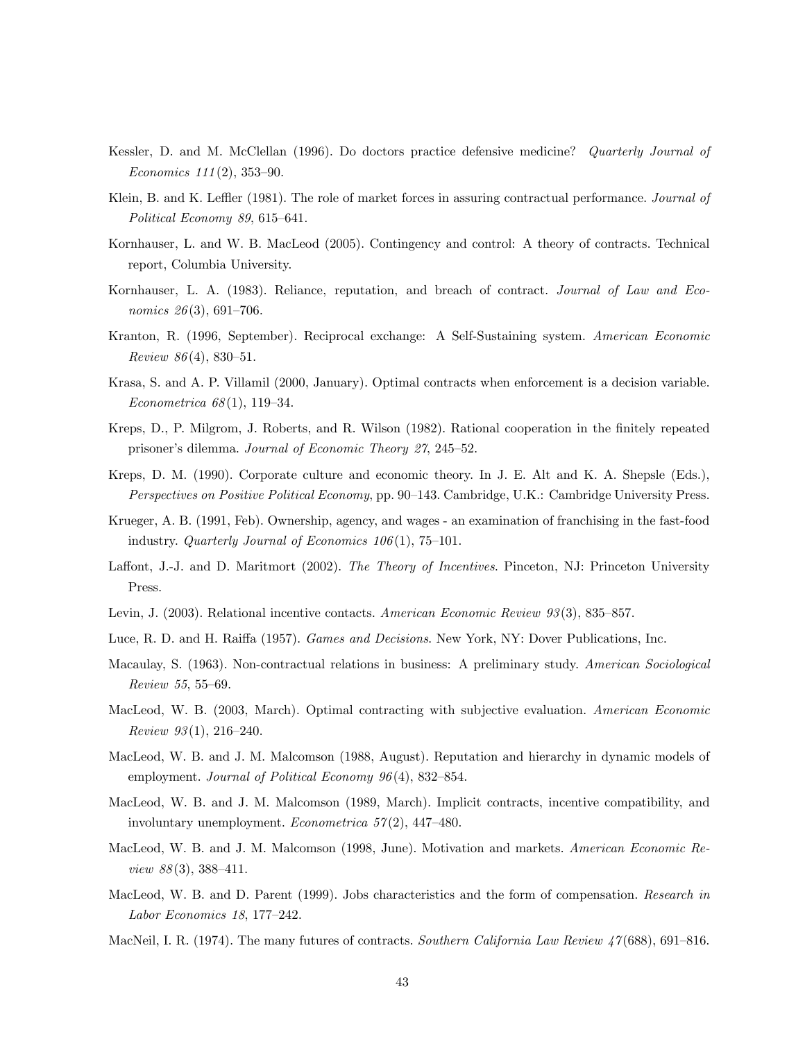Kessler, D. and M. McClellan (1996). Do doctors practice defensive medicine? *Quarterly Journal of Economics 111*(2), 353–90.

Klein, B. and K. Leffler (1981). The role of market forces in assuring contractual performance. *Journal of Political Economy 89*, 615–641.

Kornhauser, L. and W. B. MacLeod (2005). Contingency and control: A theory of contracts. Technical report, Columbia University.

Kornhauser, L. A. (1983). Reliance, reputation, and breach of contract. *Journal of Law and Economics 26*(3), 691–706.

Kranton, R. (1996, September). Reciprocal exchange: A Self-Sustaining system. *American Economic Review 86*(4), 830–51.

Krasa, S. and A. P. Villamil (2000, January). Optimal contracts when enforcement is a decision variable. *Econometrica 68*(1), 119–34.

Kreps, D., P. Milgrom, J. Roberts, and R. Wilson (1982). Rational cooperation in the finitely repeated prisoner's dilemma. *Journal of Economic Theory 27*, 245–52.

Kreps, D. M. (1990). Corporate culture and economic theory. In J. E. Alt and K. A. Shepsle (Eds.), *Perspectives on Positive Political Economy*, pp. 90–143. Cambridge, U.K.: Cambridge University Press.

Krueger, A. B. (1991, Feb). Ownership, agency, and wages - an examination of franchising in the fast-food industry. *Quarterly Journal of Economics 106*(1), 75–101.

Laffont, J.-J. and D. Maritmort (2002). *The Theory of Incentives*. Pinceton, NJ: Princeton University Press.

Levin, J. (2003). Relational incentive contacts. *American Economic Review 93*(3), 835–857.

Luce, R. D. and H. Raiffa (1957). *Games and Decisions*. New York, NY: Dover Publications, Inc.

Macaulay, S. (1963). Non-contractual relations in business: A preliminary study. *American Sociological Review 55*, 55–69.

MacLeod, W. B. (2003, March). Optimal contracting with subjective evaluation. *American Economic Review 93*(1), 216–240.

MacLeod, W. B. and J. M. Malcomson (1988, August). Reputation and hierarchy in dynamic models of employment. *Journal of Political Economy 96*(4), 832–854.

MacLeod, W. B. and J. M. Malcomson (1989, March). Implicit contracts, incentive compatibility, and involuntary unemployment. *Econometrica 57*(2), 447–480.

MacLeod, W. B. and J. M. Malcomson (1998, June). Motivation and markets. *American Economic Review 88*(3), 388–411.

MacLeod, W. B. and D. Parent (1999). Jobs characteristics and the form of compensation. *Research in Labor Economics 18*, 177–242.

MacNeil, I. R. (1974). The many futures of contracts. *Southern California Law Review 47*(688), 691–816.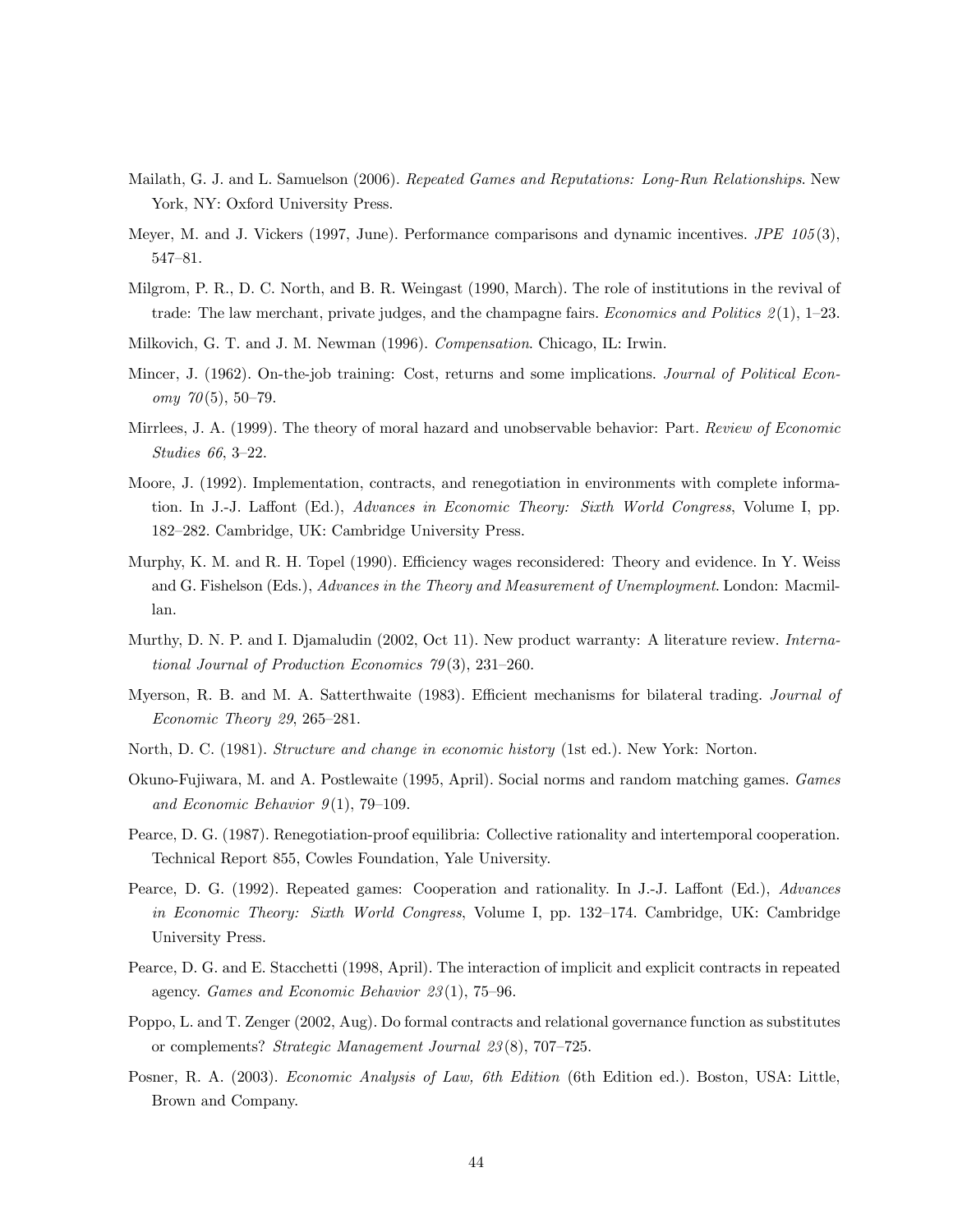Mailath, G. J. and L. Samuelson (2006). *Repeated Games and Reputations: Long-Run Relationships*. New York, NY: Oxford University Press.

Meyer, M. and J. Vickers (1997, June). Performance comparisons and dynamic incentives. *JPE 105*(3), 547–81.

Milgrom, P. R., D. C. North, and B. R. Weingast (1990, March). The role of institutions in the revival of trade: The law merchant, private judges, and the champagne fairs. *Economics and Politics 2*(1), 1–23.

Milkovich, G. T. and J. M. Newman (1996). *Compensation*. Chicago, IL: Irwin.

Mincer, J. (1962). On-the-job training: Cost, returns and some implications. *Journal of Political Economy 70*(5), 50–79.

Mirrlees, J. A. (1999). The theory of moral hazard and unobservable behavior: Part. *Review of Economic Studies 66*, 3–22.

Moore, J. (1992). Implementation, contracts, and renegotiation in environments with complete information. In J.-J. Laffont (Ed.), *Advances in Economic Theory: Sixth World Congress*, Volume I, pp. 182–282. Cambridge, UK: Cambridge University Press.

Murphy, K. M. and R. H. Topel (1990). Efficiency wages reconsidered: Theory and evidence. In Y. Weiss and G. Fishelson (Eds.), *Advances in the Theory and Measurement of Unemployment*. London: Macmillan.

Murthy, D. N. P. and I. Djamaludin (2002, Oct 11). New product warranty: A literature review. *International Journal of Production Economics 79*(3), 231–260.

Myerson, R. B. and M. A. Satterthwaite (1983). Efficient mechanisms for bilateral trading. *Journal of Economic Theory 29*, 265–281.

North, D. C. (1981). *Structure and change in economic history* (1st ed.). New York: Norton.

Okuno-Fujiwara, M. and A. Postlewaite (1995, April). Social norms and random matching games. *Games and Economic Behavior 9*(1), 79–109.

Pearce, D. G. (1987). Renegotiation-proof equilibria: Collective rationality and intertemporal cooperation. Technical Report 855, Cowles Foundation, Yale University.

Pearce, D. G. (1992). Repeated games: Cooperation and rationality. In J.-J. Laffont (Ed.), *Advances in Economic Theory: Sixth World Congress*, Volume I, pp. 132–174. Cambridge, UK: Cambridge University Press.

Pearce, D. G. and E. Stacchetti (1998, April). The interaction of implicit and explicit contracts in repeated agency. *Games and Economic Behavior 23*(1), 75–96.

Poppo, L. and T. Zenger (2002, Aug). Do formal contracts and relational governance function as substitutes or complements? *Strategic Management Journal 23*(8), 707–725.

Posner, R. A. (2003). *Economic Analysis of Law, 6th Edition* (6th Edition ed.). Boston, USA: Little, Brown and Company.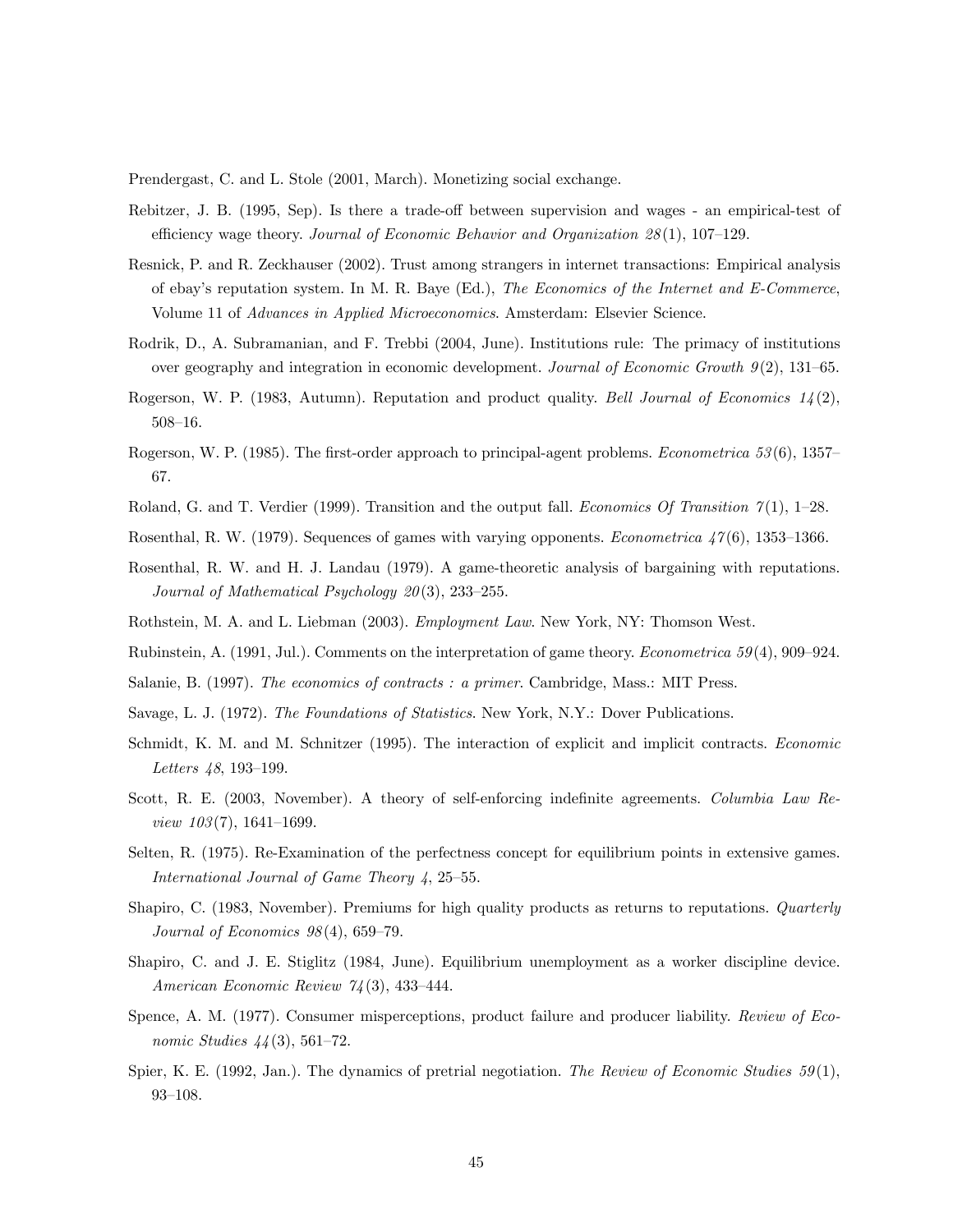Prendergast, C. and L. Stole (2001, March). Monetizing social exchange.

Rebitzer, J. B. (1995, Sep). Is there a trade-off between supervision and wages - an empirical-test of efficiency wage theory. *Journal of Economic Behavior and Organization 28*(1), 107–129.

Resnick, P. and R. Zeckhauser (2002). Trust among strangers in internet transactions: Empirical analysis of ebay's reputation system. In M. R. Baye (Ed.), *The Economics of the Internet and E-Commerce*, Volume 11 of *Advances in Applied Microeconomics*. Amsterdam: Elsevier Science.

Rodrik, D., A. Subramanian, and F. Trebbi (2004, June). Institutions rule: The primacy of institutions over geography and integration in economic development. *Journal of Economic Growth 9*(2), 131–65.

Rogerson, W. P. (1983, Autumn). Reputation and product quality. *Bell Journal of Economics 14*(2), 508–16.

Rogerson, W. P. (1985). The first-order approach to principal-agent problems. *Econometrica 53*(6), 1357–67.

Roland, G. and T. Verdier (1999). Transition and the output fall. *Economics Of Transition 7*(1), 1–28.

Rosenthal, R. W. (1979). Sequences of games with varying opponents. *Econometrica 47*(6), 1353–1366.

Rosenthal, R. W. and H. J. Landau (1979). A game-theoretic analysis of bargaining with reputations. *Journal of Mathematical Psychology 20*(3), 233–255.

Rothstein, M. A. and L. Liebman (2003). *Employment Law*. New York, NY: Thomson West.

Rubinstein, A. (1991, Jul.). Comments on the interpretation of game theory. *Econometrica 59*(4), 909–924.

Salanie, B. (1997). *The economics of contracts : a primer*. Cambridge, Mass.: MIT Press.

Savage, L. J. (1972). *The Foundations of Statistics*. New York, N.Y.: Dover Publications.

Schmidt, K. M. and M. Schnitzer (1995). The interaction of explicit and implicit contracts. *Economic Letters 48*, 193–199.

Scott, R. E. (2003, November). A theory of self-enforcing indefinite agreements. *Columbia Law Review 103*(7), 1641–1699.

Selten, R. (1975). Re-Examination of the perfectness concept for equilibrium points in extensive games. *International Journal of Game Theory 4*, 25–55.

Shapiro, C. (1983, November). Premiums for high quality products as returns to reputations. *Quarterly Journal of Economics 98*(4), 659–79.

Shapiro, C. and J. E. Stiglitz (1984, June). Equilibrium unemployment as a worker discipline device. *American Economic Review 74*(3), 433–444.

Spence, A. M. (1977). Consumer misperceptions, product failure and producer liability. *Review of Economic Studies 44*(3), 561–72.

Spier, K. E. (1992, Jan.). The dynamics of pretrial negotiation. *The Review of Economic Studies 59*(1), 93–108.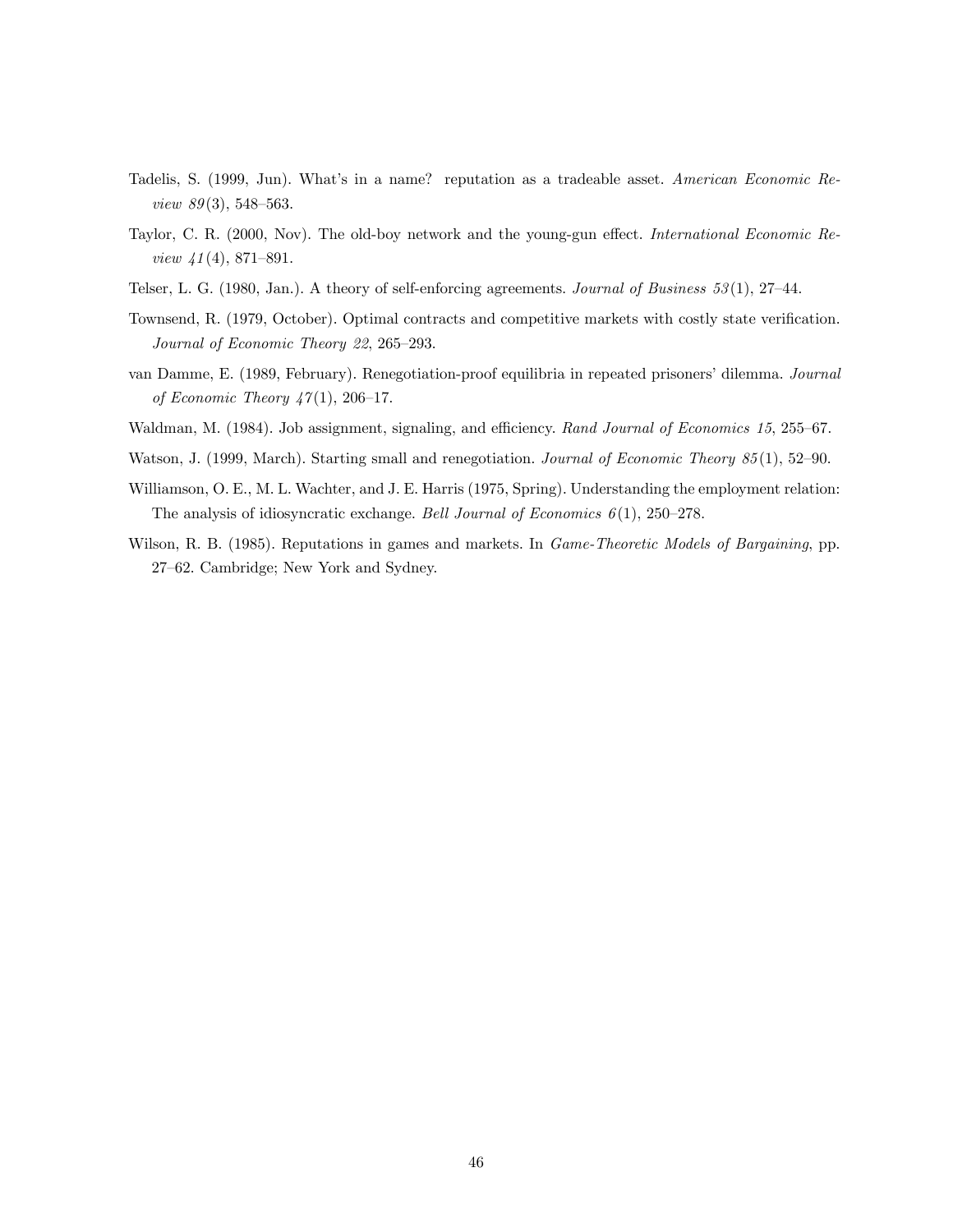Tadelis, S. (1999, Jun). What's in a name? reputation as a tradeable asset. *American Economic Review 89*(3), 548–563.

Taylor, C. R. (2000, Nov). The old-boy network and the young-gun effect. *International Economic Review 41*(4), 871–891.

Telser, L. G. (1980, Jan.). A theory of self-enforcing agreements. *Journal of Business 53*(1), 27–44.

Townsend, R. (1979, October). Optimal contracts and competitive markets with costly state verification. *Journal of Economic Theory 22*, 265–293.

van Damme, E. (1989, February). Renegotiation-proof equilibria in repeated prisoners' dilemma. *Journal of Economic Theory 47*(1), 206–17.

Waldman, M. (1984). Job assignment, signaling, and efficiency. *Rand Journal of Economics 15*, 255–67.

Watson, J. (1999, March). Starting small and renegotiation. *Journal of Economic Theory 85*(1), 52–90.

Williamson, O. E., M. L. Wachter, and J. E. Harris (1975, Spring). Understanding the employment relation: The analysis of idiosyncratic exchange. *Bell Journal of Economics 6*(1), 250–278.

Wilson, R. B. (1985). Reputations in games and markets. In *Game-Theoretic Models of Bargaining*, pp. 27–62. Cambridge; New York and Sydney.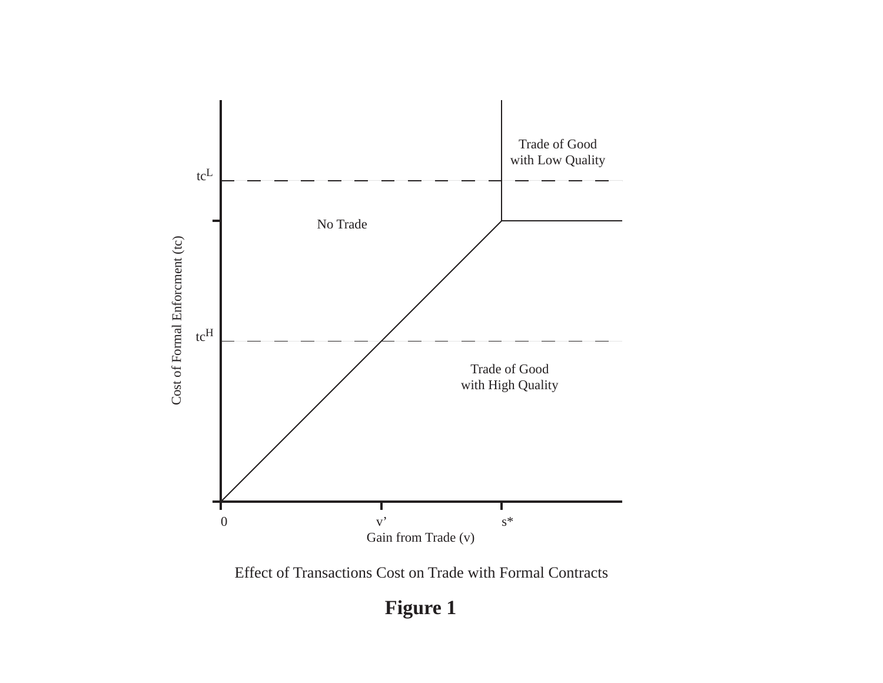Effect of Transactions Cost on Trade with Formal Contracts

**Figure 1**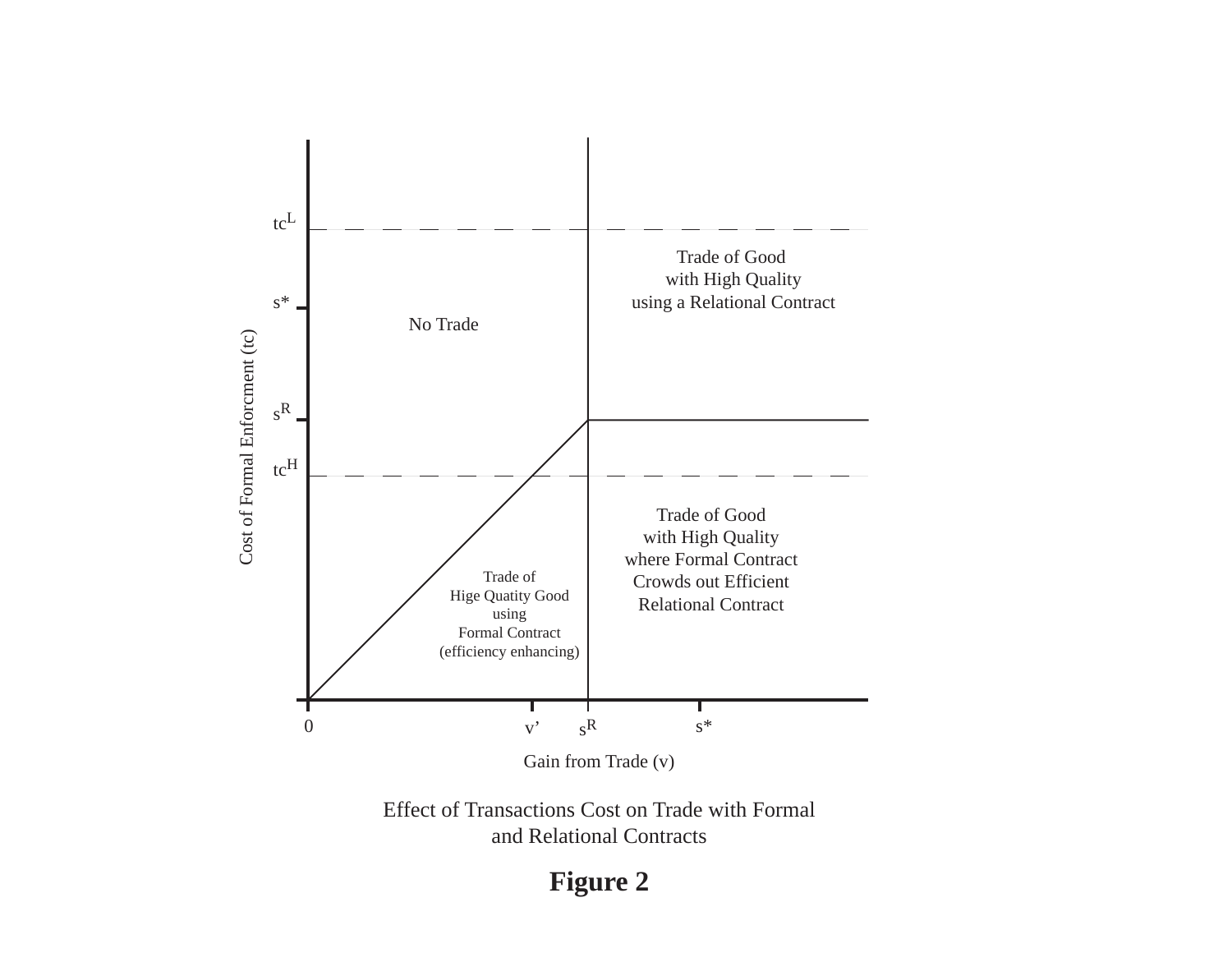$tc^L$

$s^*$

$s^R$

$tc^H$

Cost of Formal Enforcment (tc)

No Trade

Trade of Good
with High Quality
using a Relational Contract

Trade of Good
with High Quality
where Formal Contract
Crowds out Efficient
Relational Contract

Trade of
Hige Quatity Good
using
Formal Contract
(efficiency enhancing)

0

v'

$s^R$

$s^*$

Gain from Trade (v)

Effect of Transactions Cost on Trade with Formal and Relational Contracts

**Figure 2**